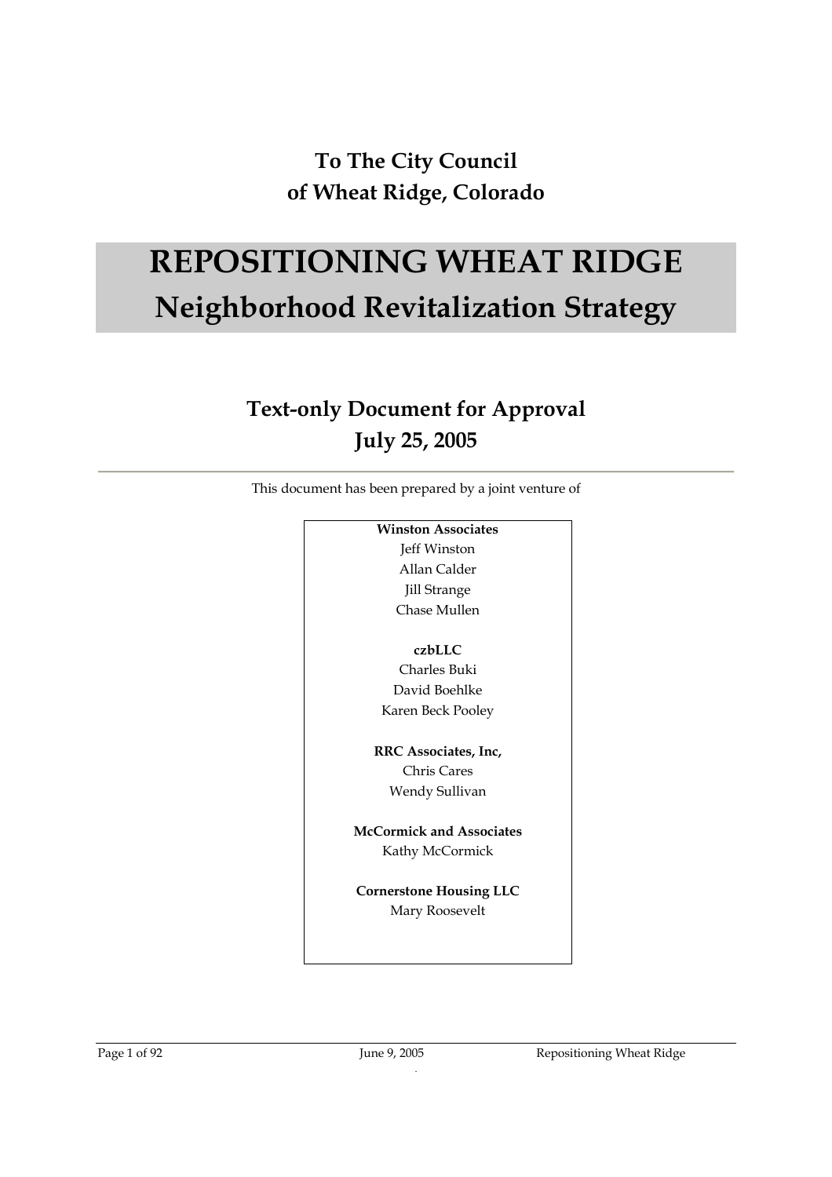**To The City Council**
**of Wheat Ridge, Colorado**

# REPOSITIONING WHEAT RIDGE
## Neighborhood Revitalization Strategy

### Text-only Document for Approval
### July 25, 2005

---

This document has been prepared by a joint venture of

**Winston Associates**
Jeff Winston
Allan Calder
Jill Strange
Chase Mullen

**czbLLC**
Charles Buki
David Boehlke
Karen Beck Pooley

**RRC Associates, Inc,**
Chris Cares
Wendy Sullivan

**McCormick and Associates**
Kathy McCormick

**Cornerstone Housing LLC**
Mary Roosevelt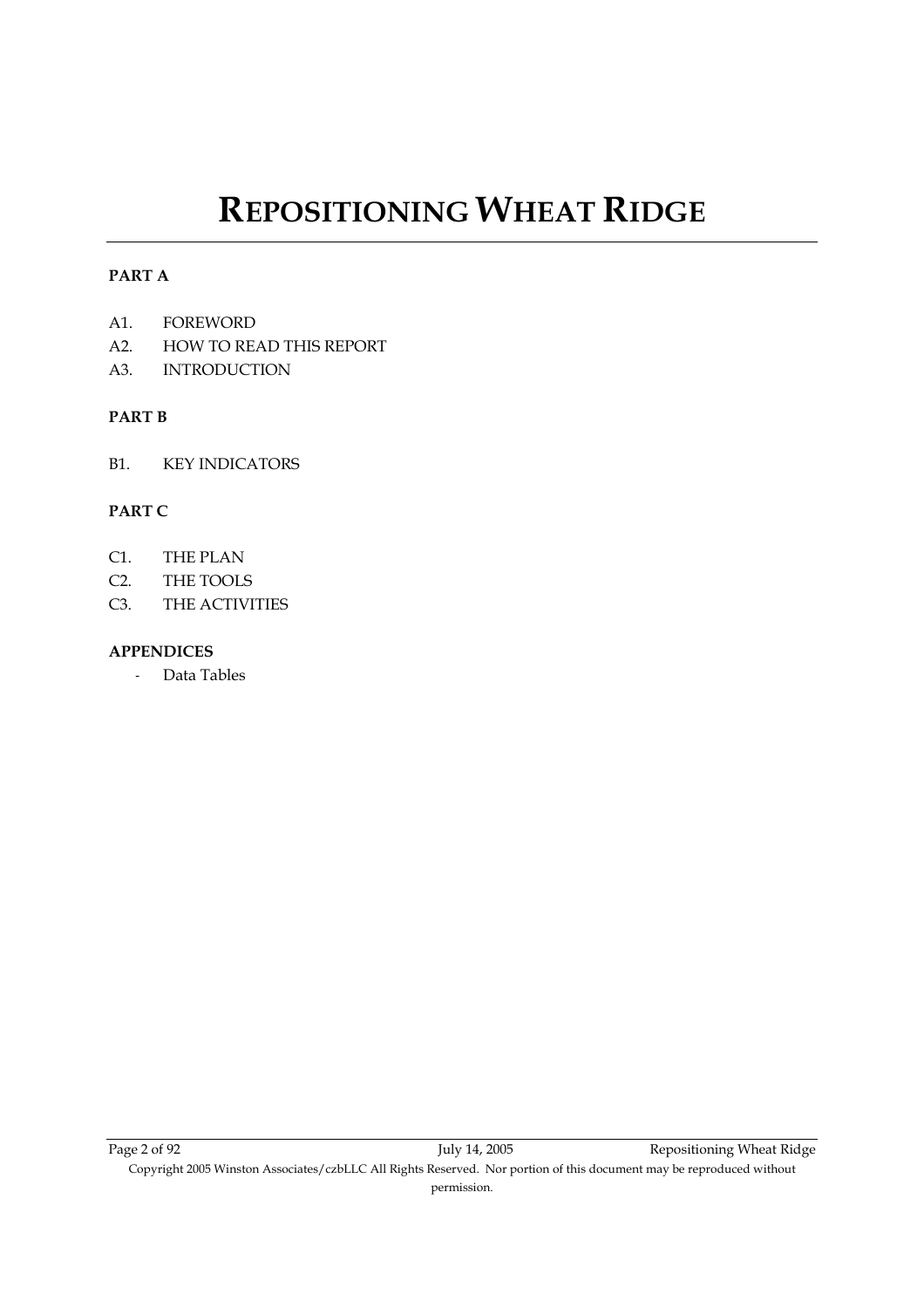# REPOSITIONING WHEAT RIDGE

**PART A**

A1. FOREWORD
A2. HOW TO READ THIS REPORT
A3. INTRODUCTION

**PART B**

B1. KEY INDICATORS

**PART C**

C1. THE PLAN
C2. THE TOOLS
C3. THE ACTIVITIES

**APPENDICES**

- Data Tables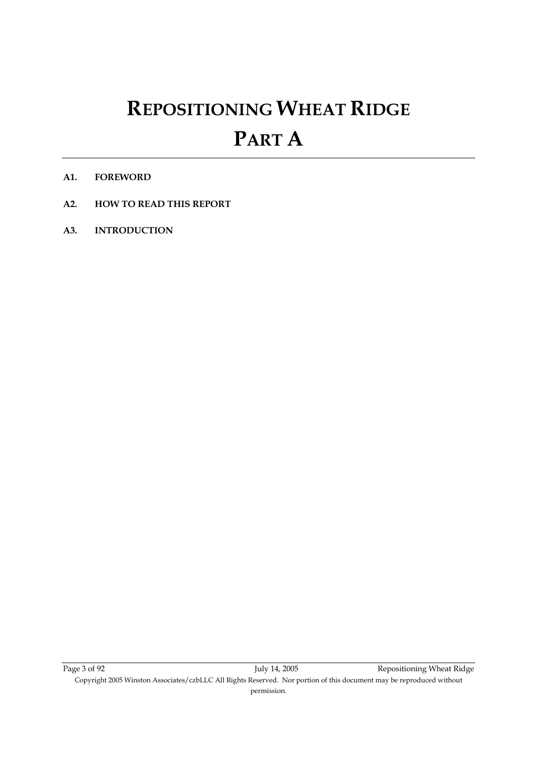# REPOSITIONING WHEAT RIDGE

# PART A

**A1. FOREWORD**

**A2. HOW TO READ THIS REPORT**

**A3. INTRODUCTION**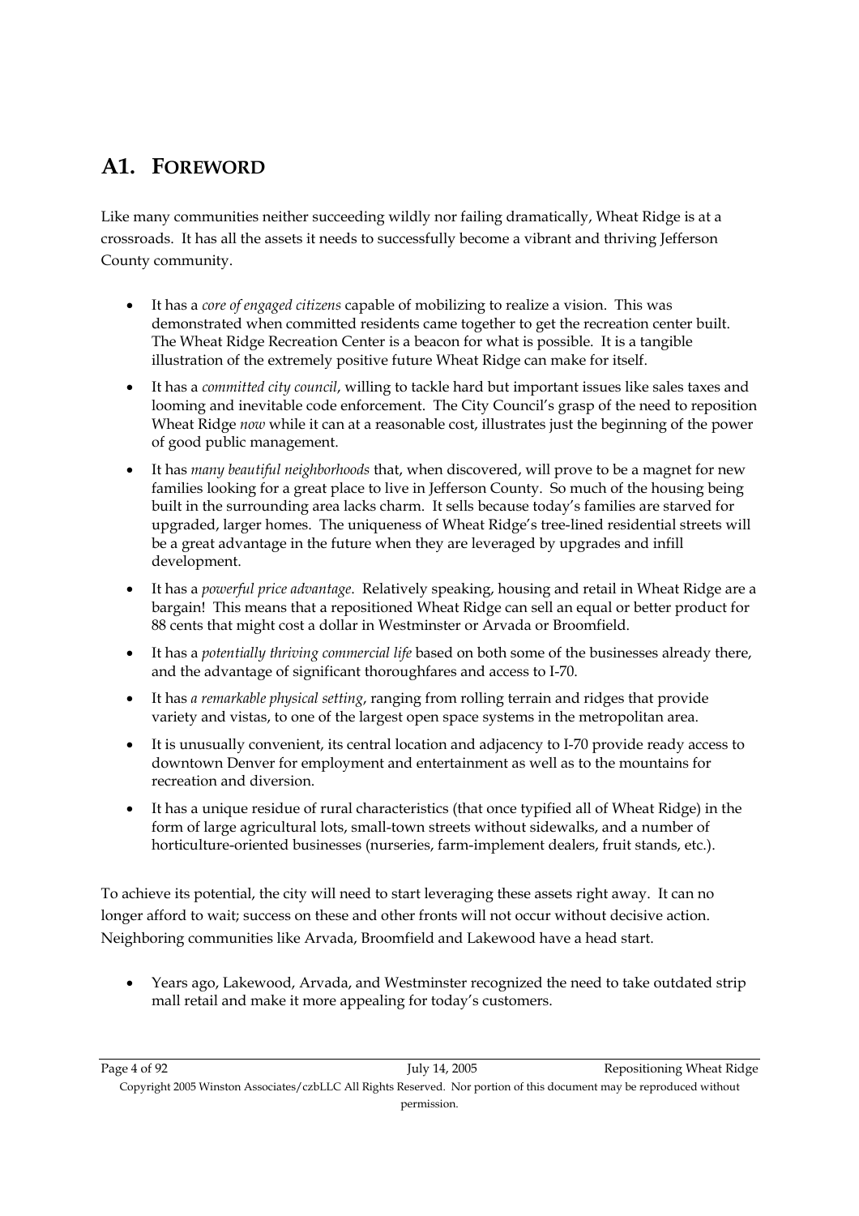## A1. FOREWORD

Like many communities neither succeeding wildly nor failing dramatically, Wheat Ridge is at a crossroads. It has all the assets it needs to successfully become a vibrant and thriving Jefferson County community.

- It has a *core of engaged citizens* capable of mobilizing to realize a vision. This was demonstrated when committed residents came together to get the recreation center built. The Wheat Ridge Recreation Center is a beacon for what is possible. It is a tangible illustration of the extremely positive future Wheat Ridge can make for itself.
- It has a *committed city council*, willing to tackle hard but important issues like sales taxes and looming and inevitable code enforcement. The City Council's grasp of the need to reposition Wheat Ridge *now* while it can at a reasonable cost, illustrates just the beginning of the power of good public management.
- It has *many beautiful neighborhoods* that, when discovered, will prove to be a magnet for new families looking for a great place to live in Jefferson County. So much of the housing being built in the surrounding area lacks charm. It sells because today's families are starved for upgraded, larger homes. The uniqueness of Wheat Ridge's tree-lined residential streets will be a great advantage in the future when they are leveraged by upgrades and infill development.
- It has a *powerful price advantage*. Relatively speaking, housing and retail in Wheat Ridge are a bargain! This means that a repositioned Wheat Ridge can sell an equal or better product for 88 cents that might cost a dollar in Westminster or Arvada or Broomfield.
- It has a *potentially thriving commercial life* based on both some of the businesses already there, and the advantage of significant thoroughfares and access to I-70.
- It has *a remarkable physical setting*, ranging from rolling terrain and ridges that provide variety and vistas, to one of the largest open space systems in the metropolitan area.
- It is unusually convenient, its central location and adjacency to I-70 provide ready access to downtown Denver for employment and entertainment as well as to the mountains for recreation and diversion.
- It has a unique residue of rural characteristics (that once typified all of Wheat Ridge) in the form of large agricultural lots, small-town streets without sidewalks, and a number of horticulture-oriented businesses (nurseries, farm-implement dealers, fruit stands, etc.).

To achieve its potential, the city will need to start leveraging these assets right away. It can no longer afford to wait; success on these and other fronts will not occur without decisive action. Neighboring communities like Arvada, Broomfield and Lakewood have a head start.

- Years ago, Lakewood, Arvada, and Westminster recognized the need to take outdated strip mall retail and make it more appealing for today's customers.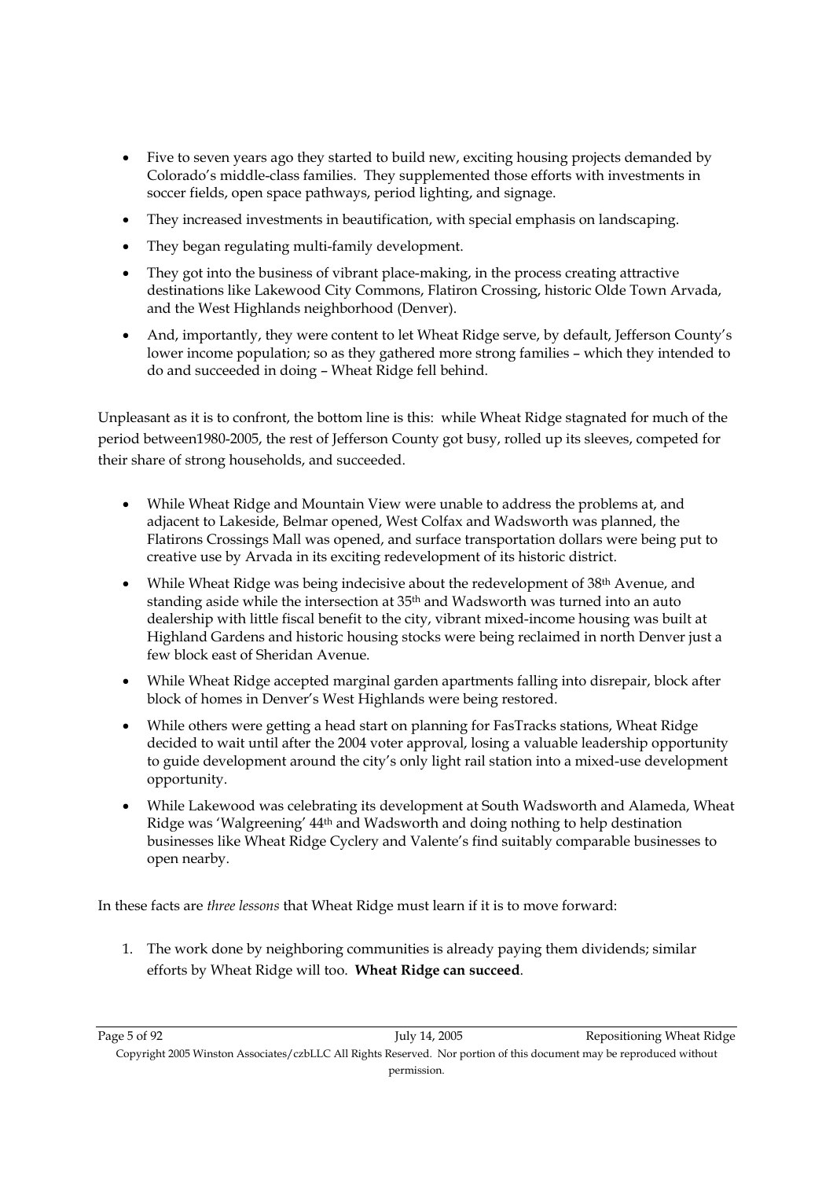- Five to seven years ago they started to build new, exciting housing projects demanded by Colorado's middle-class families. They supplemented those efforts with investments in soccer fields, open space pathways, period lighting, and signage.
- They increased investments in beautification, with special emphasis on landscaping.
- They began regulating multi-family development.
- They got into the business of vibrant place-making, in the process creating attractive destinations like Lakewood City Commons, Flatiron Crossing, historic Olde Town Arvada, and the West Highlands neighborhood (Denver).
- And, importantly, they were content to let Wheat Ridge serve, by default, Jefferson County's lower income population; so as they gathered more strong families – which they intended to do and succeeded in doing – Wheat Ridge fell behind.

Unpleasant as it is to confront, the bottom line is this: while Wheat Ridge stagnated for much of the period between1980-2005, the rest of Jefferson County got busy, rolled up its sleeves, competed for their share of strong households, and succeeded.

- While Wheat Ridge and Mountain View were unable to address the problems at, and adjacent to Lakeside, Belmar opened, West Colfax and Wadsworth was planned, the Flatirons Crossings Mall was opened, and surface transportation dollars were being put to creative use by Arvada in its exciting redevelopment of its historic district.
- While Wheat Ridge was being indecisive about the redevelopment of 38th Avenue, and standing aside while the intersection at 35th and Wadsworth was turned into an auto dealership with little fiscal benefit to the city, vibrant mixed-income housing was built at Highland Gardens and historic housing stocks were being reclaimed in north Denver just a few block east of Sheridan Avenue.
- While Wheat Ridge accepted marginal garden apartments falling into disrepair, block after block of homes in Denver's West Highlands were being restored.
- While others were getting a head start on planning for FasTracks stations, Wheat Ridge decided to wait until after the 2004 voter approval, losing a valuable leadership opportunity to guide development around the city's only light rail station into a mixed-use development opportunity.
- While Lakewood was celebrating its development at South Wadsworth and Alameda, Wheat Ridge was 'Walgreening' 44th and Wadsworth and doing nothing to help destination businesses like Wheat Ridge Cyclery and Valente's find suitably comparable businesses to open nearby.

In these facts are *three lessons* that Wheat Ridge must learn if it is to move forward:

1. The work done by neighboring communities is already paying them dividends; similar efforts by Wheat Ridge will too. **Wheat Ridge can succeed**.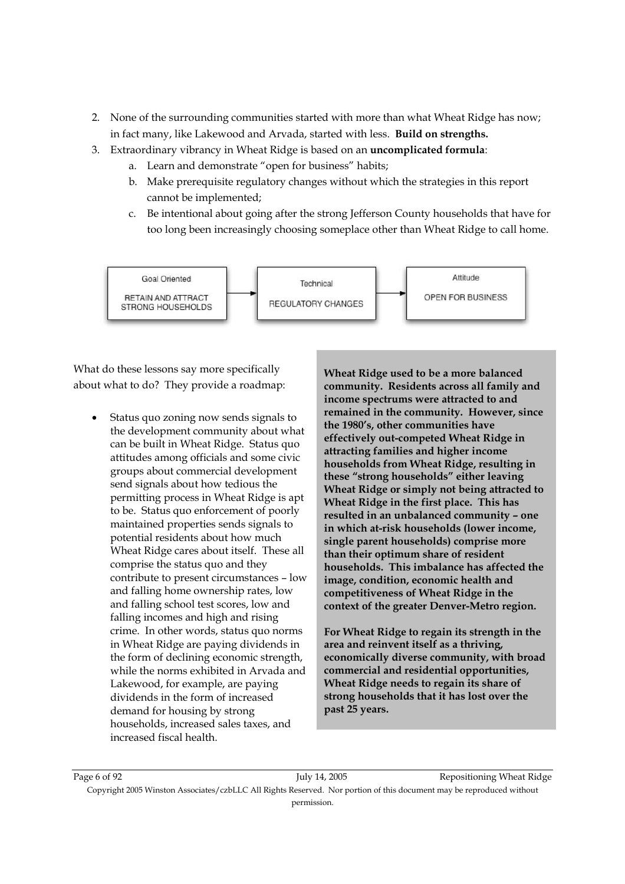2. None of the surrounding communities started with more than what Wheat Ridge has now; in fact many, like Lakewood and Arvada, started with less. **Build on strengths.**
3. Extraordinary vibrancy in Wheat Ridge is based on an **uncomplicated formula**:
   a. Learn and demonstrate "open for business" habits;
   b. Make prerequisite regulatory changes without which the strategies in this report cannot be implemented;
   c. Be intentional about going after the strong Jefferson County households that have for too long been increasingly choosing someplace other than Wheat Ridge to call home.

| Goal Oriented | | Technical | | Attitude |
|---|---|---|---|---|
| RETAIN AND ATTRACT STRONG HOUSEHOLDS | → | REGULATORY CHANGES | → | OPEN FOR BUSINESS |

What do these lessons say more specifically about what to do? They provide a roadmap:

- Status quo zoning now sends signals to the development community about what can be built in Wheat Ridge. Status quo attitudes among officials and some civic groups about commercial development send signals about how tedious the permitting process in Wheat Ridge is apt to be. Status quo enforcement of poorly maintained properties sends signals to potential residents about how much Wheat Ridge cares about itself. These all comprise the status quo and they contribute to present circumstances – low and falling home ownership rates, low and falling school test scores, low and falling incomes and high and rising crime. In other words, status quo norms in Wheat Ridge are paying dividends in the form of declining economic strength, while the norms exhibited in Arvada and Lakewood, for example, are paying dividends in the form of increased demand for housing by strong households, increased sales taxes, and increased fiscal health.

**Wheat Ridge used to be a more balanced community. Residents across all family and income spectrums were attracted to and remained in the community. However, since the 1980's, other communities have effectively out-competed Wheat Ridge in attracting families and higher income households from Wheat Ridge, resulting in these "strong households" either leaving Wheat Ridge or simply not being attracted to Wheat Ridge in the first place. This has resulted in an unbalanced community – one in which at-risk households (lower income, single parent households) comprise more than their optimum share of resident households. This imbalance has affected the image, condition, economic health and competitiveness of Wheat Ridge in the context of the greater Denver-Metro region.**

**For Wheat Ridge to regain its strength in the area and reinvent itself as a thriving, economically diverse community, with broad commercial and residential opportunities, Wheat Ridge needs to regain its share of strong households that it has lost over the past 25 years.**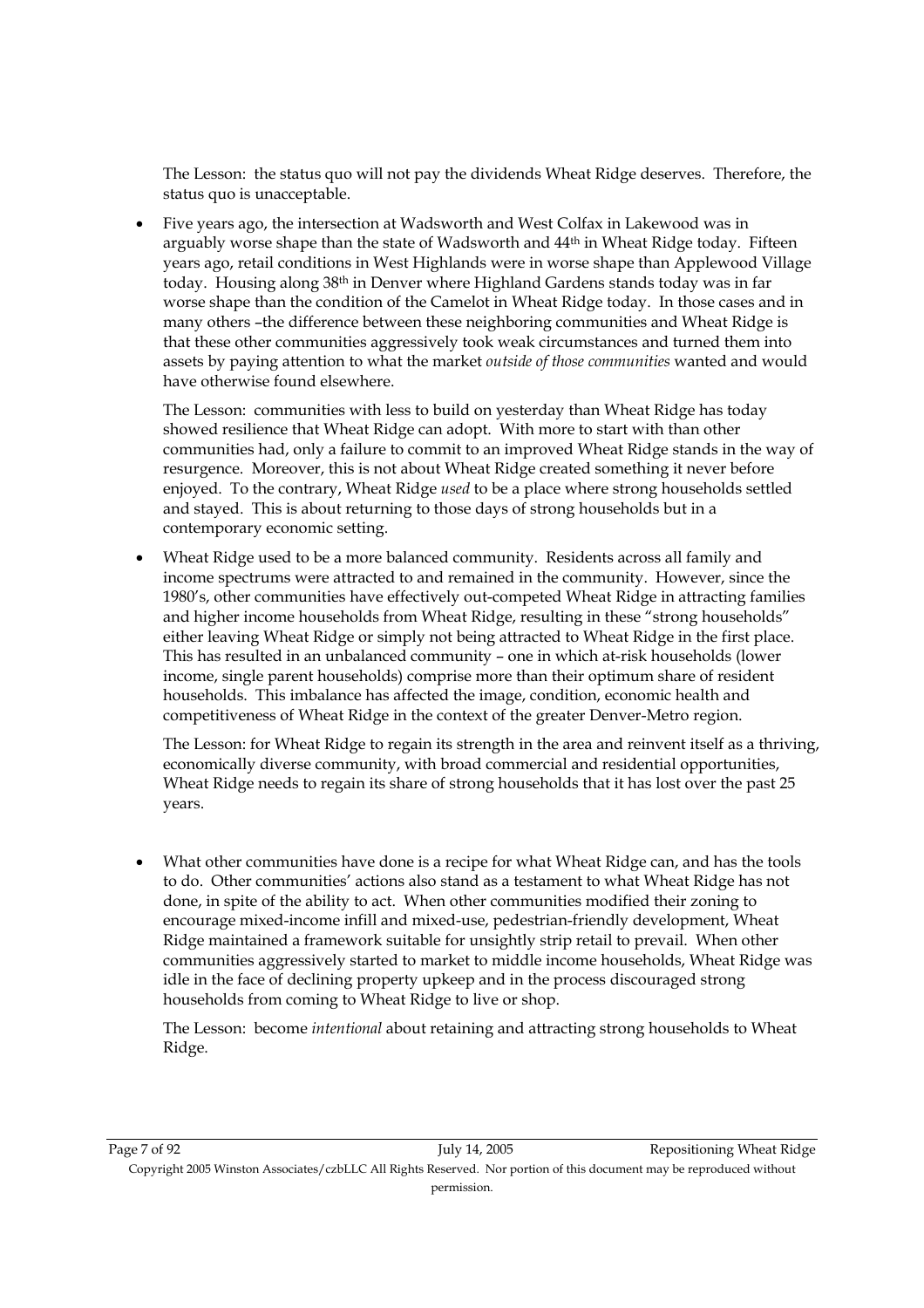The Lesson: the status quo will not pay the dividends Wheat Ridge deserves. Therefore, the status quo is unacceptable.

- Five years ago, the intersection at Wadsworth and West Colfax in Lakewood was in arguably worse shape than the state of Wadsworth and 44th in Wheat Ridge today. Fifteen years ago, retail conditions in West Highlands were in worse shape than Applewood Village today. Housing along 38th in Denver where Highland Gardens stands today was in far worse shape than the condition of the Camelot in Wheat Ridge today. In those cases and in many others –the difference between these neighboring communities and Wheat Ridge is that these other communities aggressively took weak circumstances and turned them into assets by paying attention to what the market *outside of those communities* wanted and would have otherwise found elsewhere.

  The Lesson: communities with less to build on yesterday than Wheat Ridge has today showed resilience that Wheat Ridge can adopt. With more to start with than other communities had, only a failure to commit to an improved Wheat Ridge stands in the way of resurgence. Moreover, this is not about Wheat Ridge created something it never before enjoyed. To the contrary, Wheat Ridge *used* to be a place where strong households settled and stayed. This is about returning to those days of strong households but in a contemporary economic setting.

- Wheat Ridge used to be a more balanced community. Residents across all family and income spectrums were attracted to and remained in the community. However, since the 1980's, other communities have effectively out-competed Wheat Ridge in attracting families and higher income households from Wheat Ridge, resulting in these "strong households" either leaving Wheat Ridge or simply not being attracted to Wheat Ridge in the first place. This has resulted in an unbalanced community – one in which at-risk households (lower income, single parent households) comprise more than their optimum share of resident households. This imbalance has affected the image, condition, economic health and competitiveness of Wheat Ridge in the context of the greater Denver-Metro region.

  The Lesson: for Wheat Ridge to regain its strength in the area and reinvent itself as a thriving, economically diverse community, with broad commercial and residential opportunities, Wheat Ridge needs to regain its share of strong households that it has lost over the past 25 years.

- What other communities have done is a recipe for what Wheat Ridge can, and has the tools to do. Other communities' actions also stand as a testament to what Wheat Ridge has not done, in spite of the ability to act. When other communities modified their zoning to encourage mixed-income infill and mixed-use, pedestrian-friendly development, Wheat Ridge maintained a framework suitable for unsightly strip retail to prevail. When other communities aggressively started to market to middle income households, Wheat Ridge was idle in the face of declining property upkeep and in the process discouraged strong households from coming to Wheat Ridge to live or shop.

  The Lesson: become *intentional* about retaining and attracting strong households to Wheat Ridge.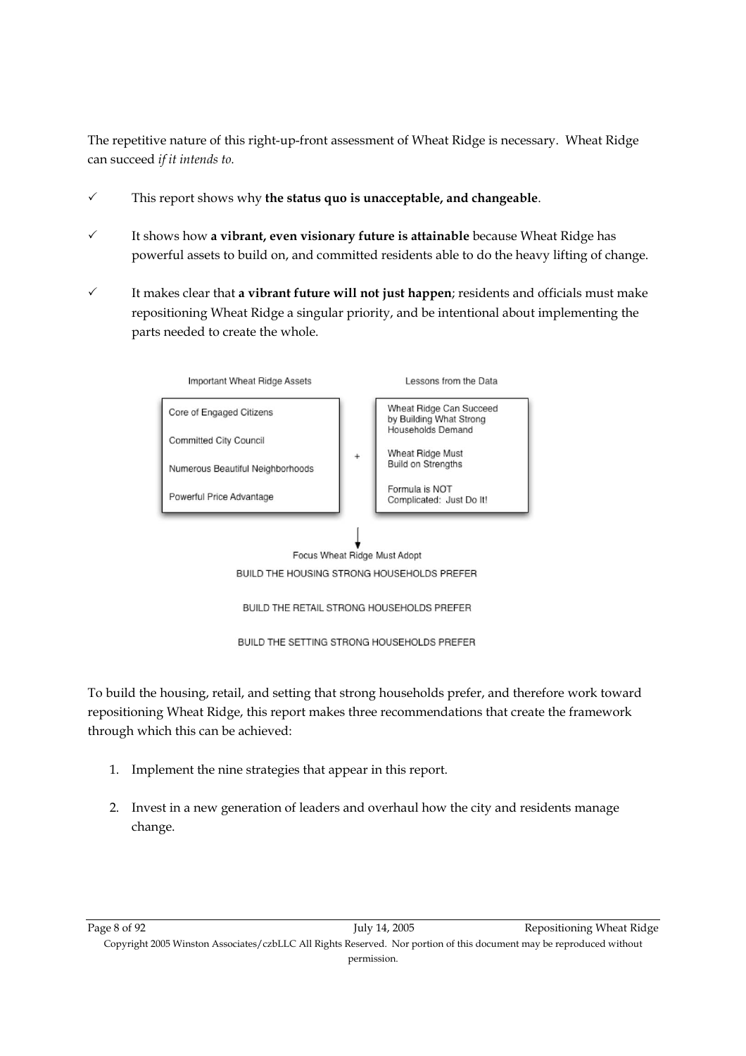The repetitive nature of this right-up-front assessment of Wheat Ridge is necessary. Wheat Ridge can succeed *if it intends to.*

- ✓ This report shows why **the status quo is unacceptable, and changeable**.
- ✓ It shows how **a vibrant, even visionary future is attainable** because Wheat Ridge has powerful assets to build on, and committed residents able to do the heavy lifting of change.
- ✓ It makes clear that **a vibrant future will not just happen**; residents and officials must make repositioning Wheat Ridge a singular priority, and be intentional about implementing the parts needed to create the whole.

| Important Wheat Ridge Assets | | Lessons from the Data |
|---|---|---|
| Core of Engaged Citizens | + | Wheat Ridge Can Succeed by Building What Strong Households Demand |
| Committed City Council | | Wheat Ridge Must Build on Strengths |
| Numerous Beautiful Neighborhoods | | Formula is NOT Complicated: Just Do It! |
| Powerful Price Advantage | | |

↓

Focus Wheat Ridge Must Adopt

BUILD THE HOUSING STRONG HOUSEHOLDS PREFER

BUILD THE RETAIL STRONG HOUSEHOLDS PREFER

BUILD THE SETTING STRONG HOUSEHOLDS PREFER

To build the housing, retail, and setting that strong households prefer, and therefore work toward repositioning Wheat Ridge, this report makes three recommendations that create the framework through which this can be achieved:

1. Implement the nine strategies that appear in this report.
2. Invest in a new generation of leaders and overhaul how the city and residents manage change.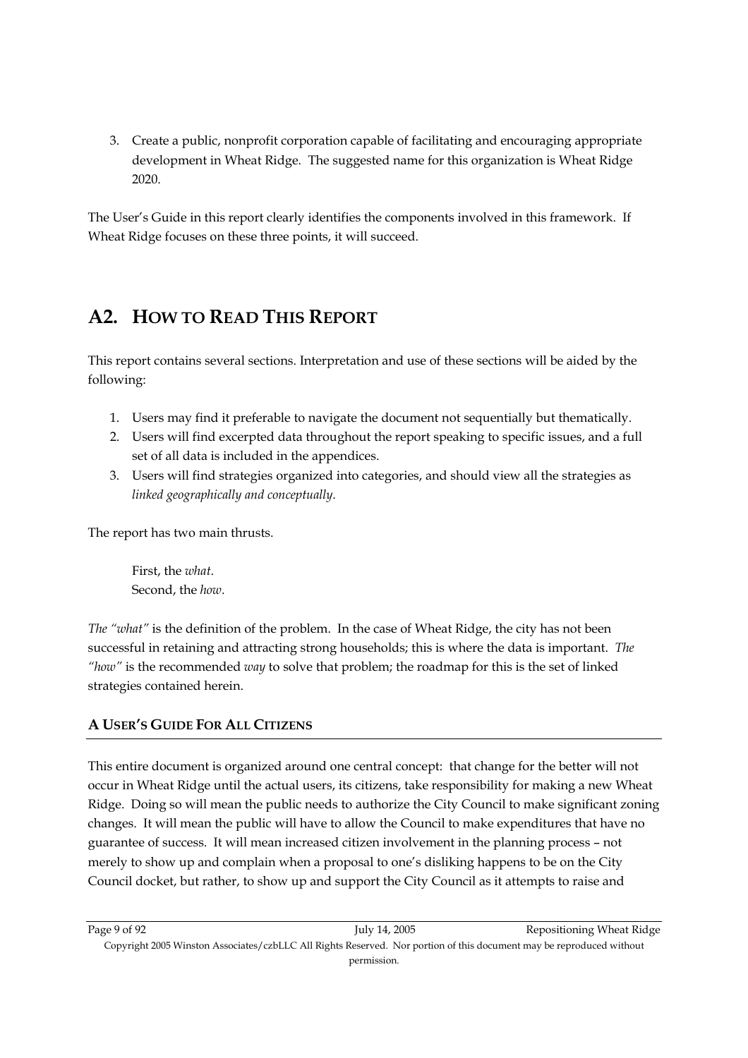3. Create a public, nonprofit corporation capable of facilitating and encouraging appropriate development in Wheat Ridge. The suggested name for this organization is Wheat Ridge 2020.

The User's Guide in this report clearly identifies the components involved in this framework. If Wheat Ridge focuses on these three points, it will succeed.

## A2. HOW TO READ THIS REPORT

This report contains several sections. Interpretation and use of these sections will be aided by the following:

1. Users may find it preferable to navigate the document not sequentially but thematically.
2. Users will find excerpted data throughout the report speaking to specific issues, and a full set of all data is included in the appendices.
3. Users will find strategies organized into categories, and should view all the strategies as *linked geographically and conceptually*.

The report has two main thrusts.

> First, the *what*.
> Second, the *how*.

*The "what"* is the definition of the problem. In the case of Wheat Ridge, the city has not been successful in retaining and attracting strong households; this is where the data is important. *The "how"* is the recommended *way* to solve that problem; the roadmap for this is the set of linked strategies contained herein.

### A USER'S GUIDE FOR ALL CITIZENS

This entire document is organized around one central concept: that change for the better will not occur in Wheat Ridge until the actual users, its citizens, take responsibility for making a new Wheat Ridge. Doing so will mean the public needs to authorize the City Council to make significant zoning changes. It will mean the public will have to allow the Council to make expenditures that have no guarantee of success. It will mean increased citizen involvement in the planning process – not merely to show up and complain when a proposal to one's disliking happens to be on the City Council docket, but rather, to show up and support the City Council as it attempts to raise and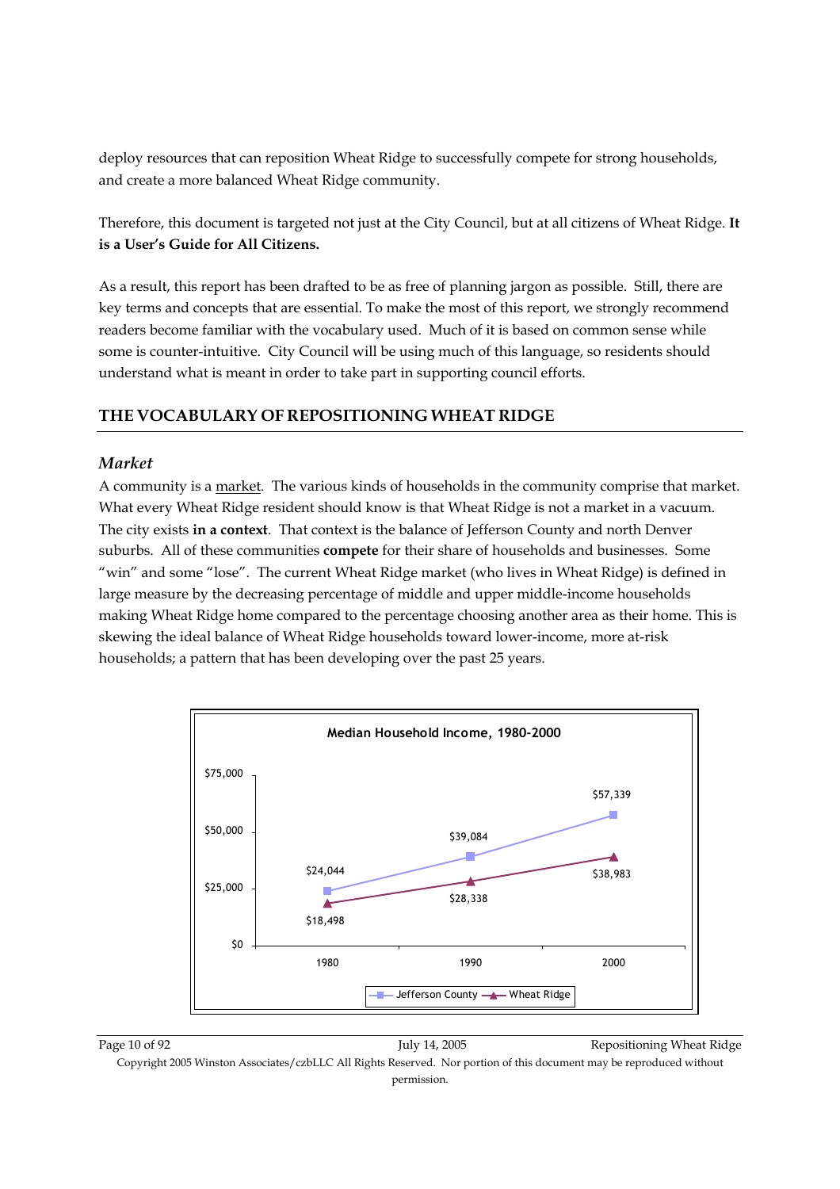deploy resources that can reposition Wheat Ridge to successfully compete for strong households, and create a more balanced Wheat Ridge community.

Therefore, this document is targeted not just at the City Council, but at all citizens of Wheat Ridge. **It is a User's Guide for All Citizens.**

As a result, this report has been drafted to be as free of planning jargon as possible. Still, there are key terms and concepts that are essential. To make the most of this report, we strongly recommend readers become familiar with the vocabulary used. Much of it is based on common sense while some is counter-intuitive. City Council will be using much of this language, so residents should understand what is meant in order to take part in supporting council efforts.

## THE VOCABULARY OF REPOSITIONING WHEAT RIDGE

### *Market*

A community is a market. The various kinds of households in the community comprise that market. What every Wheat Ridge resident should know is that Wheat Ridge is not a market in a vacuum. The city exists **in a context**. That context is the balance of Jefferson County and north Denver suburbs. All of these communities **compete** for their share of households and businesses. Some "win" and some "lose". The current Wheat Ridge market (who lives in Wheat Ridge) is defined in large measure by the decreasing percentage of middle and upper middle-income households making Wheat Ridge home compared to the percentage choosing another area as their home. This is skewing the ideal balance of Wheat Ridge households toward lower-income, more at-risk households; a pattern that has been developing over the past 25 years.

**Median Household Income, 1980-2000**

| | 1980 | 1990 | 2000 |
|---|---|---|---|
| Jefferson County | $24,044 | $39,084 | $57,339 |
| Wheat Ridge | $18,498 | $28,338 | $38,983 |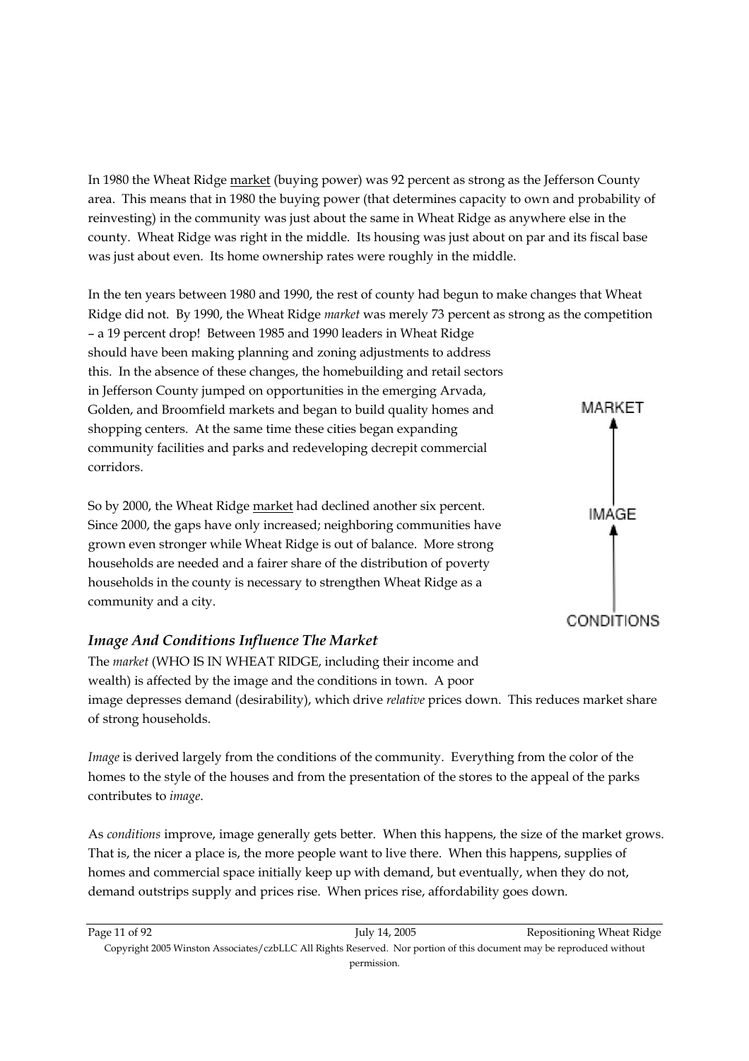In 1980 the Wheat Ridge market (buying power) was 92 percent as strong as the Jefferson County area. This means that in 1980 the buying power (that determines capacity to own and probability of reinvesting) in the community was just about the same in Wheat Ridge as anywhere else in the county. Wheat Ridge was right in the middle. Its housing was just about on par and its fiscal base was just about even. Its home ownership rates were roughly in the middle.

In the ten years between 1980 and 1990, the rest of county had begun to make changes that Wheat Ridge did not. By 1990, the Wheat Ridge *market* was merely 73 percent as strong as the competition – a 19 percent drop! Between 1985 and 1990 leaders in Wheat Ridge should have been making planning and zoning adjustments to address this. In the absence of these changes, the homebuilding and retail sectors in Jefferson County jumped on opportunities in the emerging Arvada, Golden, and Broomfield markets and began to build quality homes and shopping centers. At the same time these cities began expanding community facilities and parks and redeveloping decrepit commercial corridors.

So by 2000, the Wheat Ridge market had declined another six percent. Since 2000, the gaps have only increased; neighboring communities have grown even stronger while Wheat Ridge is out of balance. More strong households are needed and a fairer share of the distribution of poverty households in the county is necessary to strengthen Wheat Ridge as a community and a city.

MARKET
↑
IMAGE
↑
CONDITIONS

### *Image And Conditions Influence The Market*

The *market* (WHO IS IN WHEAT RIDGE, including their income and wealth) is affected by the image and the conditions in town. A poor image depresses demand (desirability), which drive *relative* prices down. This reduces market share of strong households.

*Image* is derived largely from the conditions of the community. Everything from the color of the homes to the style of the houses and from the presentation of the stores to the appeal of the parks contributes to *image*.

As *conditions* improve, image generally gets better. When this happens, the size of the market grows. That is, the nicer a place is, the more people want to live there. When this happens, supplies of homes and commercial space initially keep up with demand, but eventually, when they do not, demand outstrips supply and prices rise. When prices rise, affordability goes down.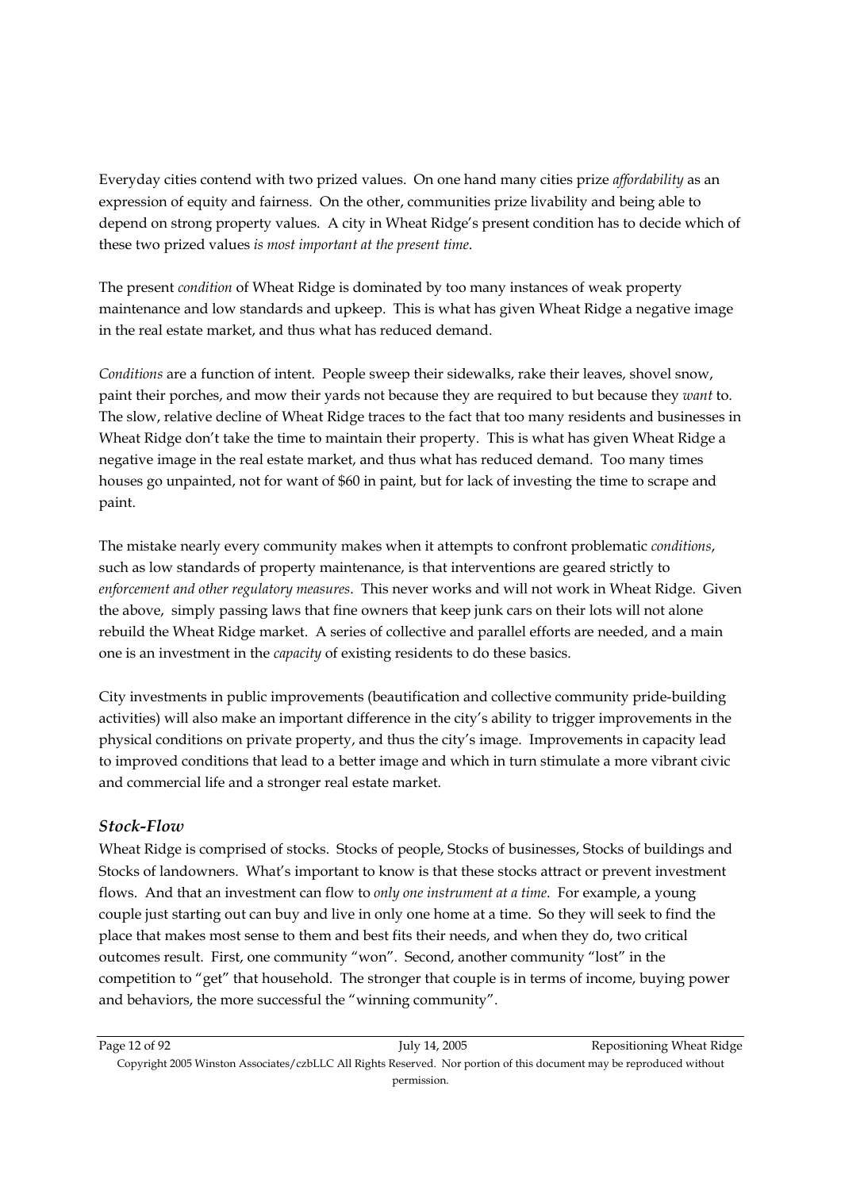Everyday cities contend with two prized values. On one hand many cities prize *affordability* as an expression of equity and fairness. On the other, communities prize livability and being able to depend on strong property values. A city in Wheat Ridge's present condition has to decide which of these two prized values *is most important at the present time*.

The present *condition* of Wheat Ridge is dominated by too many instances of weak property maintenance and low standards and upkeep. This is what has given Wheat Ridge a negative image in the real estate market, and thus what has reduced demand.

*Conditions* are a function of intent. People sweep their sidewalks, rake their leaves, shovel snow, paint their porches, and mow their yards not because they are required to but because they *want* to. The slow, relative decline of Wheat Ridge traces to the fact that too many residents and businesses in Wheat Ridge don't take the time to maintain their property. This is what has given Wheat Ridge a negative image in the real estate market, and thus what has reduced demand. Too many times houses go unpainted, not for want of $60 in paint, but for lack of investing the time to scrape and paint.

The mistake nearly every community makes when it attempts to confront problematic *conditions*, such as low standards of property maintenance, is that interventions are geared strictly to *enforcement and other regulatory measures*. This never works and will not work in Wheat Ridge. Given the above, simply passing laws that fine owners that keep junk cars on their lots will not alone rebuild the Wheat Ridge market. A series of collective and parallel efforts are needed, and a main one is an investment in the *capacity* of existing residents to do these basics.

City investments in public improvements (beautification and collective community pride-building activities) will also make an important difference in the city's ability to trigger improvements in the physical conditions on private property, and thus the city's image. Improvements in capacity lead to improved conditions that lead to a better image and which in turn stimulate a more vibrant civic and commercial life and a stronger real estate market.

### *Stock-Flow*

Wheat Ridge is comprised of stocks. Stocks of people, Stocks of businesses, Stocks of buildings and Stocks of landowners. What's important to know is that these stocks attract or prevent investment flows. And that an investment can flow to *only one instrument at a time*. For example, a young couple just starting out can buy and live in only one home at a time. So they will seek to find the place that makes most sense to them and best fits their needs, and when they do, two critical outcomes result. First, one community "won". Second, another community "lost" in the competition to "get" that household. The stronger that couple is in terms of income, buying power and behaviors, the more successful the "winning community".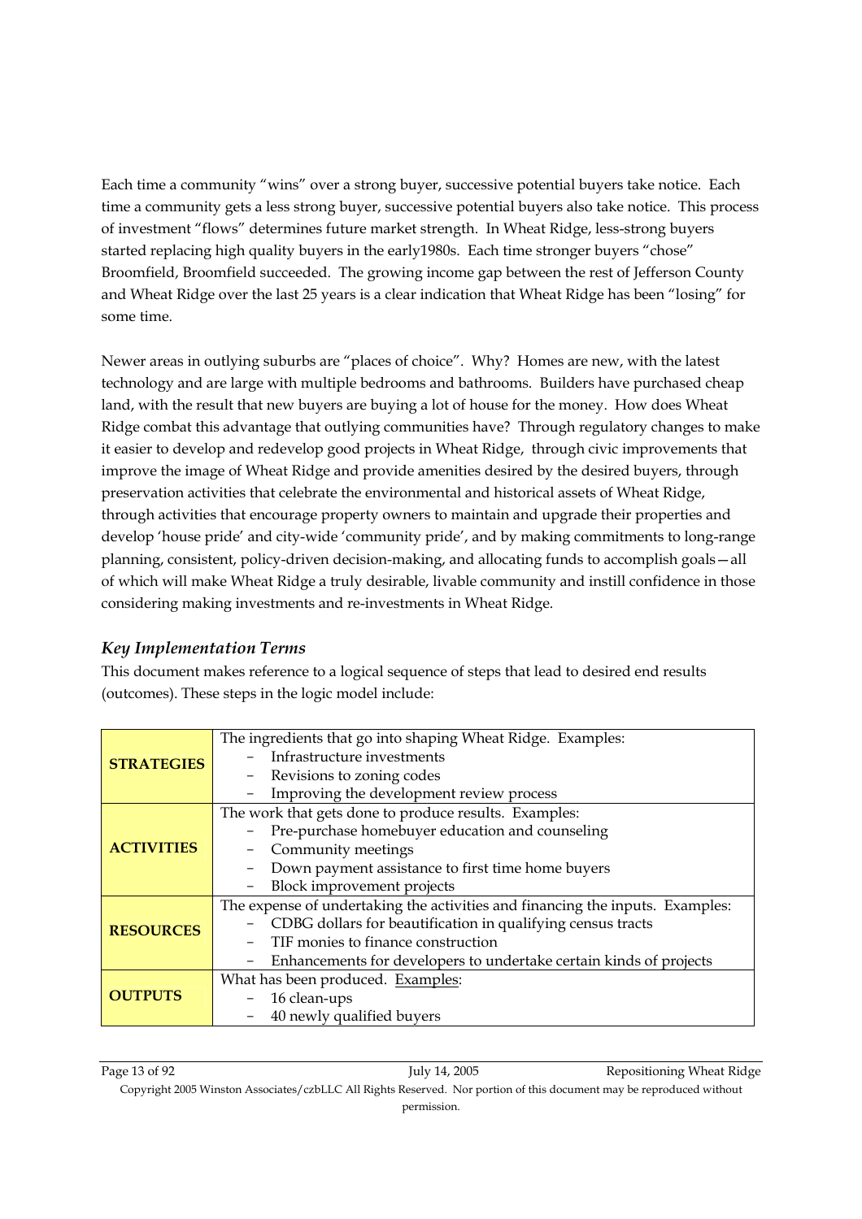Each time a community "wins" over a strong buyer, successive potential buyers take notice. Each time a community gets a less strong buyer, successive potential buyers also take notice. This process of investment "flows" determines future market strength. In Wheat Ridge, less-strong buyers started replacing high quality buyers in the early1980s. Each time stronger buyers "chose" Broomfield, Broomfield succeeded. The growing income gap between the rest of Jefferson County and Wheat Ridge over the last 25 years is a clear indication that Wheat Ridge has been "losing" for some time.

Newer areas in outlying suburbs are "places of choice". Why? Homes are new, with the latest technology and are large with multiple bedrooms and bathrooms. Builders have purchased cheap land, with the result that new buyers are buying a lot of house for the money. How does Wheat Ridge combat this advantage that outlying communities have? Through regulatory changes to make it easier to develop and redevelop good projects in Wheat Ridge, through civic improvements that improve the image of Wheat Ridge and provide amenities desired by the desired buyers, through preservation activities that celebrate the environmental and historical assets of Wheat Ridge, through activities that encourage property owners to maintain and upgrade their properties and develop 'house pride' and city-wide 'community pride', and by making commitments to long-range planning, consistent, policy-driven decision-making, and allocating funds to accomplish goals—all of which will make Wheat Ridge a truly desirable, livable community and instill confidence in those considering making investments and re-investments in Wheat Ridge.

### *Key Implementation Terms*

This document makes reference to a logical sequence of steps that lead to desired end results (outcomes). These steps in the logic model include:

| | |
|---|---|
| **STRATEGIES** | The ingredients that go into shaping Wheat Ridge. Examples:<br>- Infrastructure investments<br>- Revisions to zoning codes<br>- Improving the development review process |
| **ACTIVITIES** | The work that gets done to produce results. Examples:<br>- Pre-purchase homebuyer education and counseling<br>- Community meetings<br>- Down payment assistance to first time home buyers<br>- Block improvement projects |
| **RESOURCES** | The expense of undertaking the activities and financing the inputs. Examples:<br>- CDBG dollars for beautification in qualifying census tracts<br>- TIF monies to finance construction<br>- Enhancements for developers to undertake certain kinds of projects |
| **OUTPUTS** | What has been produced. Examples:<br>- 16 clean-ups<br>- 40 newly qualified buyers |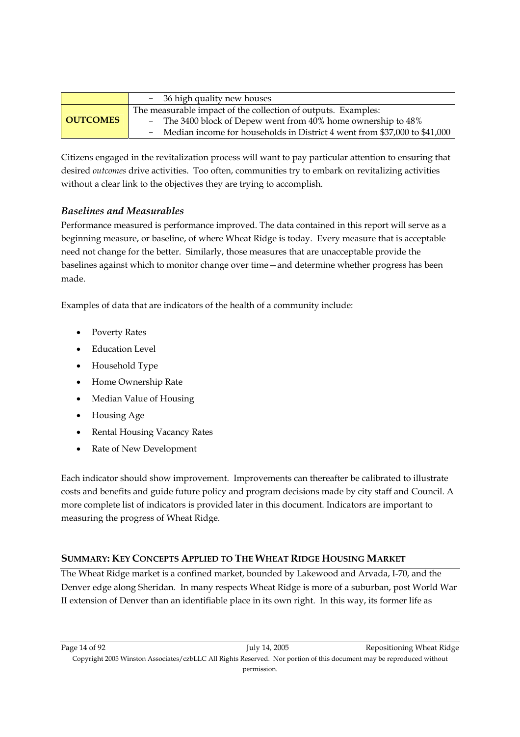| | |
|---|---|
| | – 36 high quality new houses |
| **OUTCOMES** | The measurable impact of the collection of outputs. Examples:<br>– The 3400 block of Depew went from 40% home ownership to 48%<br>– Median income for households in District 4 went from $37,000 to $41,000 |

Citizens engaged in the revitalization process will want to pay particular attention to ensuring that desired *outcomes* drive activities. Too often, communities try to embark on revitalizing activities without a clear link to the objectives they are trying to accomplish.

### *Baselines and Measurables*

Performance measured is performance improved. The data contained in this report will serve as a beginning measure, or baseline, of where Wheat Ridge is today. Every measure that is acceptable need not change for the better. Similarly, those measures that are unacceptable provide the baselines against which to monitor change over time—and determine whether progress has been made.

Examples of data that are indicators of the health of a community include:

- Poverty Rates
- Education Level
- Household Type
- Home Ownership Rate
- Median Value of Housing
- Housing Age
- Rental Housing Vacancy Rates
- Rate of New Development

Each indicator should show improvement. Improvements can thereafter be calibrated to illustrate costs and benefits and guide future policy and program decisions made by city staff and Council. A more complete list of indicators is provided later in this document. Indicators are important to measuring the progress of Wheat Ridge.

## SUMMARY: KEY CONCEPTS APPLIED TO THE WHEAT RIDGE HOUSING MARKET

The Wheat Ridge market is a confined market, bounded by Lakewood and Arvada, I-70, and the Denver edge along Sheridan. In many respects Wheat Ridge is more of a suburban, post World War II extension of Denver than an identifiable place in its own right. In this way, its former life as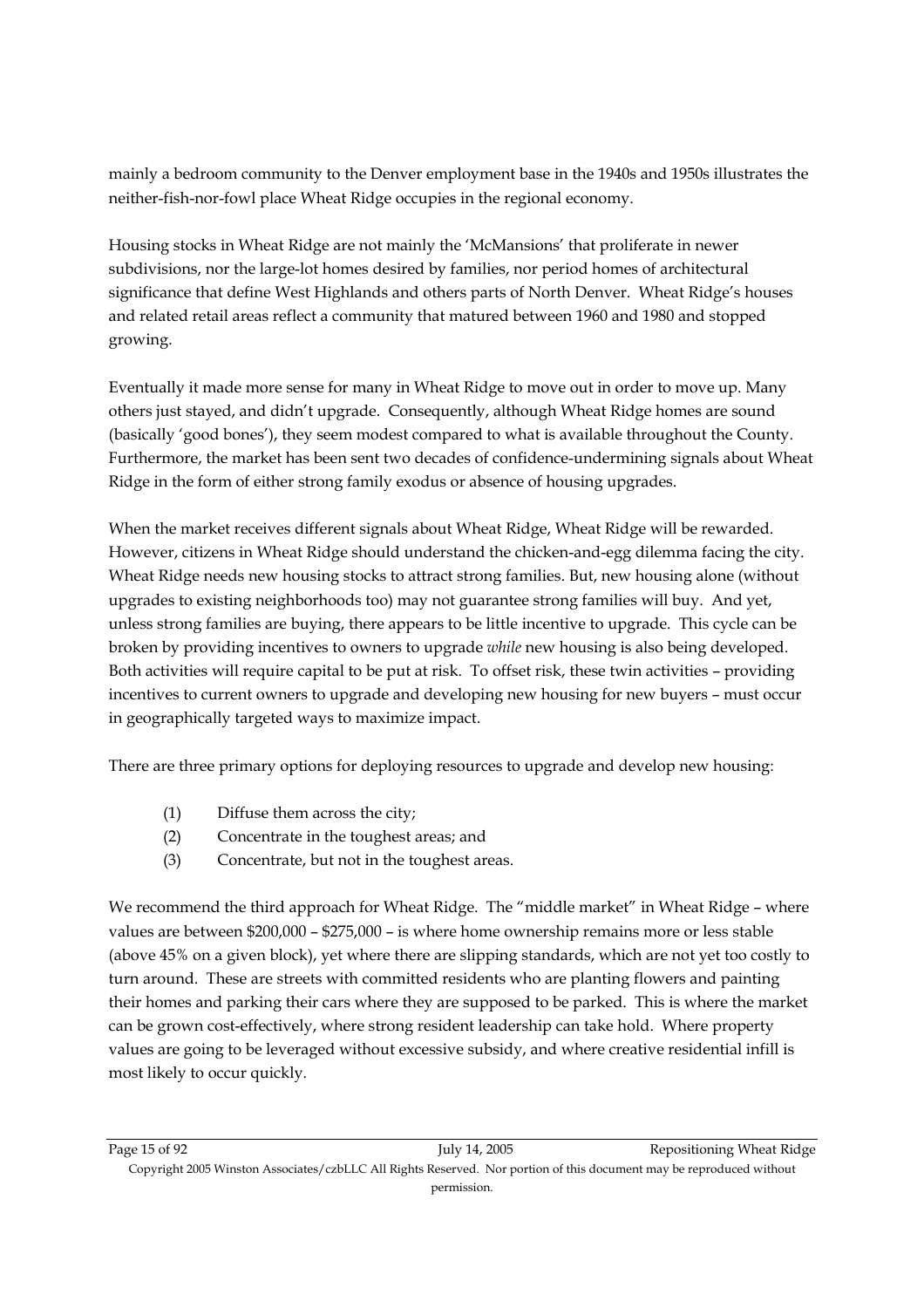mainly a bedroom community to the Denver employment base in the 1940s and 1950s illustrates the neither-fish-nor-fowl place Wheat Ridge occupies in the regional economy.

Housing stocks in Wheat Ridge are not mainly the 'McMansions' that proliferate in newer subdivisions, nor the large-lot homes desired by families, nor period homes of architectural significance that define West Highlands and others parts of North Denver. Wheat Ridge's houses and related retail areas reflect a community that matured between 1960 and 1980 and stopped growing.

Eventually it made more sense for many in Wheat Ridge to move out in order to move up. Many others just stayed, and didn't upgrade. Consequently, although Wheat Ridge homes are sound (basically 'good bones'), they seem modest compared to what is available throughout the County. Furthermore, the market has been sent two decades of confidence-undermining signals about Wheat Ridge in the form of either strong family exodus or absence of housing upgrades.

When the market receives different signals about Wheat Ridge, Wheat Ridge will be rewarded. However, citizens in Wheat Ridge should understand the chicken-and-egg dilemma facing the city. Wheat Ridge needs new housing stocks to attract strong families. But, new housing alone (without upgrades to existing neighborhoods too) may not guarantee strong families will buy. And yet, unless strong families are buying, there appears to be little incentive to upgrade. This cycle can be broken by providing incentives to owners to upgrade *while* new housing is also being developed. Both activities will require capital to be put at risk. To offset risk, these twin activities – providing incentives to current owners to upgrade and developing new housing for new buyers – must occur in geographically targeted ways to maximize impact.

There are three primary options for deploying resources to upgrade and develop new housing:

(1) Diffuse them across the city;
(2) Concentrate in the toughest areas; and
(3) Concentrate, but not in the toughest areas.

We recommend the third approach for Wheat Ridge. The "middle market" in Wheat Ridge – where values are between $200,000 – $275,000 – is where home ownership remains more or less stable (above 45% on a given block), yet where there are slipping standards, which are not yet too costly to turn around. These are streets with committed residents who are planting flowers and painting their homes and parking their cars where they are supposed to be parked. This is where the market can be grown cost-effectively, where strong resident leadership can take hold. Where property values are going to be leveraged without excessive subsidy, and where creative residential infill is most likely to occur quickly.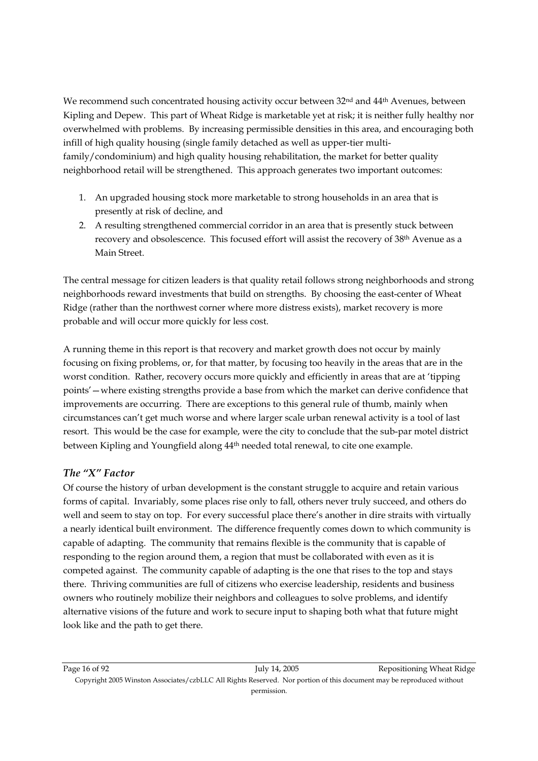We recommend such concentrated housing activity occur between 32nd and 44th Avenues, between Kipling and Depew. This part of Wheat Ridge is marketable yet at risk; it is neither fully healthy nor overwhelmed with problems. By increasing permissible densities in this area, and encouraging both infill of high quality housing (single family detached as well as upper-tier multi-family/condominium) and high quality housing rehabilitation, the market for better quality neighborhood retail will be strengthened. This approach generates two important outcomes:

1. An upgraded housing stock more marketable to strong households in an area that is presently at risk of decline, and
2. A resulting strengthened commercial corridor in an area that is presently stuck between recovery and obsolescence. This focused effort will assist the recovery of 38th Avenue as a Main Street.

The central message for citizen leaders is that quality retail follows strong neighborhoods and strong neighborhoods reward investments that build on strengths. By choosing the east-center of Wheat Ridge (rather than the northwest corner where more distress exists), market recovery is more probable and will occur more quickly for less cost.

A running theme in this report is that recovery and market growth does not occur by mainly focusing on fixing problems, or, for that matter, by focusing too heavily in the areas that are in the worst condition. Rather, recovery occurs more quickly and efficiently in areas that are at 'tipping points'—where existing strengths provide a base from which the market can derive confidence that improvements are occurring. There are exceptions to this general rule of thumb, mainly when circumstances can't get much worse and where larger scale urban renewal activity is a tool of last resort. This would be the case for example, were the city to conclude that the sub-par motel district between Kipling and Youngfield along 44th needed total renewal, to cite one example.

### *The "X" Factor*

Of course the history of urban development is the constant struggle to acquire and retain various forms of capital. Invariably, some places rise only to fall, others never truly succeed, and others do well and seem to stay on top. For every successful place there's another in dire straits with virtually a nearly identical built environment. The difference frequently comes down to which community is capable of adapting. The community that remains flexible is the community that is capable of responding to the region around them, a region that must be collaborated with even as it is competed against. The community capable of adapting is the one that rises to the top and stays there. Thriving communities are full of citizens who exercise leadership, residents and business owners who routinely mobilize their neighbors and colleagues to solve problems, and identify alternative visions of the future and work to secure input to shaping both what that future might look like and the path to get there.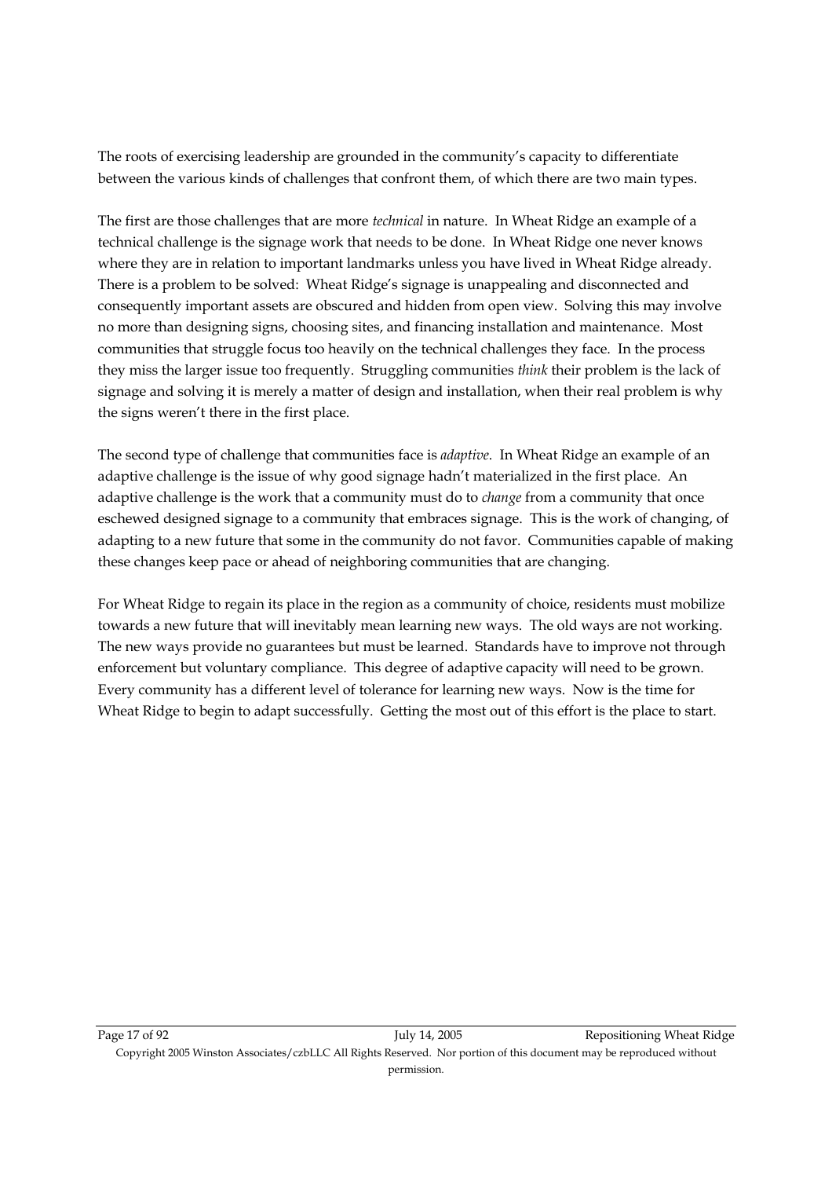The roots of exercising leadership are grounded in the community's capacity to differentiate between the various kinds of challenges that confront them, of which there are two main types.

The first are those challenges that are more *technical* in nature. In Wheat Ridge an example of a technical challenge is the signage work that needs to be done. In Wheat Ridge one never knows where they are in relation to important landmarks unless you have lived in Wheat Ridge already. There is a problem to be solved: Wheat Ridge's signage is unappealing and disconnected and consequently important assets are obscured and hidden from open view. Solving this may involve no more than designing signs, choosing sites, and financing installation and maintenance. Most communities that struggle focus too heavily on the technical challenges they face. In the process they miss the larger issue too frequently. Struggling communities *think* their problem is the lack of signage and solving it is merely a matter of design and installation, when their real problem is why the signs weren't there in the first place.

The second type of challenge that communities face is *adaptive*. In Wheat Ridge an example of an adaptive challenge is the issue of why good signage hadn't materialized in the first place. An adaptive challenge is the work that a community must do to *change* from a community that once eschewed designed signage to a community that embraces signage. This is the work of changing, of adapting to a new future that some in the community do not favor. Communities capable of making these changes keep pace or ahead of neighboring communities that are changing.

For Wheat Ridge to regain its place in the region as a community of choice, residents must mobilize towards a new future that will inevitably mean learning new ways. The old ways are not working. The new ways provide no guarantees but must be learned. Standards have to improve not through enforcement but voluntary compliance. This degree of adaptive capacity will need to be grown. Every community has a different level of tolerance for learning new ways. Now is the time for Wheat Ridge to begin to adapt successfully. Getting the most out of this effort is the place to start.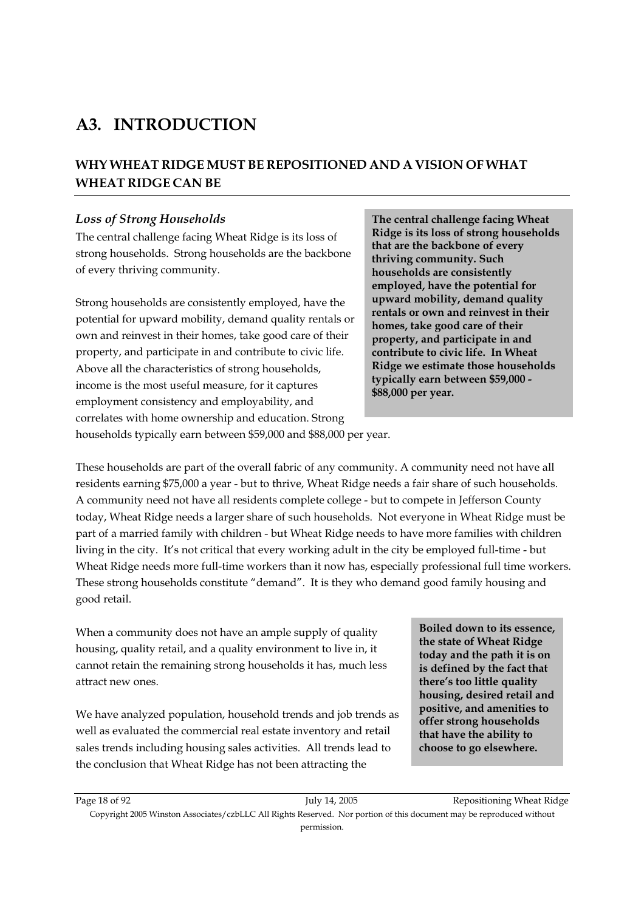# A3. INTRODUCTION

## WHY WHEAT RIDGE MUST BE REPOSITIONED AND A VISION OF WHAT WHEAT RIDGE CAN BE

### *Loss of Strong Households*

The central challenge facing Wheat Ridge is its loss of strong households. Strong households are the backbone of every thriving community.

> **The central challenge facing Wheat Ridge is its loss of strong households that are the backbone of every thriving community. Such households are consistently employed, have the potential for upward mobility, demand quality rentals or own and reinvest in their homes, take good care of their property, and participate in and contribute to civic life. In Wheat Ridge we estimate those households typically earn between $59,000 - $88,000 per year.**

Strong households are consistently employed, have the potential for upward mobility, demand quality rentals or own and reinvest in their homes, take good care of their property, and participate in and contribute to civic life. Above all the characteristics of strong households, income is the most useful measure, for it captures employment consistency and employability, and correlates with home ownership and education. Strong households typically earn between $59,000 and $88,000 per year.

These households are part of the overall fabric of any community. A community need not have all residents earning $75,000 a year - but to thrive, Wheat Ridge needs a fair share of such households. A community need not have all residents complete college - but to compete in Jefferson County today, Wheat Ridge needs a larger share of such households. Not everyone in Wheat Ridge must be part of a married family with children - but Wheat Ridge needs to have more families with children living in the city. It's not critical that every working adult in the city be employed full-time - but Wheat Ridge needs more full-time workers than it now has, especially professional full time workers. These strong households constitute "demand". It is they who demand good family housing and good retail.

When a community does not have an ample supply of quality housing, quality retail, and a quality environment to live in, it cannot retain the remaining strong households it has, much less attract new ones.

> **Boiled down to its essence, the state of Wheat Ridge today and the path it is on is defined by the fact that there's too little quality housing, desired retail and positive, and amenities to offer strong households that have the ability to choose to go elsewhere.**

We have analyzed population, household trends and job trends as well as evaluated the commercial real estate inventory and retail sales trends including housing sales activities. All trends lead to the conclusion that Wheat Ridge has not been attracting the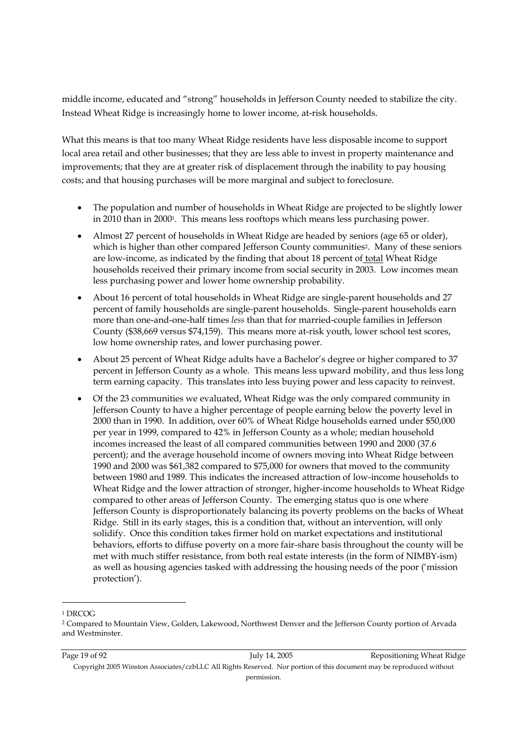middle income, educated and "strong" households in Jefferson County needed to stabilize the city. Instead Wheat Ridge is increasingly home to lower income, at-risk households.

What this means is that too many Wheat Ridge residents have less disposable income to support local area retail and other businesses; that they are less able to invest in property maintenance and improvements; that they are at greater risk of displacement through the inability to pay housing costs; and that housing purchases will be more marginal and subject to foreclosure.

- The population and number of households in Wheat Ridge are projected to be slightly lower in 2010 than in 2000[1]. This means less rooftops which means less purchasing power.
- Almost 27 percent of households in Wheat Ridge are headed by seniors (age 65 or older), which is higher than other compared Jefferson County communities[2]. Many of these seniors are low-income, as indicated by the finding that about 18 percent of total Wheat Ridge households received their primary income from social security in 2003. Low incomes mean less purchasing power and lower home ownership probability.
- About 16 percent of total households in Wheat Ridge are single-parent households and 27 percent of family households are single-parent households. Single-parent households earn more than one-and-one-half times *less* than that for married-couple families in Jefferson County ($38,669 versus $74,159). This means more at-risk youth, lower school test scores, low home ownership rates, and lower purchasing power.
- About 25 percent of Wheat Ridge adults have a Bachelor's degree or higher compared to 37 percent in Jefferson County as a whole. This means less upward mobility, and thus less long term earning capacity. This translates into less buying power and less capacity to reinvest.
- Of the 23 communities we evaluated, Wheat Ridge was the only compared community in Jefferson County to have a higher percentage of people earning below the poverty level in 2000 than in 1990. In addition, over 60% of Wheat Ridge households earned under $50,000 per year in 1999, compared to 42% in Jefferson County as a whole; median household incomes increased the least of all compared communities between 1990 and 2000 (37.6 percent); and the average household income of owners moving into Wheat Ridge between 1990 and 2000 was $61,382 compared to $75,000 for owners that moved to the community between 1980 and 1989. This indicates the increased attraction of low-income households to Wheat Ridge and the lower attraction of stronger, higher-income households to Wheat Ridge compared to other areas of Jefferson County. The emerging status quo is one where Jefferson County is disproportionately balancing its poverty problems on the backs of Wheat Ridge. Still in its early stages, this is a condition that, without an intervention, will only solidify. Once this condition takes firmer hold on market expectations and institutional behaviors, efforts to diffuse poverty on a more fair-share basis throughout the county will be met with much stiffer resistance, from both real estate interests (in the form of NIMBY-ism) as well as housing agencies tasked with addressing the housing needs of the poor ('mission protection').

---

[1] DRCOG

[2] Compared to Mountain View, Golden, Lakewood, Northwest Denver and the Jefferson County portion of Arvada and Westminster.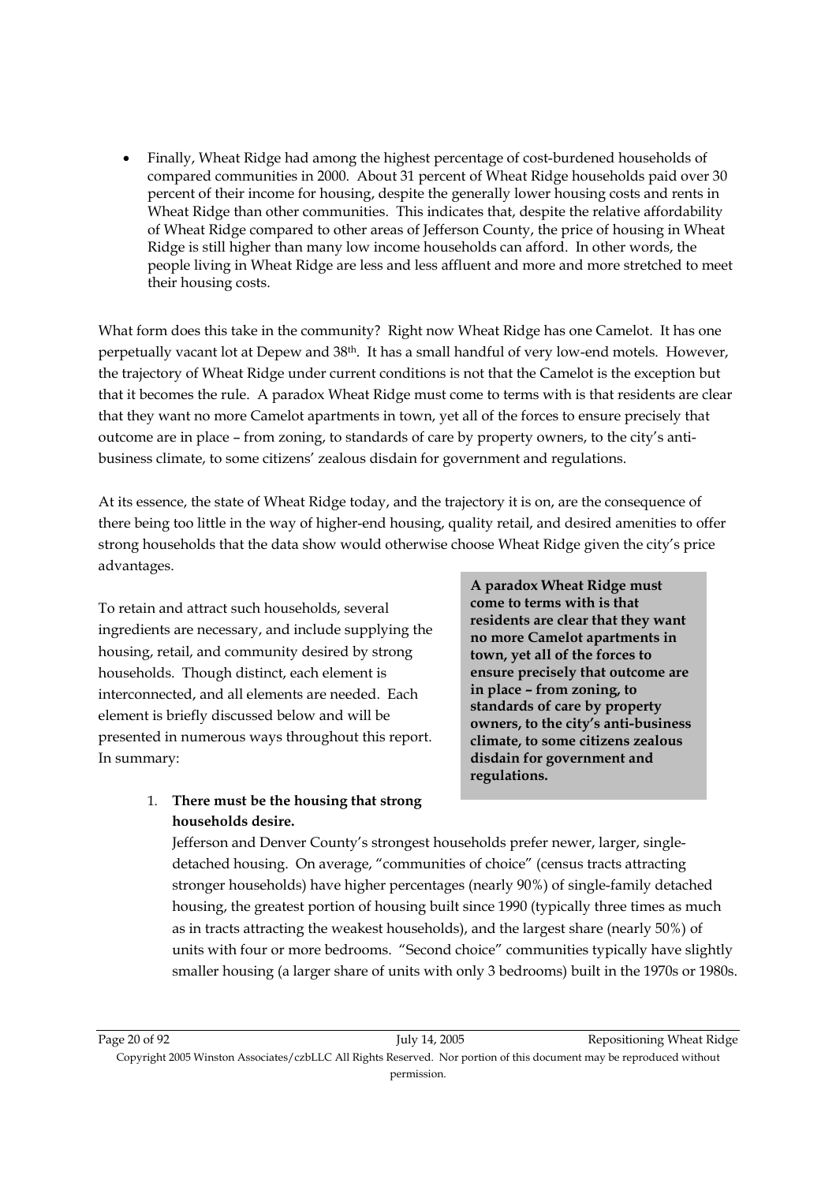- Finally, Wheat Ridge had among the highest percentage of cost-burdened households of compared communities in 2000. About 31 percent of Wheat Ridge households paid over 30 percent of their income for housing, despite the generally lower housing costs and rents in Wheat Ridge than other communities. This indicates that, despite the relative affordability of Wheat Ridge compared to other areas of Jefferson County, the price of housing in Wheat Ridge is still higher than many low income households can afford. In other words, the people living in Wheat Ridge are less and less affluent and more and more stretched to meet their housing costs.

What form does this take in the community? Right now Wheat Ridge has one Camelot. It has one perpetually vacant lot at Depew and 38th. It has a small handful of very low-end motels. However, the trajectory of Wheat Ridge under current conditions is not that the Camelot is the exception but that it becomes the rule. A paradox Wheat Ridge must come to terms with is that residents are clear that they want no more Camelot apartments in town, yet all of the forces to ensure precisely that outcome are in place – from zoning, to standards of care by property owners, to the city's anti-business climate, to some citizens' zealous disdain for government and regulations.

At its essence, the state of Wheat Ridge today, and the trajectory it is on, are the consequence of there being too little in the way of higher-end housing, quality retail, and desired amenities to offer strong households that the data show would otherwise choose Wheat Ridge given the city's price advantages.

**A paradox Wheat Ridge must come to terms with is that residents are clear that they want no more Camelot apartments in town, yet all of the forces to ensure precisely that outcome are in place – from zoning, to standards of care by property owners, to the city's anti-business climate, to some citizens zealous disdain for government and regulations.**

To retain and attract such households, several ingredients are necessary, and include supplying the housing, retail, and community desired by strong households. Though distinct, each element is interconnected, and all elements are needed. Each element is briefly discussed below and will be presented in numerous ways throughout this report. In summary:

1. **There must be the housing that strong households desire.**
   Jefferson and Denver County's strongest households prefer newer, larger, single-detached housing. On average, "communities of choice" (census tracts attracting stronger households) have higher percentages (nearly 90%) of single-family detached housing, the greatest portion of housing built since 1990 (typically three times as much as in tracts attracting the weakest households), and the largest share (nearly 50%) of units with four or more bedrooms. "Second choice" communities typically have slightly smaller housing (a larger share of units with only 3 bedrooms) built in the 1970s or 1980s.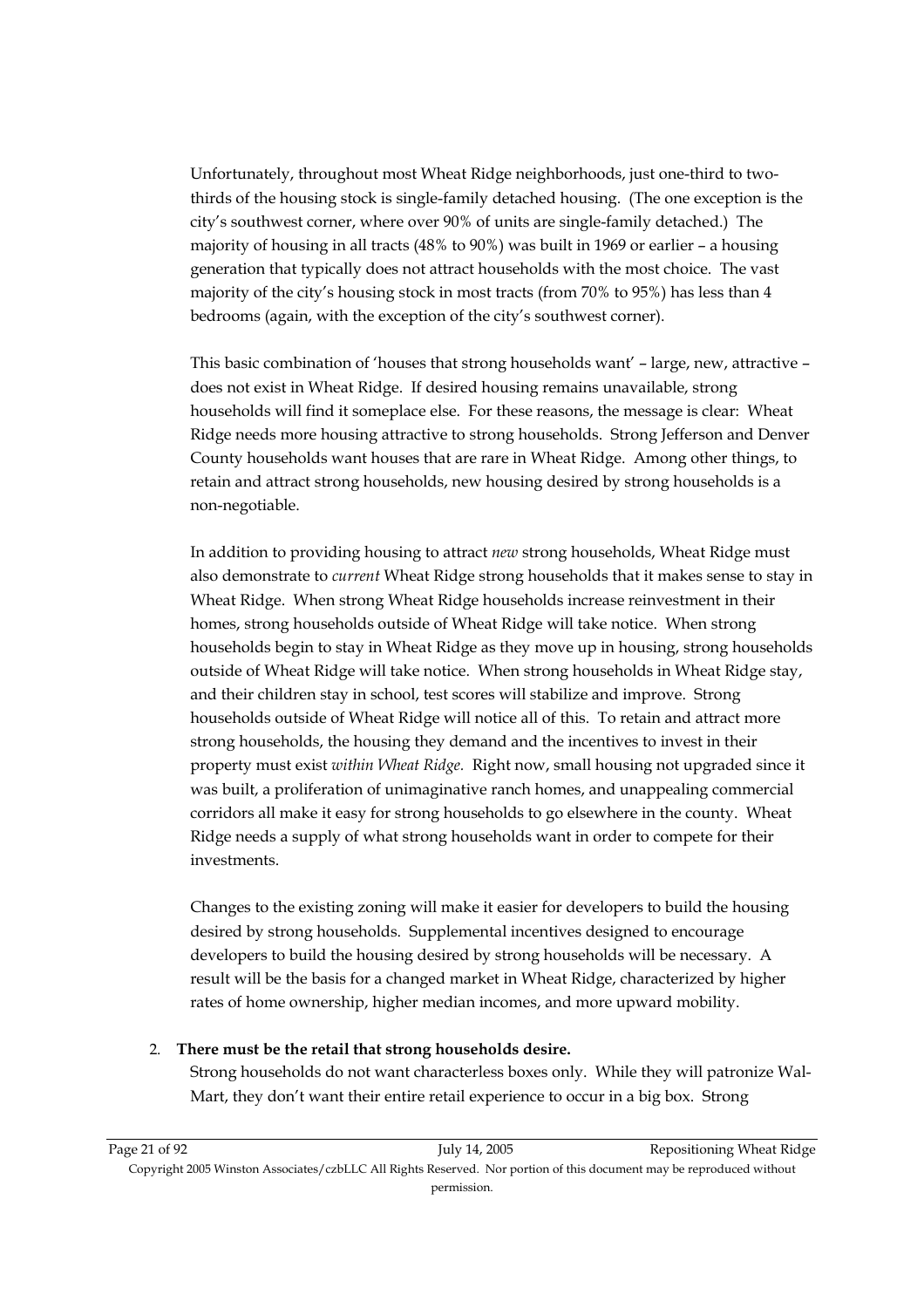Unfortunately, throughout most Wheat Ridge neighborhoods, just one-third to two-thirds of the housing stock is single-family detached housing. (The one exception is the city's southwest corner, where over 90% of units are single-family detached.) The majority of housing in all tracts (48% to 90%) was built in 1969 or earlier – a housing generation that typically does not attract households with the most choice. The vast majority of the city's housing stock in most tracts (from 70% to 95%) has less than 4 bedrooms (again, with the exception of the city's southwest corner).

This basic combination of 'houses that strong households want' – large, new, attractive – does not exist in Wheat Ridge. If desired housing remains unavailable, strong households will find it someplace else. For these reasons, the message is clear: Wheat Ridge needs more housing attractive to strong households. Strong Jefferson and Denver County households want houses that are rare in Wheat Ridge. Among other things, to retain and attract strong households, new housing desired by strong households is a non-negotiable.

In addition to providing housing to attract *new* strong households, Wheat Ridge must also demonstrate to *current* Wheat Ridge strong households that it makes sense to stay in Wheat Ridge. When strong Wheat Ridge households increase reinvestment in their homes, strong households outside of Wheat Ridge will take notice. When strong households begin to stay in Wheat Ridge as they move up in housing, strong households outside of Wheat Ridge will take notice. When strong households in Wheat Ridge stay, and their children stay in school, test scores will stabilize and improve. Strong households outside of Wheat Ridge will notice all of this. To retain and attract more strong households, the housing they demand and the incentives to invest in their property must exist *within Wheat Ridge*. Right now, small housing not upgraded since it was built, a proliferation of unimaginative ranch homes, and unappealing commercial corridors all make it easy for strong households to go elsewhere in the county. Wheat Ridge needs a supply of what strong households want in order to compete for their investments.

Changes to the existing zoning will make it easier for developers to build the housing desired by strong households. Supplemental incentives designed to encourage developers to build the housing desired by strong households will be necessary. A result will be the basis for a changed market in Wheat Ridge, characterized by higher rates of home ownership, higher median incomes, and more upward mobility.

2. **There must be the retail that strong households desire.**
   Strong households do not want characterless boxes only. While they will patronize Wal-Mart, they don't want their entire retail experience to occur in a big box. Strong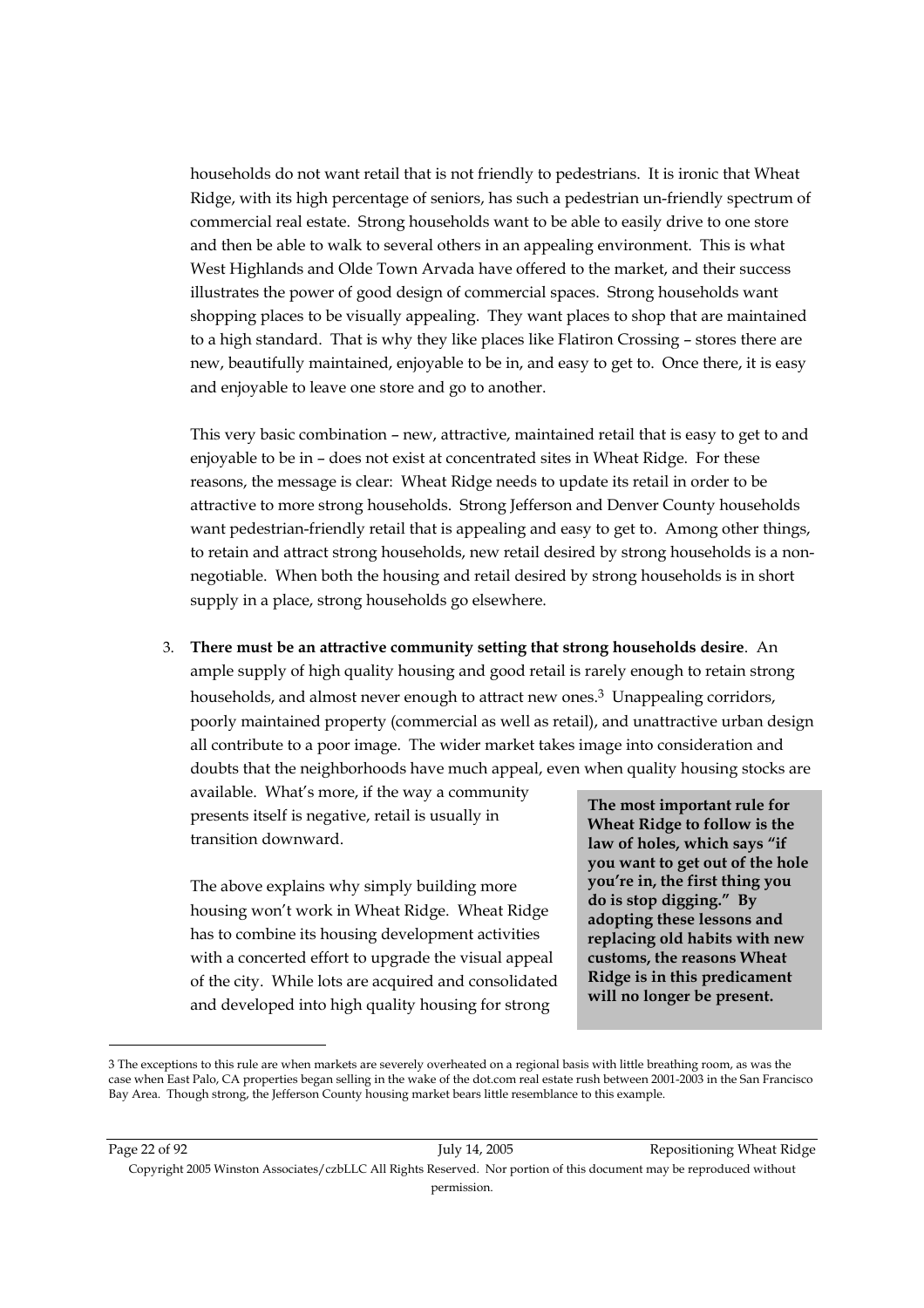households do not want retail that is not friendly to pedestrians. It is ironic that Wheat Ridge, with its high percentage of seniors, has such a pedestrian un-friendly spectrum of commercial real estate. Strong households want to be able to easily drive to one store and then be able to walk to several others in an appealing environment. This is what West Highlands and Olde Town Arvada have offered to the market, and their success illustrates the power of good design of commercial spaces. Strong households want shopping places to be visually appealing. They want places to shop that are maintained to a high standard. That is why they like places like Flatiron Crossing – stores there are new, beautifully maintained, enjoyable to be in, and easy to get to. Once there, it is easy and enjoyable to leave one store and go to another.

This very basic combination – new, attractive, maintained retail that is easy to get to and enjoyable to be in – does not exist at concentrated sites in Wheat Ridge. For these reasons, the message is clear: Wheat Ridge needs to update its retail in order to be attractive to more strong households. Strong Jefferson and Denver County households want pedestrian-friendly retail that is appealing and easy to get to. Among other things, to retain and attract strong households, new retail desired by strong households is a non-negotiable. When both the housing and retail desired by strong households is in short supply in a place, strong households go elsewhere.

3. **There must be an attractive community setting that strong households desire**. An ample supply of high quality housing and good retail is rarely enough to retain strong households, and almost never enough to attract new ones.[3] Unappealing corridors, poorly maintained property (commercial as well as retail), and unattractive urban design all contribute to a poor image. The wider market takes image into consideration and doubts that the neighborhoods have much appeal, even when quality housing stocks are available. What's more, if the way a community presents itself is negative, retail is usually in transition downward.

   The above explains why simply building more housing won't work in Wheat Ridge. Wheat Ridge has to combine its housing development activities with a concerted effort to upgrade the visual appeal of the city. While lots are acquired and consolidated and developed into high quality housing for strong

**The most important rule for Wheat Ridge to follow is the law of holes, which says "if you want to get out of the hole you're in, the first thing you do is stop digging." By adopting these lessons and replacing old habits with new customs, the reasons Wheat Ridge is in this predicament will no longer be present.**

---

3 The exceptions to this rule are when markets are severely overheated on a regional basis with little breathing room, as was the case when East Palo, CA properties began selling in the wake of the dot.com real estate rush between 2001-2003 in the San Francisco Bay Area. Though strong, the Jefferson County housing market bears little resemblance to this example.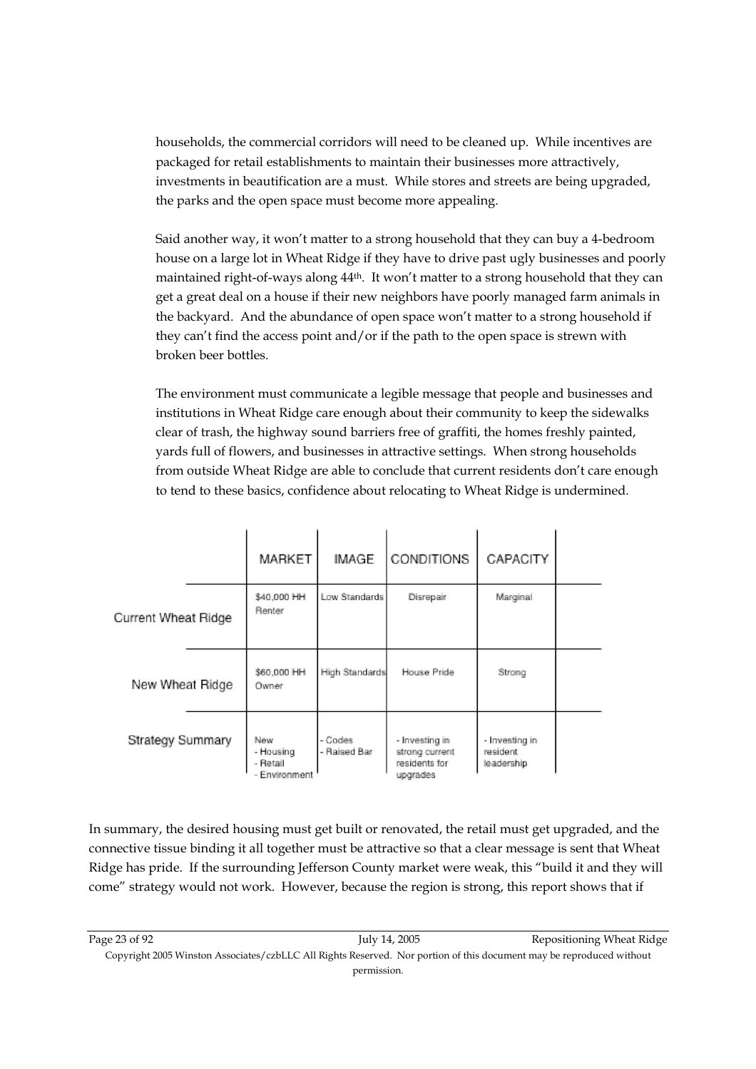households, the commercial corridors will need to be cleaned up. While incentives are packaged for retail establishments to maintain their businesses more attractively, investments in beautification are a must. While stores and streets are being upgraded, the parks and the open space must become more appealing.

Said another way, it won't matter to a strong household that they can buy a 4-bedroom house on a large lot in Wheat Ridge if they have to drive past ugly businesses and poorly maintained right-of-ways along 44th. It won't matter to a strong household that they can get a great deal on a house if their new neighbors have poorly managed farm animals in the backyard. And the abundance of open space won't matter to a strong household if they can't find the access point and/or if the path to the open space is strewn with broken beer bottles.

The environment must communicate a legible message that people and businesses and institutions in Wheat Ridge care enough about their community to keep the sidewalks clear of trash, the highway sound barriers free of graffiti, the homes freshly painted, yards full of flowers, and businesses in attractive settings. When strong households from outside Wheat Ridge are able to conclude that current residents don't care enough to tend to these basics, confidence about relocating to Wheat Ridge is undermined.

| | MARKET | IMAGE | CONDITIONS | CAPACITY |
|---|---|---|---|---|
| Current Wheat Ridge | \$40,000 HH Renter | Low Standards | Disrepair | Marginal |
| New Wheat Ridge | \$60,000 HH Owner | High Standards | House Pride | Strong |
| Strategy Summary | New - Housing - Retail - Environment | - Codes - Raised Bar | - Investing in strong current residents for upgrades | - Investing in resident leadership |

In summary, the desired housing must get built or renovated, the retail must get upgraded, and the connective tissue binding it all together must be attractive so that a clear message is sent that Wheat Ridge has pride. If the surrounding Jefferson County market were weak, this "build it and they will come" strategy would not work. However, because the region is strong, this report shows that if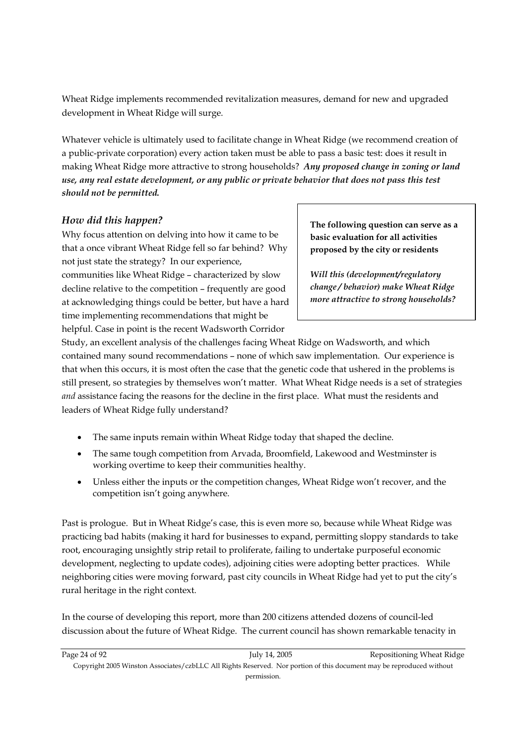Wheat Ridge implements recommended revitalization measures, demand for new and upgraded development in Wheat Ridge will surge.

Whatever vehicle is ultimately used to facilitate change in Wheat Ridge (we recommend creation of a public-private corporation) every action taken must be able to pass a basic test: does it result in making Wheat Ridge more attractive to strong households? ***Any proposed change in zoning or land use, any real estate development, or any public or private behavior that does not pass this test should not be permitted.***

### *How did this happen?*

Why focus attention on delving into how it came to be that a once vibrant Wheat Ridge fell so far behind? Why not just state the strategy? In our experience, communities like Wheat Ridge – characterized by slow decline relative to the competition – frequently are good at acknowledging things could be better, but have a hard time implementing recommendations that might be helpful. Case in point is the recent Wadsworth Corridor Study, an excellent analysis of the challenges facing Wheat Ridge on Wadsworth, and which contained many sound recommendations – none of which saw implementation. Our experience is that when this occurs, it is most often the case that the genetic code that ushered in the problems is still present, so strategies by themselves won't matter. What Wheat Ridge needs is a set of strategies *and* assistance facing the reasons for the decline in the first place. What must the residents and leaders of Wheat Ridge fully understand?

> **The following question can serve as a basic evaluation for all activities proposed by the city or residents**
>
> ***Will this (development/regulatory change / behavior) make Wheat Ridge more attractive to strong households?***

- The same inputs remain within Wheat Ridge today that shaped the decline.
- The same tough competition from Arvada, Broomfield, Lakewood and Westminster is working overtime to keep their communities healthy.
- Unless either the inputs or the competition changes, Wheat Ridge won't recover, and the competition isn't going anywhere.

Past is prologue. But in Wheat Ridge's case, this is even more so, because while Wheat Ridge was practicing bad habits (making it hard for businesses to expand, permitting sloppy standards to take root, encouraging unsightly strip retail to proliferate, failing to undertake purposeful economic development, neglecting to update codes), adjoining cities were adopting better practices. While neighboring cities were moving forward, past city councils in Wheat Ridge had yet to put the city's rural heritage in the right context.

In the course of developing this report, more than 200 citizens attended dozens of council-led discussion about the future of Wheat Ridge. The current council has shown remarkable tenacity in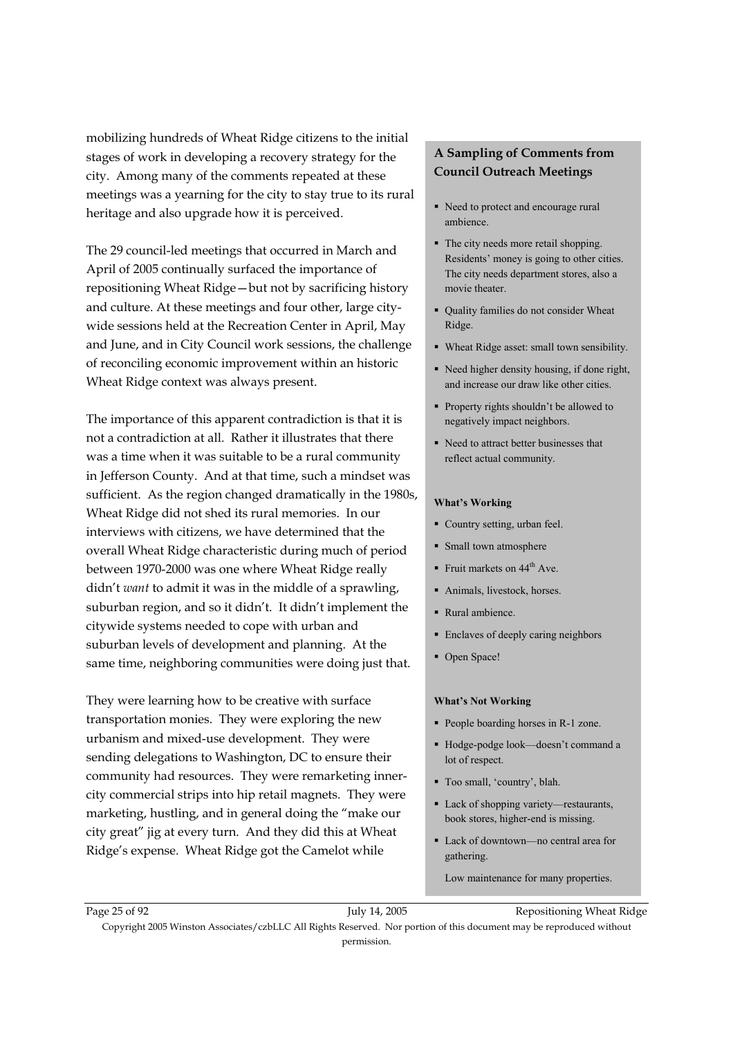mobilizing hundreds of Wheat Ridge citizens to the initial stages of work in developing a recovery strategy for the city. Among many of the comments repeated at these meetings was a yearning for the city to stay true to its rural heritage and also upgrade how it is perceived.

The 29 council-led meetings that occurred in March and April of 2005 continually surfaced the importance of repositioning Wheat Ridge—but not by sacrificing history and culture. At these meetings and four other, large city-wide sessions held at the Recreation Center in April, May and June, and in City Council work sessions, the challenge of reconciling economic improvement within an historic Wheat Ridge context was always present.

The importance of this apparent contradiction is that it is not a contradiction at all. Rather it illustrates that there was a time when it was suitable to be a rural community in Jefferson County. And at that time, such a mindset was sufficient. As the region changed dramatically in the 1980s, Wheat Ridge did not shed its rural memories. In our interviews with citizens, we have determined that the overall Wheat Ridge characteristic during much of period between 1970-2000 was one where Wheat Ridge really didn't *want* to admit it was in the middle of a sprawling, suburban region, and so it didn't. It didn't implement the citywide systems needed to cope with urban and suburban levels of development and planning. At the same time, neighboring communities were doing just that.

They were learning how to be creative with surface transportation monies. They were exploring the new urbanism and mixed-use development. They were sending delegations to Washington, DC to ensure their community had resources. They were remarketing inner-city commercial strips into hip retail magnets. They were marketing, hustling, and in general doing the "make our city great" jig at every turn. And they did this at Wheat Ridge's expense. Wheat Ridge got the Camelot while

### A Sampling of Comments from Council Outreach Meetings

- Need to protect and encourage rural ambience.
- The city needs more retail shopping. Residents' money is going to other cities. The city needs department stores, also a movie theater.
- Quality families do not consider Wheat Ridge.
- Wheat Ridge asset: small town sensibility.
- Need higher density housing, if done right, and increase our draw like other cities.
- Property rights shouldn't be allowed to negatively impact neighbors.
- Need to attract better businesses that reflect actual community.

**What's Working**

- Country setting, urban feel.
- Small town atmosphere
- Fruit markets on 44th Ave.
- Animals, livestock, horses.
- Rural ambience.
- Enclaves of deeply caring neighbors
- Open Space!

**What's Not Working**

- People boarding horses in R-1 zone.
- Hodge-podge look—doesn't command a lot of respect.
- Too small, 'country', blah.
- Lack of shopping variety—restaurants, book stores, higher-end is missing.
- Lack of downtown—no central area for gathering.

Low maintenance for many properties.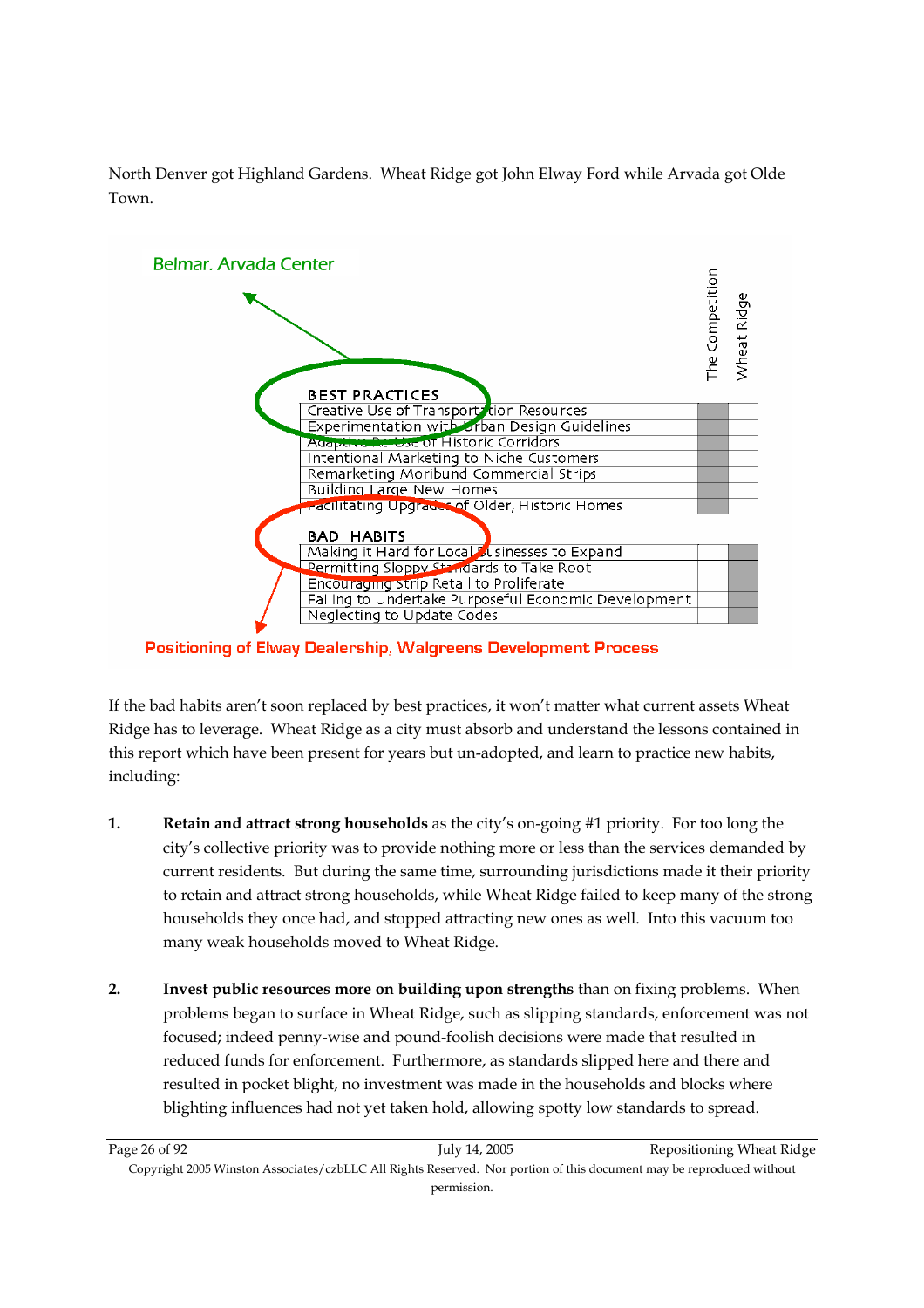North Denver got Highland Gardens. Wheat Ridge got John Elway Ford while Arvada got Olde Town.

Belmar. Arvada Center

| BEST PRACTICES | The Competition | Wheat Ridge |
|---|---|---|
| Creative Use of Transportation Resources | ■ | |
| Experimentation with Urban Design Guidelines | ■ | |
| Adaptive Re-Use of Historic Corridors | ■ | |
| Intentional Marketing to Niche Customers | ■ | |
| Remarketing Moribund Commercial Strips | ■ | |
| Building Large New Homes | ■ | |
| Facilitating Upgrades of Older, Historic Homes | ■ | |

| BAD HABITS | The Competition | Wheat Ridge |
|---|---|---|
| Making it Hard for Local Businesses to Expand | | ■ |
| Permitting Sloppy Standards to Take Root | | ■ |
| Encouraging Strip Retail to Proliferate | | ■ |
| Failing to Undertake Purposeful Economic Development | | ■ |
| Neglecting to Update Codes | | ■ |

Positioning of Elway Dealership, Walgreens Development Process

If the bad habits aren't soon replaced by best practices, it won't matter what current assets Wheat Ridge has to leverage. Wheat Ridge as a city must absorb and understand the lessons contained in this report which have been present for years but un-adopted, and learn to practice new habits, including:

1. **Retain and attract strong households** as the city's on-going #1 priority. For too long the city's collective priority was to provide nothing more or less than the services demanded by current residents. But during the same time, surrounding jurisdictions made it their priority to retain and attract strong households, while Wheat Ridge failed to keep many of the strong households they once had, and stopped attracting new ones as well. Into this vacuum too many weak households moved to Wheat Ridge.

2. **Invest public resources more on building upon strengths** than on fixing problems. When problems began to surface in Wheat Ridge, such as slipping standards, enforcement was not focused; indeed penny-wise and pound-foolish decisions were made that resulted in reduced funds for enforcement. Furthermore, as standards slipped here and there and resulted in pocket blight, no investment was made in the households and blocks where blighting influences had not yet taken hold, allowing spotty low standards to spread.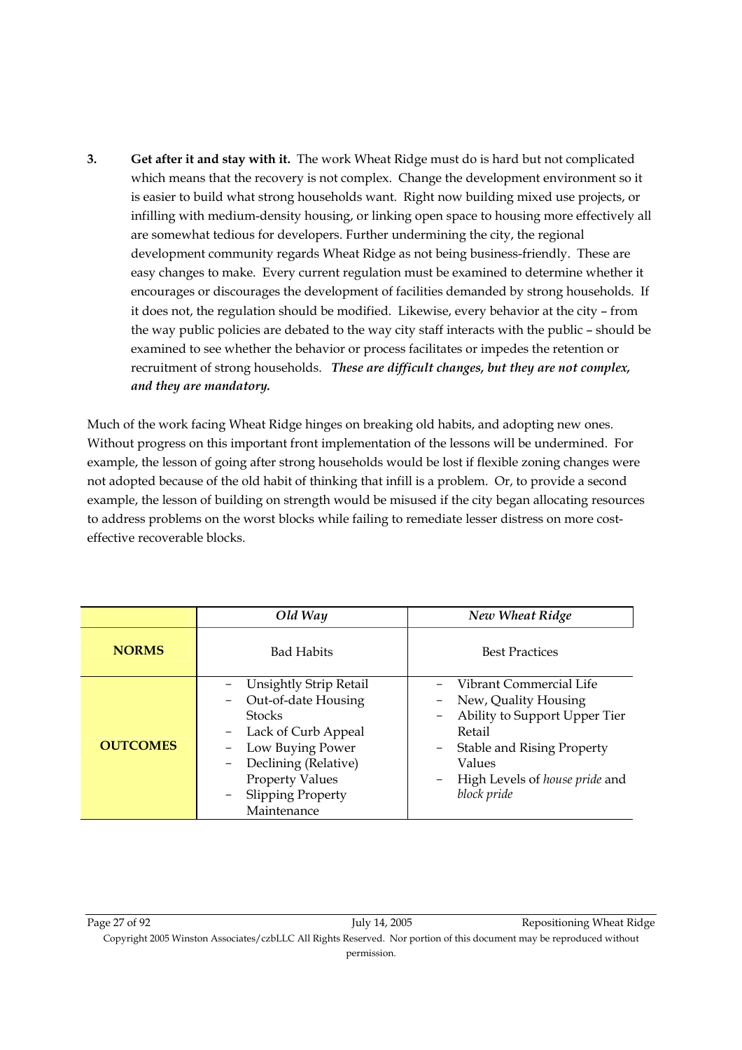3. **Get after it and stay with it.** The work Wheat Ridge must do is hard but not complicated which means that the recovery is not complex. Change the development environment so it is easier to build what strong households want. Right now building mixed use projects, or infilling with medium-density housing, or linking open space to housing more effectively all are somewhat tedious for developers. Further undermining the city, the regional development community regards Wheat Ridge as not being business-friendly. These are easy changes to make. Every current regulation must be examined to determine whether it encourages or discourages the development of facilities demanded by strong households. If it does not, the regulation should be modified. Likewise, every behavior at the city – from the way public policies are debated to the way city staff interacts with the public – should be examined to see whether the behavior or process facilitates or impedes the retention or recruitment of strong households. ***These are difficult changes, but they are not complex, and they are mandatory.***

Much of the work facing Wheat Ridge hinges on breaking old habits, and adopting new ones. Without progress on this important front implementation of the lessons will be undermined. For example, the lesson of going after strong households would be lost if flexible zoning changes were not adopted because of the old habit of thinking that infill is a problem. Or, to provide a second example, the lesson of building on strength would be misused if the city began allocating resources to address problems on the worst blocks while failing to remediate lesser distress on more cost-effective recoverable blocks.

| | *Old Way* | *New Wheat Ridge* |
|---|---|---|
| **NORMS** | Bad Habits | Best Practices |
| **OUTCOMES** | – Unsightly Strip Retail<br>– Out-of-date Housing Stocks<br>– Lack of Curb Appeal<br>– Low Buying Power<br>– Declining (Relative) Property Values<br>– Slipping Property Maintenance | – Vibrant Commercial Life<br>– New, Quality Housing<br>– Ability to Support Upper Tier Retail<br>– Stable and Rising Property Values<br>– High Levels of *house pride* and *block pride* |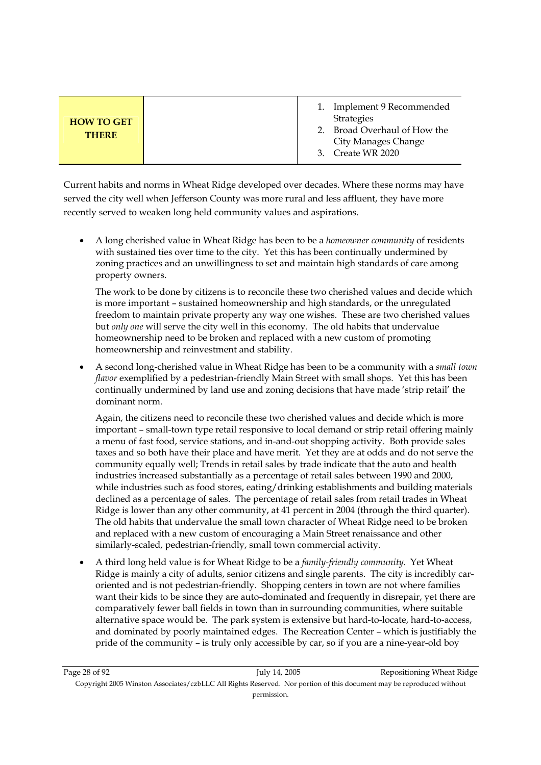| HOW TO GET THERE | | 1. Implement 9 Recommended Strategies<br>2. Broad Overhaul of How the City Manages Change<br>3. Create WR 2020 |
|---|---|---|

Current habits and norms in Wheat Ridge developed over decades. Where these norms may have served the city well when Jefferson County was more rural and less affluent, they have more recently served to weaken long held community values and aspirations.

- A long cherished value in Wheat Ridge has been to be a *homeowner community* of residents with sustained ties over time to the city. Yet this has been continually undermined by zoning practices and an unwillingness to set and maintain high standards of care among property owners.

  The work to be done by citizens is to reconcile these two cherished values and decide which is more important – sustained homeownership and high standards, or the unregulated freedom to maintain private property any way one wishes. These are two cherished values but *only one* will serve the city well in this economy. The old habits that undervalue homeownership need to be broken and replaced with a new custom of promoting homeownership and reinvestment and stability.

- A second long-cherished value in Wheat Ridge has been to be a community with a *small town flavor* exemplified by a pedestrian-friendly Main Street with small shops. Yet this has been continually undermined by land use and zoning decisions that have made 'strip retail' the dominant norm.

  Again, the citizens need to reconcile these two cherished values and decide which is more important – small-town type retail responsive to local demand or strip retail offering mainly a menu of fast food, service stations, and in-and-out shopping activity. Both provide sales taxes and so both have their place and have merit. Yet they are at odds and do not serve the community equally well; Trends in retail sales by trade indicate that the auto and health industries increased substantially as a percentage of retail sales between 1990 and 2000, while industries such as food stores, eating/drinking establishments and building materials declined as a percentage of sales. The percentage of retail sales from retail trades in Wheat Ridge is lower than any other community, at 41 percent in 2004 (through the third quarter). The old habits that undervalue the small town character of Wheat Ridge need to be broken and replaced with a new custom of encouraging a Main Street renaissance and other similarly-scaled, pedestrian-friendly, small town commercial activity.

- A third long held value is for Wheat Ridge to be a *family-friendly community*. Yet Wheat Ridge is mainly a city of adults, senior citizens and single parents. The city is incredibly car-oriented and is not pedestrian-friendly. Shopping centers in town are not where families want their kids to be since they are auto-dominated and frequently in disrepair, yet there are comparatively fewer ball fields in town than in surrounding communities, where suitable alternative space would be. The park system is extensive but hard-to-locate, hard-to-access, and dominated by poorly maintained edges. The Recreation Center – which is justifiably the pride of the community – is truly only accessible by car, so if you are a nine-year-old boy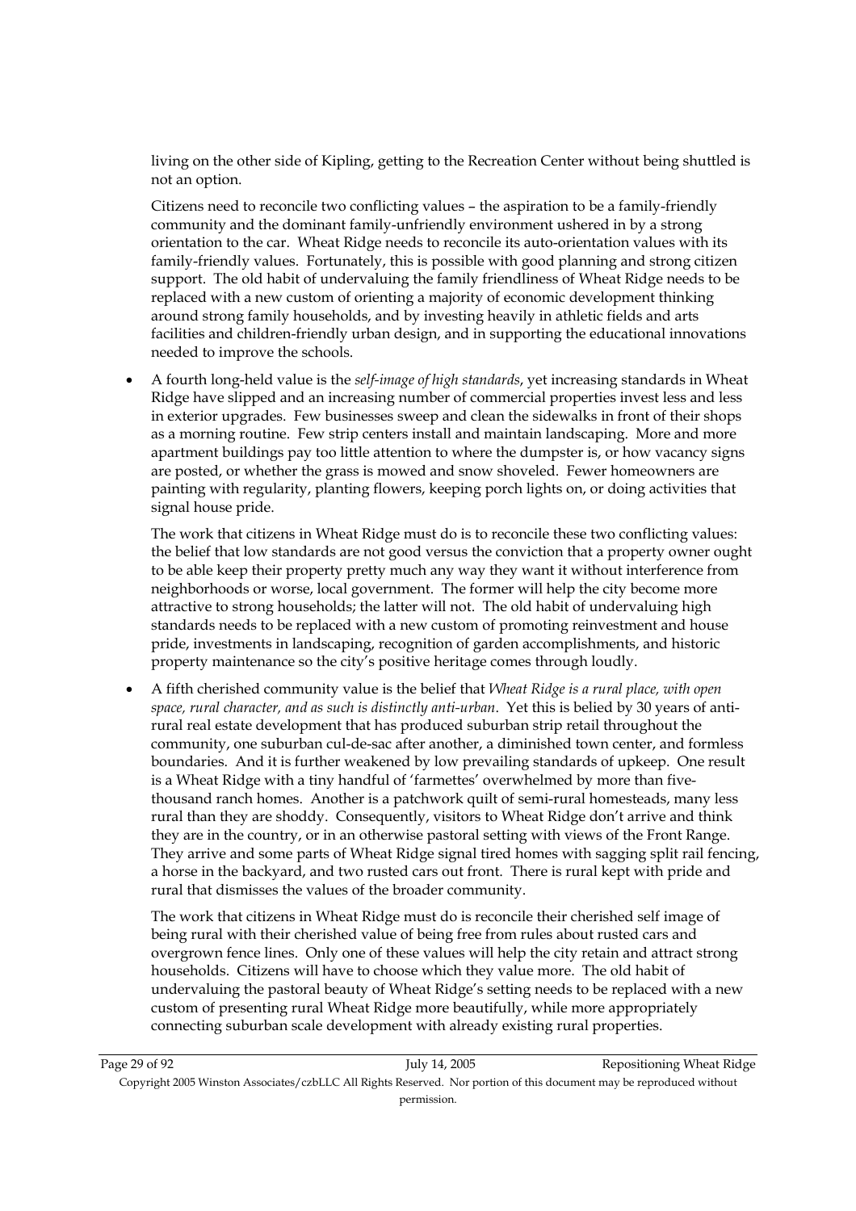living on the other side of Kipling, getting to the Recreation Center without being shuttled is not an option.

Citizens need to reconcile two conflicting values – the aspiration to be a family-friendly community and the dominant family-unfriendly environment ushered in by a strong orientation to the car. Wheat Ridge needs to reconcile its auto-orientation values with its family-friendly values. Fortunately, this is possible with good planning and strong citizen support. The old habit of undervaluing the family friendliness of Wheat Ridge needs to be replaced with a new custom of orienting a majority of economic development thinking around strong family households, and by investing heavily in athletic fields and arts facilities and children-friendly urban design, and in supporting the educational innovations needed to improve the schools.

- A fourth long-held value is the *self-image of high standards*, yet increasing standards in Wheat Ridge have slipped and an increasing number of commercial properties invest less and less in exterior upgrades. Few businesses sweep and clean the sidewalks in front of their shops as a morning routine. Few strip centers install and maintain landscaping. More and more apartment buildings pay too little attention to where the dumpster is, or how vacancy signs are posted, or whether the grass is mowed and snow shoveled. Fewer homeowners are painting with regularity, planting flowers, keeping porch lights on, or doing activities that signal house pride.

  The work that citizens in Wheat Ridge must do is to reconcile these two conflicting values: the belief that low standards are not good versus the conviction that a property owner ought to be able keep their property pretty much any way they want it without interference from neighborhoods or worse, local government. The former will help the city become more attractive to strong households; the latter will not. The old habit of undervaluing high standards needs to be replaced with a new custom of promoting reinvestment and house pride, investments in landscaping, recognition of garden accomplishments, and historic property maintenance so the city's positive heritage comes through loudly.

- A fifth cherished community value is the belief that *Wheat Ridge is a rural place, with open space, rural character, and as such is distinctly anti-urban*. Yet this is belied by 30 years of anti-rural real estate development that has produced suburban strip retail throughout the community, one suburban cul-de-sac after another, a diminished town center, and formless boundaries. And it is further weakened by low prevailing standards of upkeep. One result is a Wheat Ridge with a tiny handful of 'farmettes' overwhelmed by more than five-thousand ranch homes. Another is a patchwork quilt of semi-rural homesteads, many less rural than they are shoddy. Consequently, visitors to Wheat Ridge don't arrive and think they are in the country, or in an otherwise pastoral setting with views of the Front Range. They arrive and some parts of Wheat Ridge signal tired homes with sagging split rail fencing, a horse in the backyard, and two rusted cars out front. There is rural kept with pride and rural that dismisses the values of the broader community.

  The work that citizens in Wheat Ridge must do is reconcile their cherished self image of being rural with their cherished value of being free from rules about rusted cars and overgrown fence lines. Only one of these values will help the city retain and attract strong households. Citizens will have to choose which they value more. The old habit of undervaluing the pastoral beauty of Wheat Ridge's setting needs to be replaced with a new custom of presenting rural Wheat Ridge more beautifully, while more appropriately connecting suburban scale development with already existing rural properties.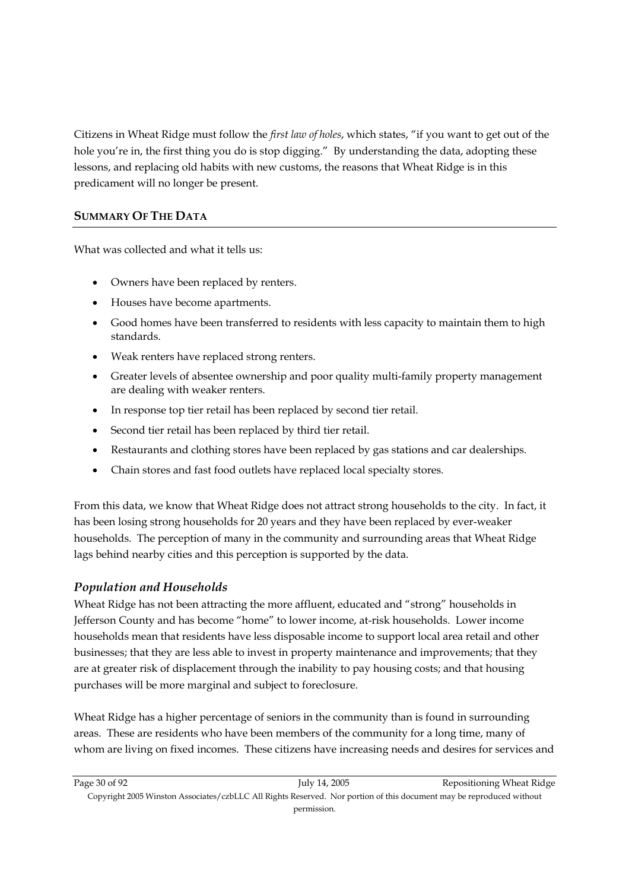Citizens in Wheat Ridge must follow the *first law of holes*, which states, "if you want to get out of the hole you're in, the first thing you do is stop digging." By understanding the data, adopting these lessons, and replacing old habits with new customs, the reasons that Wheat Ridge is in this predicament will no longer be present.

## SUMMARY OF THE DATA

What was collected and what it tells us:

- Owners have been replaced by renters.
- Houses have become apartments.
- Good homes have been transferred to residents with less capacity to maintain them to high standards.
- Weak renters have replaced strong renters.
- Greater levels of absentee ownership and poor quality multi-family property management are dealing with weaker renters.
- In response top tier retail has been replaced by second tier retail.
- Second tier retail has been replaced by third tier retail.
- Restaurants and clothing stores have been replaced by gas stations and car dealerships.
- Chain stores and fast food outlets have replaced local specialty stores.

From this data, we know that Wheat Ridge does not attract strong households to the city. In fact, it has been losing strong households for 20 years and they have been replaced by ever-weaker households. The perception of many in the community and surrounding areas that Wheat Ridge lags behind nearby cities and this perception is supported by the data.

### *Population and Households*

Wheat Ridge has not been attracting the more affluent, educated and "strong" households in Jefferson County and has become "home" to lower income, at-risk households. Lower income households mean that residents have less disposable income to support local area retail and other businesses; that they are less able to invest in property maintenance and improvements; that they are at greater risk of displacement through the inability to pay housing costs; and that housing purchases will be more marginal and subject to foreclosure.

Wheat Ridge has a higher percentage of seniors in the community than is found in surrounding areas. These are residents who have been members of the community for a long time, many of whom are living on fixed incomes. These citizens have increasing needs and desires for services and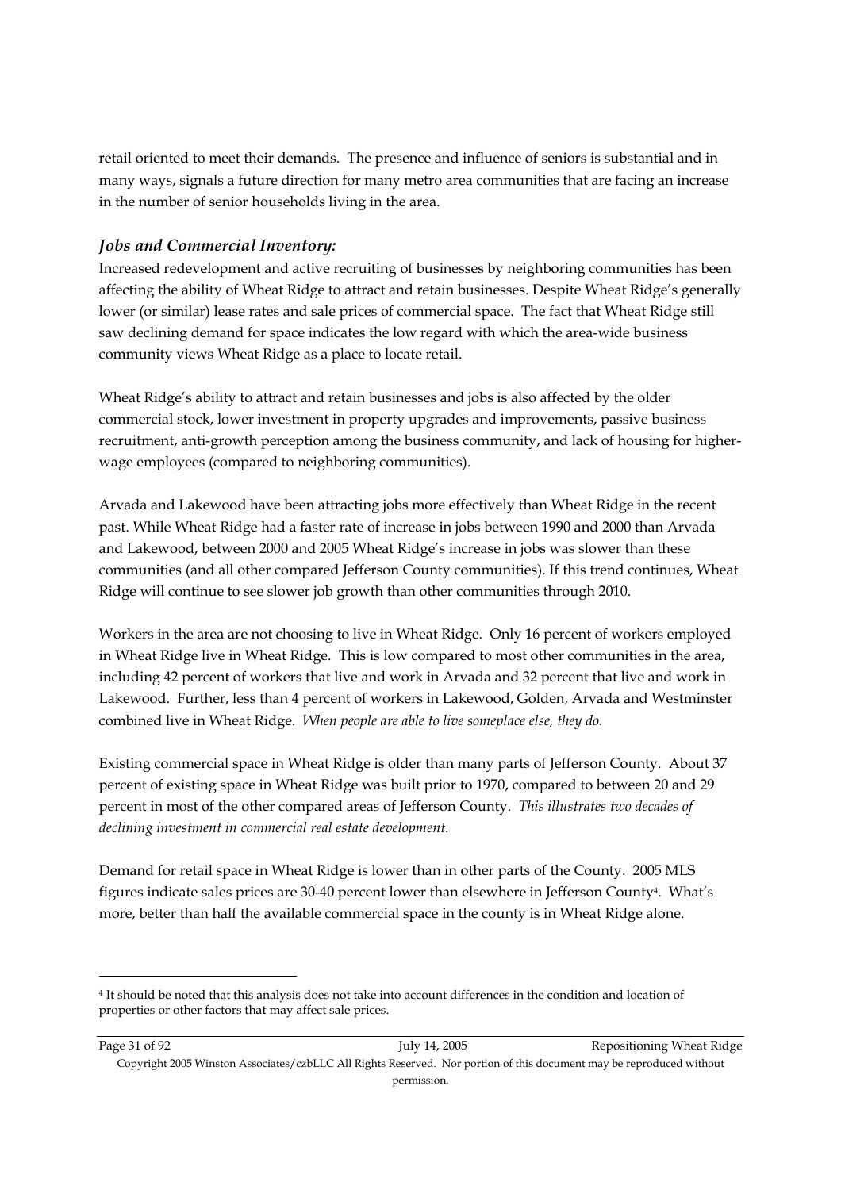retail oriented to meet their demands. The presence and influence of seniors is substantial and in many ways, signals a future direction for many metro area communities that are facing an increase in the number of senior households living in the area.

### *Jobs and Commercial Inventory:*

Increased redevelopment and active recruiting of businesses by neighboring communities has been affecting the ability of Wheat Ridge to attract and retain businesses. Despite Wheat Ridge's generally lower (or similar) lease rates and sale prices of commercial space. The fact that Wheat Ridge still saw declining demand for space indicates the low regard with which the area-wide business community views Wheat Ridge as a place to locate retail.

Wheat Ridge's ability to attract and retain businesses and jobs is also affected by the older commercial stock, lower investment in property upgrades and improvements, passive business recruitment, anti-growth perception among the business community, and lack of housing for higher-wage employees (compared to neighboring communities).

Arvada and Lakewood have been attracting jobs more effectively than Wheat Ridge in the recent past. While Wheat Ridge had a faster rate of increase in jobs between 1990 and 2000 than Arvada and Lakewood, between 2000 and 2005 Wheat Ridge's increase in jobs was slower than these communities (and all other compared Jefferson County communities). If this trend continues, Wheat Ridge will continue to see slower job growth than other communities through 2010.

Workers in the area are not choosing to live in Wheat Ridge. Only 16 percent of workers employed in Wheat Ridge live in Wheat Ridge. This is low compared to most other communities in the area, including 42 percent of workers that live and work in Arvada and 32 percent that live and work in Lakewood. Further, less than 4 percent of workers in Lakewood, Golden, Arvada and Westminster combined live in Wheat Ridge. *When people are able to live someplace else, they do.*

Existing commercial space in Wheat Ridge is older than many parts of Jefferson County. About 37 percent of existing space in Wheat Ridge was built prior to 1970, compared to between 20 and 29 percent in most of the other compared areas of Jefferson County. *This illustrates two decades of declining investment in commercial real estate development.*

Demand for retail space in Wheat Ridge is lower than in other parts of the County. 2005 MLS figures indicate sales prices are 30-40 percent lower than elsewhere in Jefferson County[4]. What's more, better than half the available commercial space in the county is in Wheat Ridge alone.

---

[4] It should be noted that this analysis does not take into account differences in the condition and location of properties or other factors that may affect sale prices.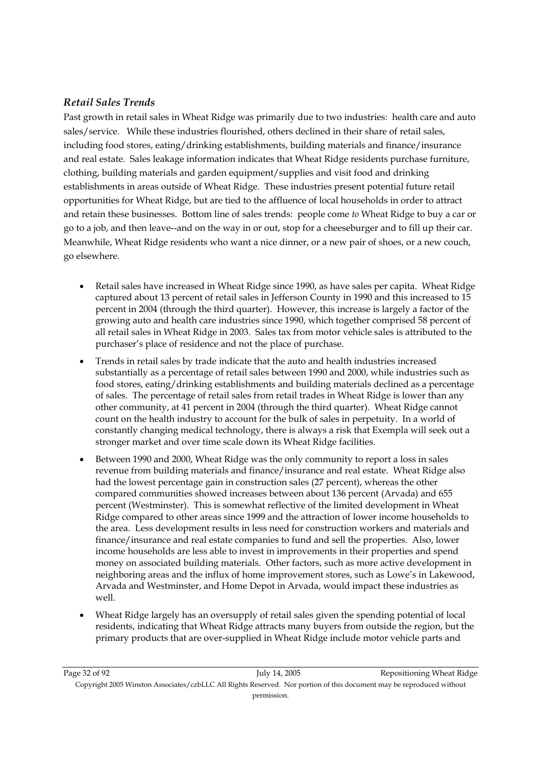### *Retail Sales Trends*

Past growth in retail sales in Wheat Ridge was primarily due to two industries: health care and auto sales/service. While these industries flourished, others declined in their share of retail sales, including food stores, eating/drinking establishments, building materials and finance/insurance and real estate. Sales leakage information indicates that Wheat Ridge residents purchase furniture, clothing, building materials and garden equipment/supplies and visit food and drinking establishments in areas outside of Wheat Ridge. These industries present potential future retail opportunities for Wheat Ridge, but are tied to the affluence of local households in order to attract and retain these businesses. Bottom line of sales trends: people come *to* Wheat Ridge to buy a car or go to a job, and then leave--and on the way in or out, stop for a cheeseburger and to fill up their car. Meanwhile, Wheat Ridge residents who want a nice dinner, or a new pair of shoes, or a new couch, go elsewhere.

- Retail sales have increased in Wheat Ridge since 1990, as have sales per capita. Wheat Ridge captured about 13 percent of retail sales in Jefferson County in 1990 and this increased to 15 percent in 2004 (through the third quarter). However, this increase is largely a factor of the growing auto and health care industries since 1990, which together comprised 58 percent of all retail sales in Wheat Ridge in 2003. Sales tax from motor vehicle sales is attributed to the purchaser's place of residence and not the place of purchase.
- Trends in retail sales by trade indicate that the auto and health industries increased substantially as a percentage of retail sales between 1990 and 2000, while industries such as food stores, eating/drinking establishments and building materials declined as a percentage of sales. The percentage of retail sales from retail trades in Wheat Ridge is lower than any other community, at 41 percent in 2004 (through the third quarter). Wheat Ridge cannot count on the health industry to account for the bulk of sales in perpetuity. In a world of constantly changing medical technology, there is always a risk that Exempla will seek out a stronger market and over time scale down its Wheat Ridge facilities.
- Between 1990 and 2000, Wheat Ridge was the only community to report a loss in sales revenue from building materials and finance/insurance and real estate. Wheat Ridge also had the lowest percentage gain in construction sales (27 percent), whereas the other compared communities showed increases between about 136 percent (Arvada) and 655 percent (Westminster). This is somewhat reflective of the limited development in Wheat Ridge compared to other areas since 1999 and the attraction of lower income households to the area. Less development results in less need for construction workers and materials and finance/insurance and real estate companies to fund and sell the properties. Also, lower income households are less able to invest in improvements in their properties and spend money on associated building materials. Other factors, such as more active development in neighboring areas and the influx of home improvement stores, such as Lowe's in Lakewood, Arvada and Westminster, and Home Depot in Arvada, would impact these industries as well.
- Wheat Ridge largely has an oversupply of retail sales given the spending potential of local residents, indicating that Wheat Ridge attracts many buyers from outside the region, but the primary products that are over-supplied in Wheat Ridge include motor vehicle parts and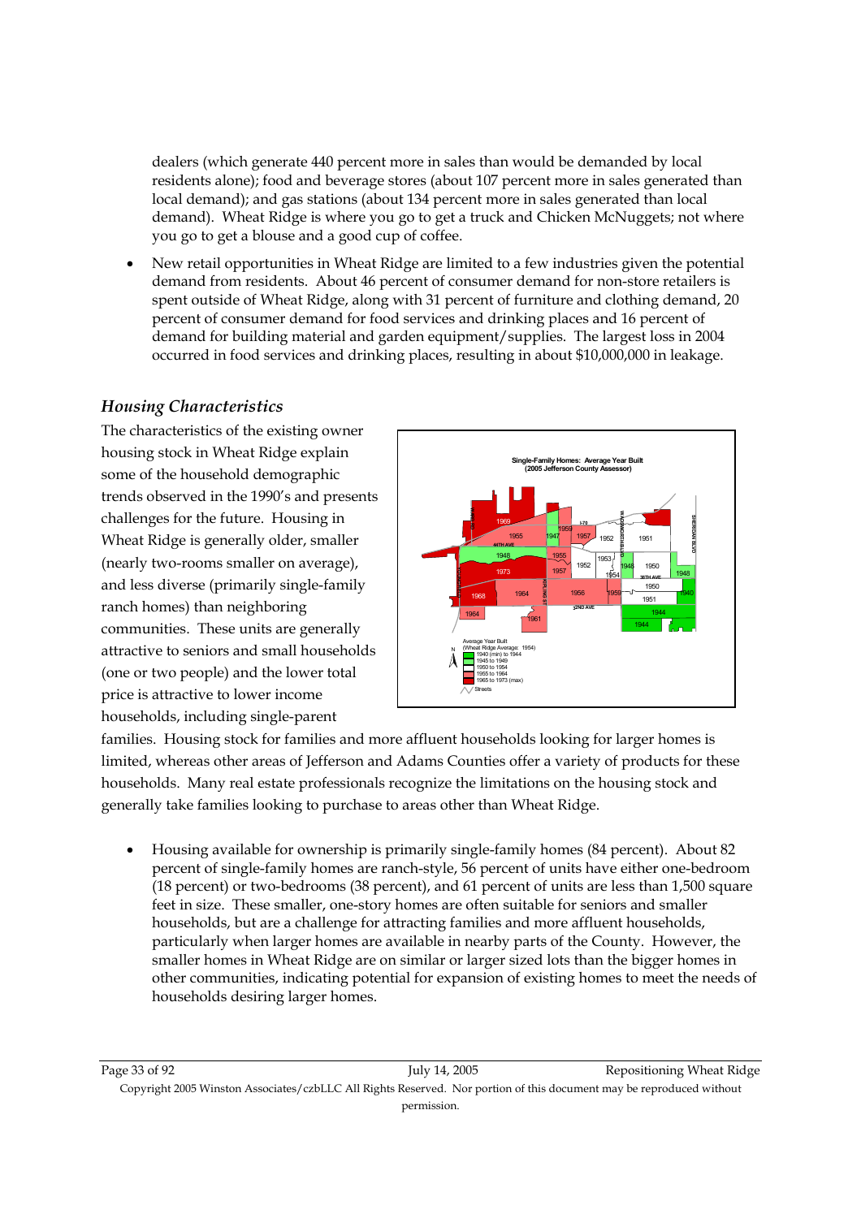dealers (which generate 440 percent more in sales than would be demanded by local residents alone); food and beverage stores (about 107 percent more in sales generated than local demand); and gas stations (about 134 percent more in sales generated than local demand). Wheat Ridge is where you go to get a truck and Chicken McNuggets; not where you go to get a blouse and a good cup of coffee.

- New retail opportunities in Wheat Ridge are limited to a few industries given the potential demand from residents. About 46 percent of consumer demand for non-store retailers is spent outside of Wheat Ridge, along with 31 percent of furniture and clothing demand, 20 percent of consumer demand for food services and drinking places and 16 percent of demand for building material and garden equipment/supplies. The largest loss in 2004 occurred in food services and drinking places, resulting in about $10,000,000 in leakage.

### *Housing Characteristics*

The characteristics of the existing owner housing stock in Wheat Ridge explain some of the household demographic trends observed in the 1990's and presents challenges for the future. Housing in Wheat Ridge is generally older, smaller (nearly two-rooms smaller on average), and less diverse (primarily single-family ranch homes) than neighboring communities. These units are generally attractive to seniors and small households (one or two people) and the lower total price is attractive to lower income households, including single-parent families. Housing stock for families and more affluent households looking for larger homes is limited, whereas other areas of Jefferson and Adams Counties offer a variety of products for these households. Many real estate professionals recognize the limitations on the housing stock and generally take families looking to purchase to areas other than Wheat Ridge.

- Housing available for ownership is primarily single-family homes (84 percent). About 82 percent of single-family homes are ranch-style, 56 percent of units have either one-bedroom (18 percent) or two-bedrooms (38 percent), and 61 percent of units are less than 1,500 square feet in size. These smaller, one-story homes are often suitable for seniors and smaller households, but are a challenge for attracting families and more affluent households, particularly when larger homes are available in nearby parts of the County. However, the smaller homes in Wheat Ridge are on similar or larger sized lots than the bigger homes in other communities, indicating potential for expansion of existing homes to meet the needs of households desiring larger homes.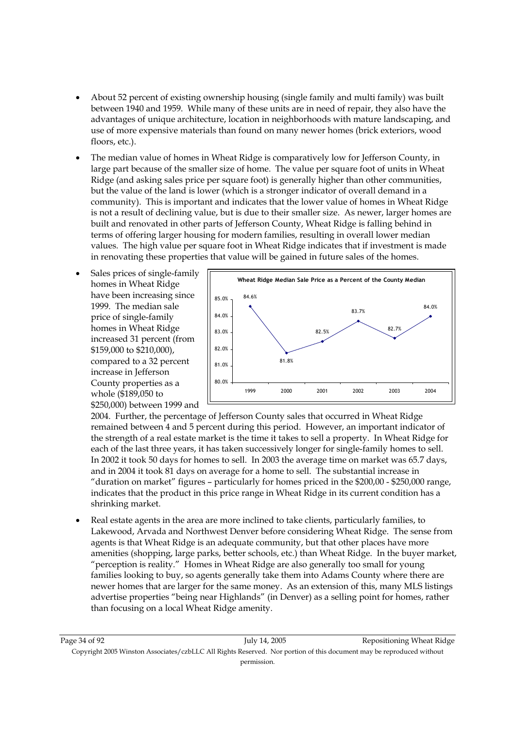- About 52 percent of existing ownership housing (single family and multi family) was built between 1940 and 1959. While many of these units are in need of repair, they also have the advantages of unique architecture, location in neighborhoods with mature landscaping, and use of more expensive materials than found on many newer homes (brick exteriors, wood floors, etc.).

- The median value of homes in Wheat Ridge is comparatively low for Jefferson County, in large part because of the smaller size of home. The value per square foot of units in Wheat Ridge (and asking sales price per square foot) is generally higher than other communities, but the value of the land is lower (which is a stronger indicator of overall demand in a community). This is important and indicates that the lower value of homes in Wheat Ridge is not a result of declining value, but is due to their smaller size. As newer, larger homes are built and renovated in other parts of Jefferson County, Wheat Ridge is falling behind in terms of offering larger housing for modern families, resulting in overall lower median values. The high value per square foot in Wheat Ridge indicates that if investment is made in renovating these properties that value will be gained in future sales of the homes.

- Sales prices of single-family homes in Wheat Ridge have been increasing since 1999. The median sale price of single-family homes in Wheat Ridge increased 31 percent (from $159,000 to $210,000), compared to a 32 percent increase in Jefferson County properties as a whole ($189,050 to $250,000) between 1999 and 2004. Further, the percentage of Jefferson County sales that occurred in Wheat Ridge remained between 4 and 5 percent during this period. However, an important indicator of the strength of a real estate market is the time it takes to sell a property. In Wheat Ridge for each of the last three years, it has taken successively longer for single-family homes to sell. In 2002 it took 50 days for homes to sell. In 2003 the average time on market was 65.7 days, and in 2004 it took 81 days on average for a home to sell. The substantial increase in "duration on market" figures – particularly for homes priced in the $200,00 - $250,000 range, indicates that the product in this price range in Wheat Ridge in its current condition has a shrinking market.

**Wheat Ridge Median Sale Price as a Percent of the County Median**

| 1999 | 2000 | 2001 | 2002 | 2003 | 2004 |
|---|---|---|---|---|---|
| 84.6% | 81.8% | 82.5% | 83.7% | 82.7% | 84.0% |

- Real estate agents in the area are more inclined to take clients, particularly families, to Lakewood, Arvada and Northwest Denver before considering Wheat Ridge. The sense from agents is that Wheat Ridge is an adequate community, but that other places have more amenities (shopping, large parks, better schools, etc.) than Wheat Ridge. In the buyer market, "perception is reality." Homes in Wheat Ridge are also generally too small for young families looking to buy, so agents generally take them into Adams County where there are newer homes that are larger for the same money. As an extension of this, many MLS listings advertise properties "being near Highlands" (in Denver) as a selling point for homes, rather than focusing on a local Wheat Ridge amenity.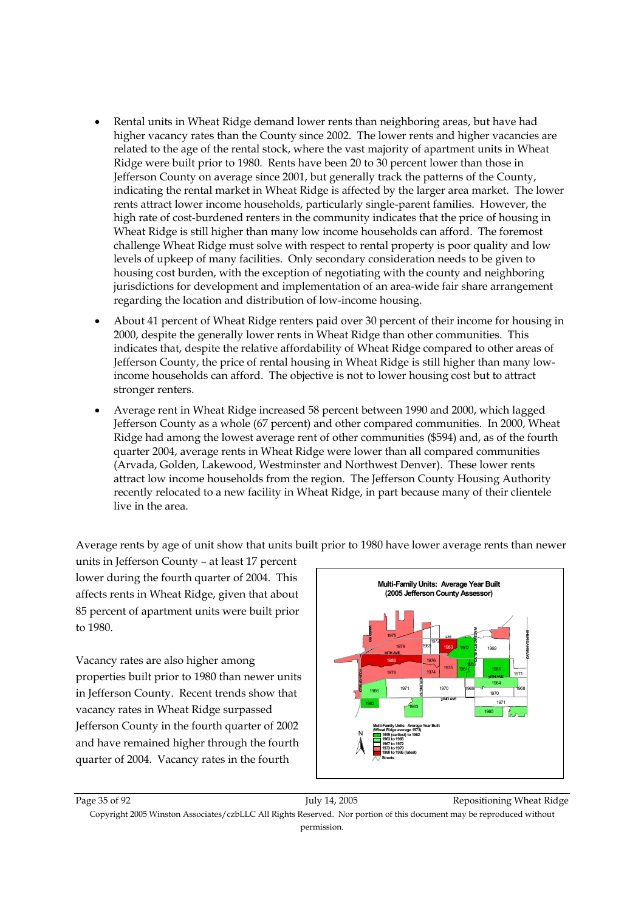- Rental units in Wheat Ridge demand lower rents than neighboring areas, but have had higher vacancy rates than the County since 2002. The lower rents and higher vacancies are related to the age of the rental stock, where the vast majority of apartment units in Wheat Ridge were built prior to 1980. Rents have been 20 to 30 percent lower than those in Jefferson County on average since 2001, but generally track the patterns of the County, indicating the rental market in Wheat Ridge is affected by the larger area market. The lower rents attract lower income households, particularly single-parent families. However, the high rate of cost-burdened renters in the community indicates that the price of housing in Wheat Ridge is still higher than many low income households can afford. The foremost challenge Wheat Ridge must solve with respect to rental property is poor quality and low levels of upkeep of many facilities. Only secondary consideration needs to be given to housing cost burden, with the exception of negotiating with the county and neighboring jurisdictions for development and implementation of an area-wide fair share arrangement regarding the location and distribution of low-income housing.
- About 41 percent of Wheat Ridge renters paid over 30 percent of their income for housing in 2000, despite the generally lower rents in Wheat Ridge than other communities. This indicates that, despite the relative affordability of Wheat Ridge compared to other areas of Jefferson County, the price of rental housing in Wheat Ridge is still higher than many low-income households can afford. The objective is not to lower housing cost but to attract stronger renters.
- Average rent in Wheat Ridge increased 58 percent between 1990 and 2000, which lagged Jefferson County as a whole (67 percent) and other compared communities. In 2000, Wheat Ridge had among the lowest average rent of other communities ($594) and, as of the fourth quarter 2004, average rents in Wheat Ridge were lower than all compared communities (Arvada, Golden, Lakewood, Westminster and Northwest Denver). These lower rents attract low income households from the region. The Jefferson County Housing Authority recently relocated to a new facility in Wheat Ridge, in part because many of their clientele live in the area.

Average rents by age of unit show that units built prior to 1980 have lower average rents than newer units in Jefferson County – at least 17 percent lower during the fourth quarter of 2004. This affects rents in Wheat Ridge, given that about 85 percent of apartment units were built prior to 1980.

Vacancy rates are also higher among properties built prior to 1980 than newer units in Jefferson County. Recent trends show that vacancy rates in Wheat Ridge surpassed Jefferson County in the fourth quarter of 2002 and have remained higher through the fourth quarter of 2004. Vacancy rates in the fourth

**Multi-Family Units: Average Year Built (2005 Jefferson County Assessor)**

Multi-Family Units: Average Year Built (Wheat Ridge average 1973)
- 1959 (earliest) to 1962
- 1963 to 1966
- 1967 to 1972
- 1973 to 1979
- 1980 to 1986 (latest)
- Streets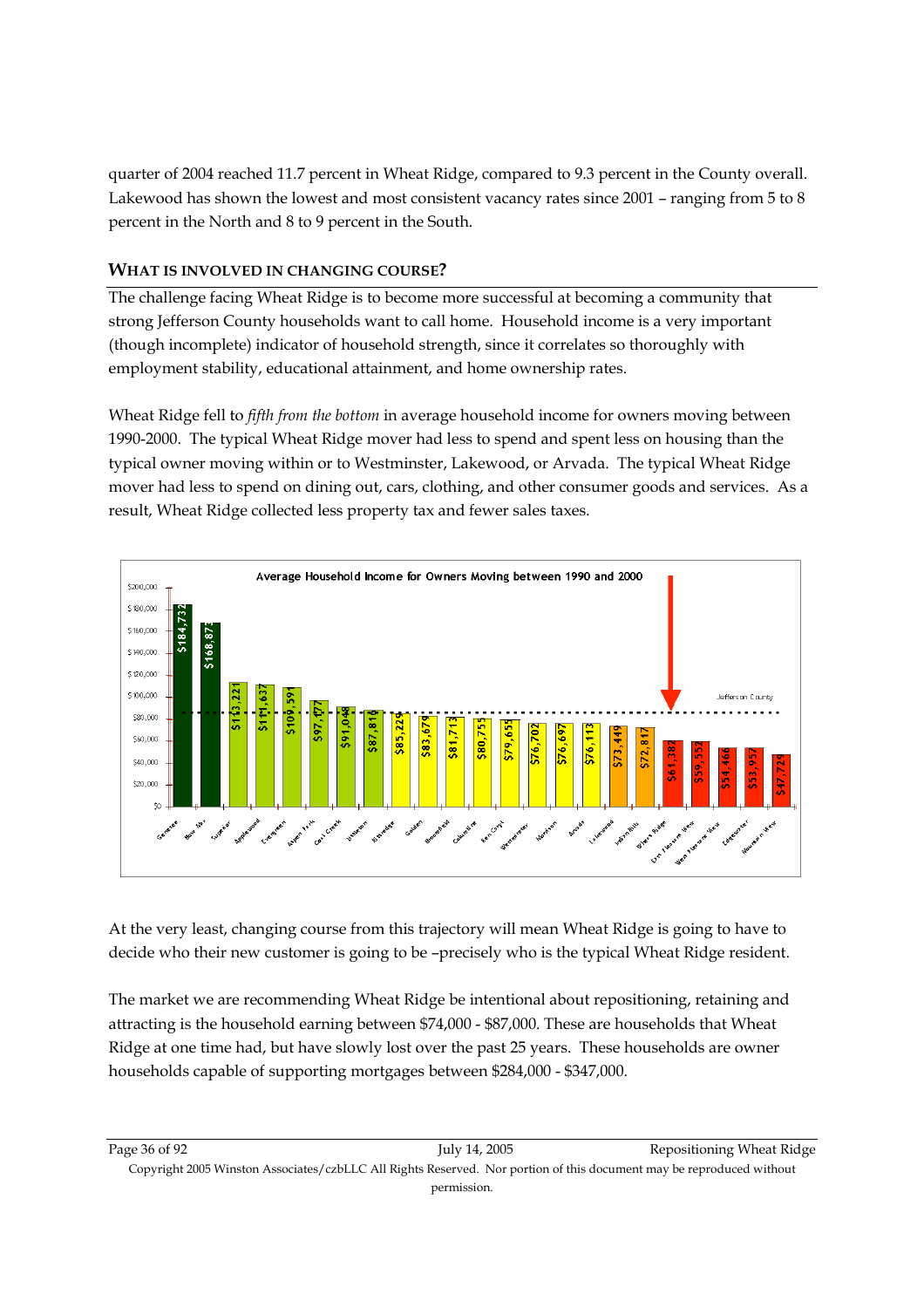quarter of 2004 reached 11.7 percent in Wheat Ridge, compared to 9.3 percent in the County overall. Lakewood has shown the lowest and most consistent vacancy rates since 2001 – ranging from 5 to 8 percent in the North and 8 to 9 percent in the South.

### WHAT IS INVOLVED IN CHANGING COURSE?

The challenge facing Wheat Ridge is to become more successful at becoming a community that strong Jefferson County households want to call home. Household income is a very important (though incomplete) indicator of household strength, since it correlates so thoroughly with employment stability, educational attainment, and home ownership rates.

Wheat Ridge fell to *fifth from the bottom* in average household income for owners moving between 1990-2000. The typical Wheat Ridge mover had less to spend and spent less on housing than the typical owner moving within or to Westminster, Lakewood, or Arvada. The typical Wheat Ridge mover had less to spend on dining out, cars, clothing, and other consumer goods and services. As a result, Wheat Ridge collected less property tax and fewer sales taxes.

**Average Household Income for Owners Moving between 1990 and 2000**

| Community | Average Household Income |
|---|---|
| Genesee | $184,732 |
| Bow Mar | $168,873 |
| Superior | $113,221 |
| Applewood | $111,637 |
| Evergreen | $109,591 |
| Aspen Park | $97,177 |
| Coal Creek | $91,048 |
| Littleton | $87,816 |
| Kittredge | $85,229 |
| Golden | $83,679 |
| Broomfield | $81,713 |
| Columbine | $80,755 |
| Ken Caryl | $79,655 |
| Westminster | $76,702 |
| Morrison | $76,697 |
| Arvada | $76,113 |
| Lakewood | $73,449 |
| Indian Hills | $72,817 |
| Wheat Ridge | $61,382 |
| East Pleasant View | $59,552 |
| West Pleasant View | $54,466 |
| Edgewater | $53,957 |
| Mountain View | $47,729 |

(Dotted line: Jefferson County)

At the very least, changing course from this trajectory will mean Wheat Ridge is going to have to decide who their new customer is going to be –precisely who is the typical Wheat Ridge resident.

The market we are recommending Wheat Ridge be intentional about repositioning, retaining and attracting is the household earning between $74,000 - $87,000. These are households that Wheat Ridge at one time had, but have slowly lost over the past 25 years. These households are owner households capable of supporting mortgages between $284,000 - $347,000.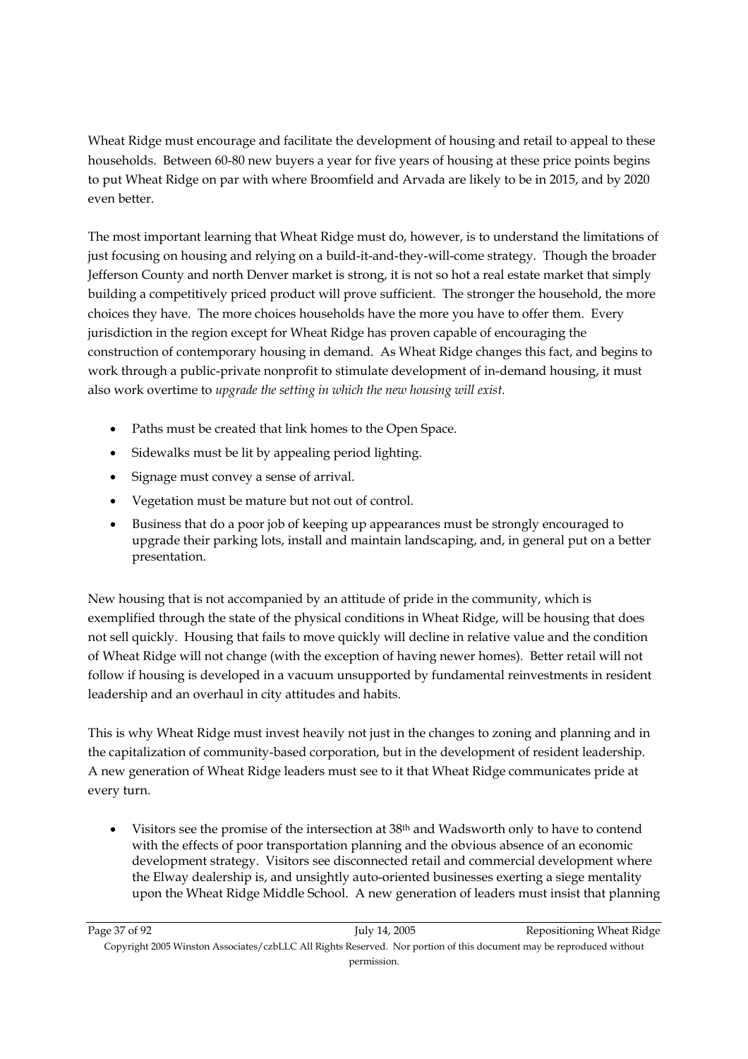Wheat Ridge must encourage and facilitate the development of housing and retail to appeal to these households. Between 60-80 new buyers a year for five years of housing at these price points begins to put Wheat Ridge on par with where Broomfield and Arvada are likely to be in 2015, and by 2020 even better.

The most important learning that Wheat Ridge must do, however, is to understand the limitations of just focusing on housing and relying on a build-it-and-they-will-come strategy. Though the broader Jefferson County and north Denver market is strong, it is not so hot a real estate market that simply building a competitively priced product will prove sufficient. The stronger the household, the more choices they have. The more choices households have the more you have to offer them. Every jurisdiction in the region except for Wheat Ridge has proven capable of encouraging the construction of contemporary housing in demand. As Wheat Ridge changes this fact, and begins to work through a public-private nonprofit to stimulate development of in-demand housing, it must also work overtime to *upgrade the setting in which the new housing will exist.*

- Paths must be created that link homes to the Open Space.
- Sidewalks must be lit by appealing period lighting.
- Signage must convey a sense of arrival.
- Vegetation must be mature but not out of control.
- Business that do a poor job of keeping up appearances must be strongly encouraged to upgrade their parking lots, install and maintain landscaping, and, in general put on a better presentation.

New housing that is not accompanied by an attitude of pride in the community, which is exemplified through the state of the physical conditions in Wheat Ridge, will be housing that does not sell quickly. Housing that fails to move quickly will decline in relative value and the condition of Wheat Ridge will not change (with the exception of having newer homes). Better retail will not follow if housing is developed in a vacuum unsupported by fundamental reinvestments in resident leadership and an overhaul in city attitudes and habits.

This is why Wheat Ridge must invest heavily not just in the changes to zoning and planning and in the capitalization of community-based corporation, but in the development of resident leadership. A new generation of Wheat Ridge leaders must see to it that Wheat Ridge communicates pride at every turn.

- Visitors see the promise of the intersection at 38th and Wadsworth only to have to contend with the effects of poor transportation planning and the obvious absence of an economic development strategy. Visitors see disconnected retail and commercial development where the Elway dealership is, and unsightly auto-oriented businesses exerting a siege mentality upon the Wheat Ridge Middle School. A new generation of leaders must insist that planning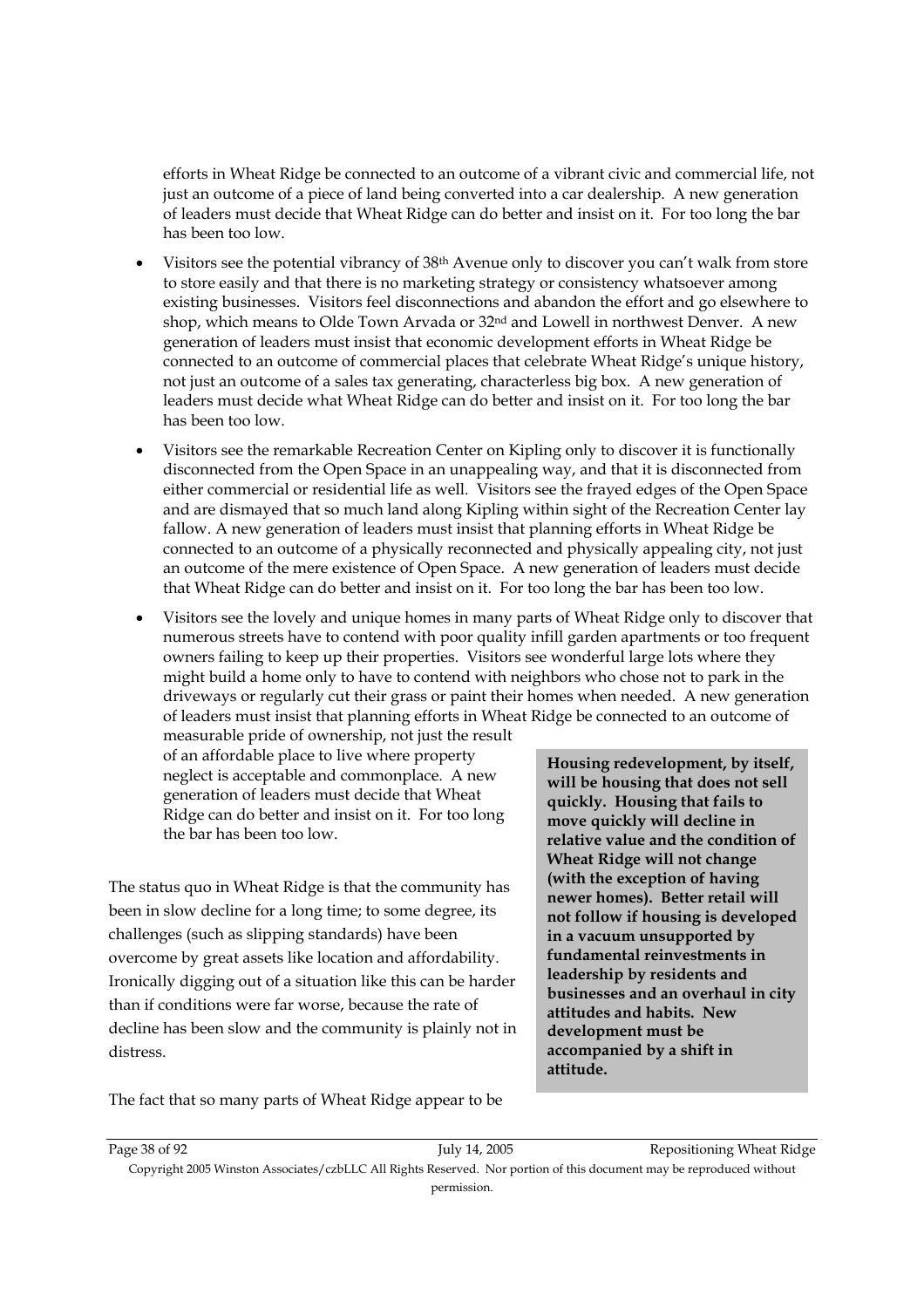efforts in Wheat Ridge be connected to an outcome of a vibrant civic and commercial life, not just an outcome of a piece of land being converted into a car dealership. A new generation of leaders must decide that Wheat Ridge can do better and insist on it. For too long the bar has been too low.

- Visitors see the potential vibrancy of 38th Avenue only to discover you can't walk from store to store easily and that there is no marketing strategy or consistency whatsoever among existing businesses. Visitors feel disconnections and abandon the effort and go elsewhere to shop, which means to Olde Town Arvada or 32nd and Lowell in northwest Denver. A new generation of leaders must insist that economic development efforts in Wheat Ridge be connected to an outcome of commercial places that celebrate Wheat Ridge's unique history, not just an outcome of a sales tax generating, characterless big box. A new generation of leaders must decide what Wheat Ridge can do better and insist on it. For too long the bar has been too low.
- Visitors see the remarkable Recreation Center on Kipling only to discover it is functionally disconnected from the Open Space in an unappealing way, and that it is disconnected from either commercial or residential life as well. Visitors see the frayed edges of the Open Space and are dismayed that so much land along Kipling within sight of the Recreation Center lay fallow. A new generation of leaders must insist that planning efforts in Wheat Ridge be connected to an outcome of a physically reconnected and physically appealing city, not just an outcome of the mere existence of Open Space. A new generation of leaders must decide that Wheat Ridge can do better and insist on it. For too long the bar has been too low.
- Visitors see the lovely and unique homes in many parts of Wheat Ridge only to discover that numerous streets have to contend with poor quality infill garden apartments or too frequent owners failing to keep up their properties. Visitors see wonderful large lots where they might build a home only to have to contend with neighbors who chose not to park in the driveways or regularly cut their grass or paint their homes when needed. A new generation of leaders must insist that planning efforts in Wheat Ridge be connected to an outcome of measurable pride of ownership, not just the result of an affordable place to live where property neglect is acceptable and commonplace. A new generation of leaders must decide that Wheat Ridge can do better and insist on it. For too long the bar has been too low.

**Housing redevelopment, by itself, will be housing that does not sell quickly. Housing that fails to move quickly will decline in relative value and the condition of Wheat Ridge will not change (with the exception of having newer homes). Better retail will not follow if housing is developed in a vacuum unsupported by fundamental reinvestments in leadership by residents and businesses and an overhaul in city attitudes and habits. New development must be accompanied by a shift in attitude.**

The status quo in Wheat Ridge is that the community has been in slow decline for a long time; to some degree, its challenges (such as slipping standards) have been overcome by great assets like location and affordability. Ironically digging out of a situation like this can be harder than if conditions were far worse, because the rate of decline has been slow and the community is plainly not in distress.

The fact that so many parts of Wheat Ridge appear to be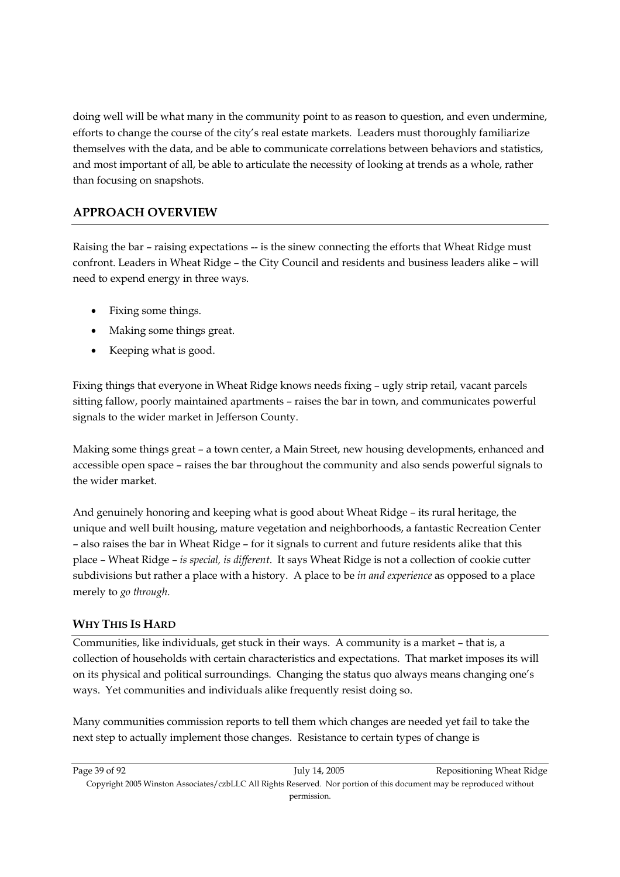doing well will be what many in the community point to as reason to question, and even undermine, efforts to change the course of the city's real estate markets. Leaders must thoroughly familiarize themselves with the data, and be able to communicate correlations between behaviors and statistics, and most important of all, be able to articulate the necessity of looking at trends as a whole, rather than focusing on snapshots.

## APPROACH OVERVIEW

Raising the bar – raising expectations -- is the sinew connecting the efforts that Wheat Ridge must confront. Leaders in Wheat Ridge – the City Council and residents and business leaders alike – will need to expend energy in three ways.

- Fixing some things.
- Making some things great.
- Keeping what is good.

Fixing things that everyone in Wheat Ridge knows needs fixing – ugly strip retail, vacant parcels sitting fallow, poorly maintained apartments – raises the bar in town, and communicates powerful signals to the wider market in Jefferson County.

Making some things great – a town center, a Main Street, new housing developments, enhanced and accessible open space – raises the bar throughout the community and also sends powerful signals to the wider market.

And genuinely honoring and keeping what is good about Wheat Ridge – its rural heritage, the unique and well built housing, mature vegetation and neighborhoods, a fantastic Recreation Center – also raises the bar in Wheat Ridge – for it signals to current and future residents alike that this place – Wheat Ridge – *is special, is different*. It says Wheat Ridge is not a collection of cookie cutter subdivisions but rather a place with a history. A place to be *in and experience* as opposed to a place merely to *go through*.

### WHY THIS IS HARD

Communities, like individuals, get stuck in their ways. A community is a market – that is, a collection of households with certain characteristics and expectations. That market imposes its will on its physical and political surroundings. Changing the status quo always means changing one's ways. Yet communities and individuals alike frequently resist doing so.

Many communities commission reports to tell them which changes are needed yet fail to take the next step to actually implement those changes. Resistance to certain types of change is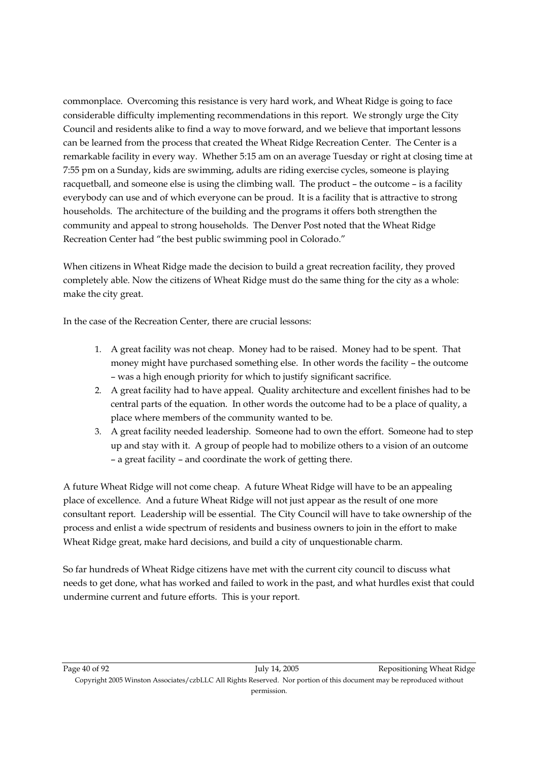commonplace. Overcoming this resistance is very hard work, and Wheat Ridge is going to face considerable difficulty implementing recommendations in this report. We strongly urge the City Council and residents alike to find a way to move forward, and we believe that important lessons can be learned from the process that created the Wheat Ridge Recreation Center. The Center is a remarkable facility in every way. Whether 5:15 am on an average Tuesday or right at closing time at 7:55 pm on a Sunday, kids are swimming, adults are riding exercise cycles, someone is playing racquetball, and someone else is using the climbing wall. The product – the outcome – is a facility everybody can use and of which everyone can be proud. It is a facility that is attractive to strong households. The architecture of the building and the programs it offers both strengthen the community and appeal to strong households. The Denver Post noted that the Wheat Ridge Recreation Center had "the best public swimming pool in Colorado."

When citizens in Wheat Ridge made the decision to build a great recreation facility, they proved completely able. Now the citizens of Wheat Ridge must do the same thing for the city as a whole: make the city great.

In the case of the Recreation Center, there are crucial lessons:

1. A great facility was not cheap. Money had to be raised. Money had to be spent. That money might have purchased something else. In other words the facility – the outcome – was a high enough priority for which to justify significant sacrifice.
2. A great facility had to have appeal. Quality architecture and excellent finishes had to be central parts of the equation. In other words the outcome had to be a place of quality, a place where members of the community wanted to be.
3. A great facility needed leadership. Someone had to own the effort. Someone had to step up and stay with it. A group of people had to mobilize others to a vision of an outcome – a great facility – and coordinate the work of getting there.

A future Wheat Ridge will not come cheap. A future Wheat Ridge will have to be an appealing place of excellence. And a future Wheat Ridge will not just appear as the result of one more consultant report. Leadership will be essential. The City Council will have to take ownership of the process and enlist a wide spectrum of residents and business owners to join in the effort to make Wheat Ridge great, make hard decisions, and build a city of unquestionable charm.

So far hundreds of Wheat Ridge citizens have met with the current city council to discuss what needs to get done, what has worked and failed to work in the past, and what hurdles exist that could undermine current and future efforts. This is your report.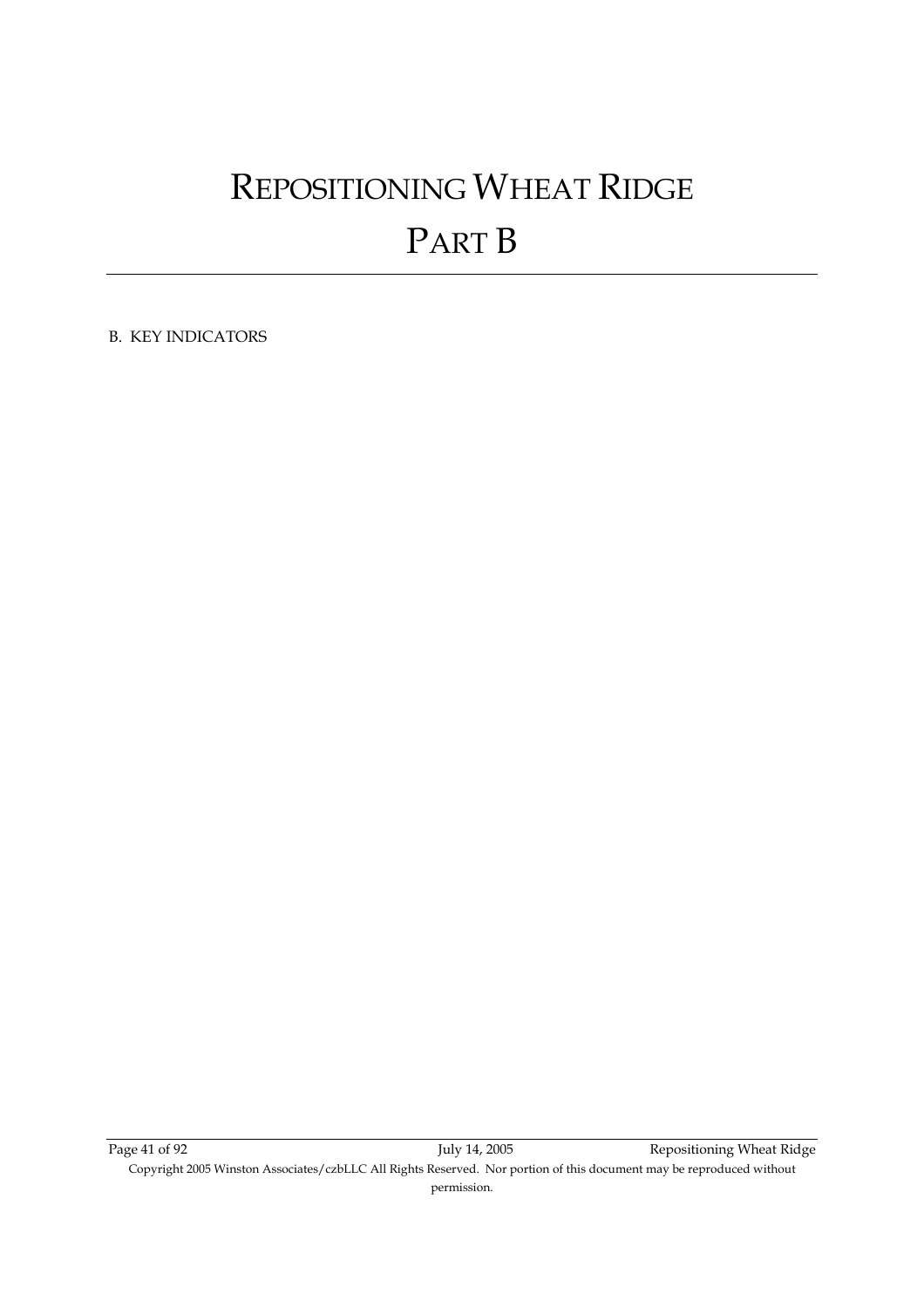# Repositioning Wheat Ridge
# Part B

B. KEY INDICATORS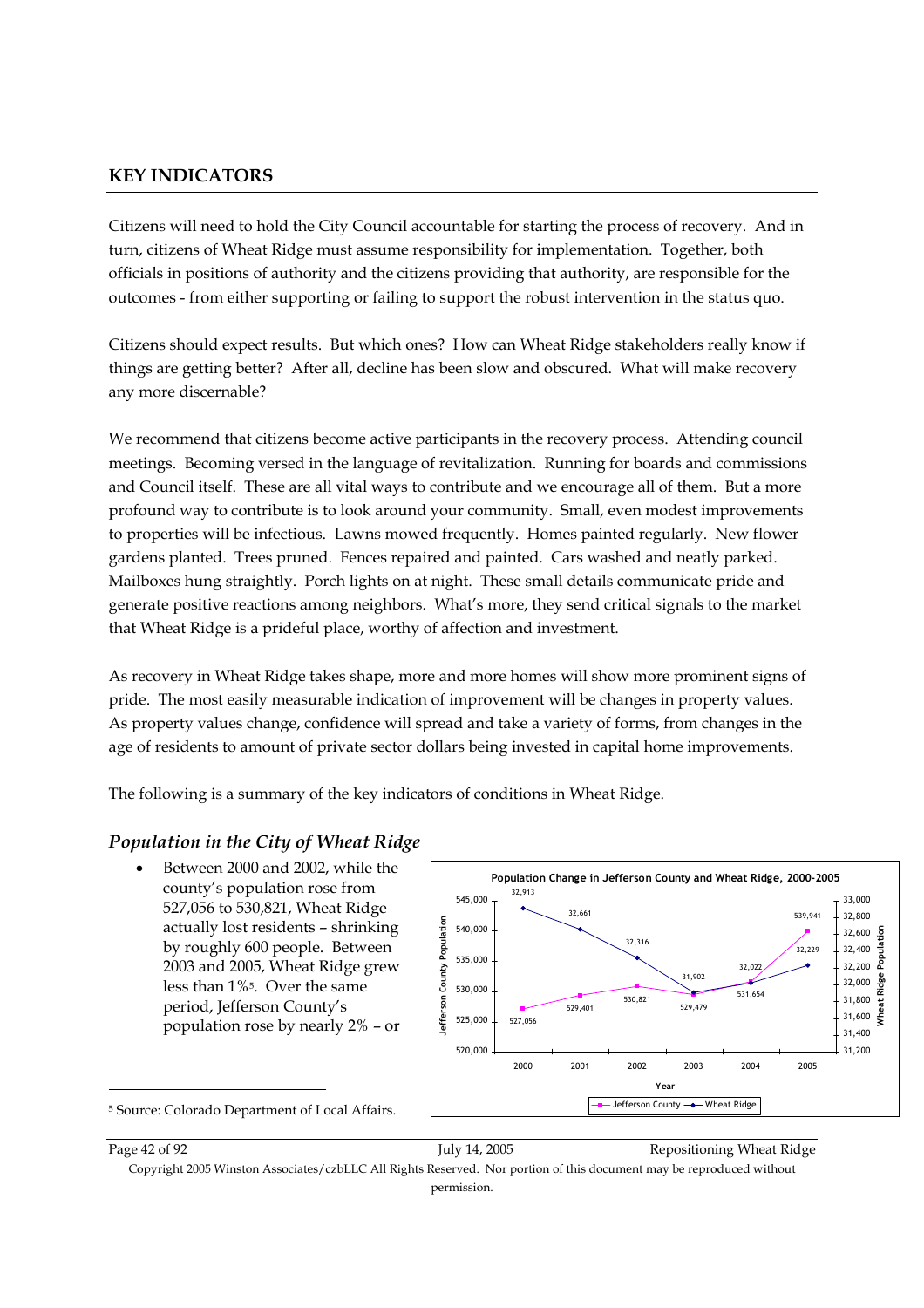## KEY INDICATORS

Citizens will need to hold the City Council accountable for starting the process of recovery. And in turn, citizens of Wheat Ridge must assume responsibility for implementation. Together, both officials in positions of authority and the citizens providing that authority, are responsible for the outcomes - from either supporting or failing to support the robust intervention in the status quo.

Citizens should expect results. But which ones? How can Wheat Ridge stakeholders really know if things are getting better? After all, decline has been slow and obscured. What will make recovery any more discernable?

We recommend that citizens become active participants in the recovery process. Attending council meetings. Becoming versed in the language of revitalization. Running for boards and commissions and Council itself. These are all vital ways to contribute and we encourage all of them. But a more profound way to contribute is to look around your community. Small, even modest improvements to properties will be infectious. Lawns mowed frequently. Homes painted regularly. New flower gardens planted. Trees pruned. Fences repaired and painted. Cars washed and neatly parked. Mailboxes hung straightly. Porch lights on at night. These small details communicate pride and generate positive reactions among neighbors. What's more, they send critical signals to the market that Wheat Ridge is a prideful place, worthy of affection and investment.

As recovery in Wheat Ridge takes shape, more and more homes will show more prominent signs of pride. The most easily measurable indication of improvement will be changes in property values. As property values change, confidence will spread and take a variety of forms, from changes in the age of residents to amount of private sector dollars being invested in capital home improvements.

The following is a summary of the key indicators of conditions in Wheat Ridge.

### *Population in the City of Wheat Ridge*

- Between 2000 and 2002, while the county's population rose from 527,056 to 530,821, Wheat Ridge actually lost residents – shrinking by roughly 600 people. Between 2003 and 2005, Wheat Ridge grew less than 1%[5]. Over the same period, Jefferson County's population rose by nearly 2% – or

**Population Change in Jefferson County and Wheat Ridge, 2000-2005**

| Year | Jefferson County | Wheat Ridge |
|---|---|---|
| 2000 | 527,056 | 32,913 |
| 2001 | 529,401 | 32,661 |
| 2002 | 530,821 | 32,316 |
| 2003 | 529,479 | 31,902 |
| 2004 | 531,654 | 32,022 |
| 2005 | 539,941 | 32,229 |

[5] Source: Colorado Department of Local Affairs.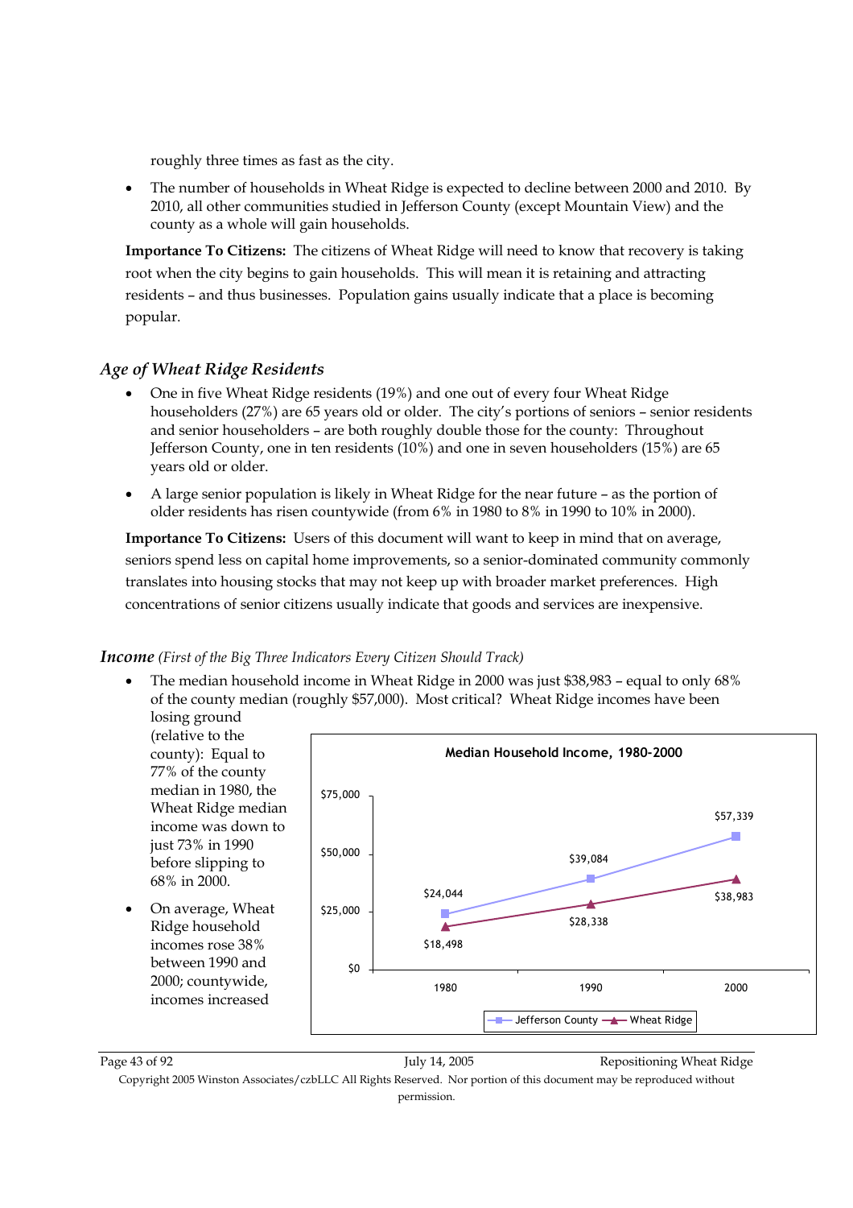roughly three times as fast as the city.

- The number of households in Wheat Ridge is expected to decline between 2000 and 2010. By 2010, all other communities studied in Jefferson County (except Mountain View) and the county as a whole will gain households.

**Importance To Citizens:** The citizens of Wheat Ridge will need to know that recovery is taking root when the city begins to gain households. This will mean it is retaining and attracting residents – and thus businesses. Population gains usually indicate that a place is becoming popular.

### *Age of Wheat Ridge Residents*

- One in five Wheat Ridge residents (19%) and one out of every four Wheat Ridge householders (27%) are 65 years old or older. The city's portions of seniors – senior residents and senior householders – are both roughly double those for the county: Throughout Jefferson County, one in ten residents (10%) and one in seven householders (15%) are 65 years old or older.
- A large senior population is likely in Wheat Ridge for the near future – as the portion of older residents has risen countywide (from 6% in 1980 to 8% in 1990 to 10% in 2000).

**Importance To Citizens:** Users of this document will want to keep in mind that on average, seniors spend less on capital home improvements, so a senior-dominated community commonly translates into housing stocks that may not keep up with broader market preferences. High concentrations of senior citizens usually indicate that goods and services are inexpensive.

### *Income* *(First of the Big Three Indicators Every Citizen Should Track)*

- The median household income in Wheat Ridge in 2000 was just $38,983 – equal to only 68% of the county median (roughly $57,000). Most critical? Wheat Ridge incomes have been losing ground (relative to the county): Equal to 77% of the county median in 1980, the Wheat Ridge median income was down to just 73% in 1990 before slipping to 68% in 2000.
- On average, Wheat Ridge household incomes rose 38% between 1990 and 2000; countywide, incomes increased

**Median Household Income, 1980-2000**

| Year | Jefferson County | Wheat Ridge |
|---|---|---|
| 1980 | $24,044 | $18,498 |
| 1990 | $39,084 | $28,338 |
| 2000 | $57,339 | $38,983 |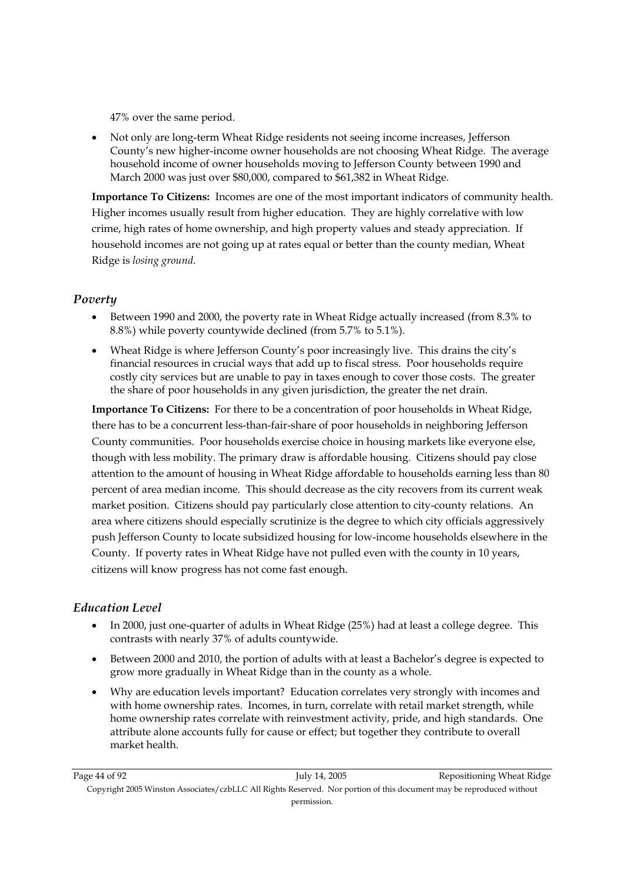47% over the same period.

- Not only are long-term Wheat Ridge residents not seeing income increases, Jefferson County's new higher-income owner households are not choosing Wheat Ridge. The average household income of owner households moving to Jefferson County between 1990 and March 2000 was just over $80,000, compared to $61,382 in Wheat Ridge.

**Importance To Citizens:** Incomes are one of the most important indicators of community health. Higher incomes usually result from higher education. They are highly correlative with low crime, high rates of home ownership, and high property values and steady appreciation. If household incomes are not going up at rates equal or better than the county median, Wheat Ridge is *losing ground.*

### *Poverty*

- Between 1990 and 2000, the poverty rate in Wheat Ridge actually increased (from 8.3% to 8.8%) while poverty countywide declined (from 5.7% to 5.1%).
- Wheat Ridge is where Jefferson County's poor increasingly live. This drains the city's financial resources in crucial ways that add up to fiscal stress. Poor households require costly city services but are unable to pay in taxes enough to cover those costs. The greater the share of poor households in any given jurisdiction, the greater the net drain.

**Importance To Citizens:** For there to be a concentration of poor households in Wheat Ridge, there has to be a concurrent less-than-fair-share of poor households in neighboring Jefferson County communities. Poor households exercise choice in housing markets like everyone else, though with less mobility. The primary draw is affordable housing. Citizens should pay close attention to the amount of housing in Wheat Ridge affordable to households earning less than 80 percent of area median income. This should decrease as the city recovers from its current weak market position. Citizens should pay particularly close attention to city-county relations. An area where citizens should especially scrutinize is the degree to which city officials aggressively push Jefferson County to locate subsidized housing for low-income households elsewhere in the County. If poverty rates in Wheat Ridge have not pulled even with the county in 10 years, citizens will know progress has not come fast enough.

### *Education Level*

- In 2000, just one-quarter of adults in Wheat Ridge (25%) had at least a college degree. This contrasts with nearly 37% of adults countywide.
- Between 2000 and 2010, the portion of adults with at least a Bachelor's degree is expected to grow more gradually in Wheat Ridge than in the county as a whole.
- Why are education levels important? Education correlates very strongly with incomes and with home ownership rates. Incomes, in turn, correlate with retail market strength, while home ownership rates correlate with reinvestment activity, pride, and high standards. One attribute alone accounts fully for cause or effect; but together they contribute to overall market health.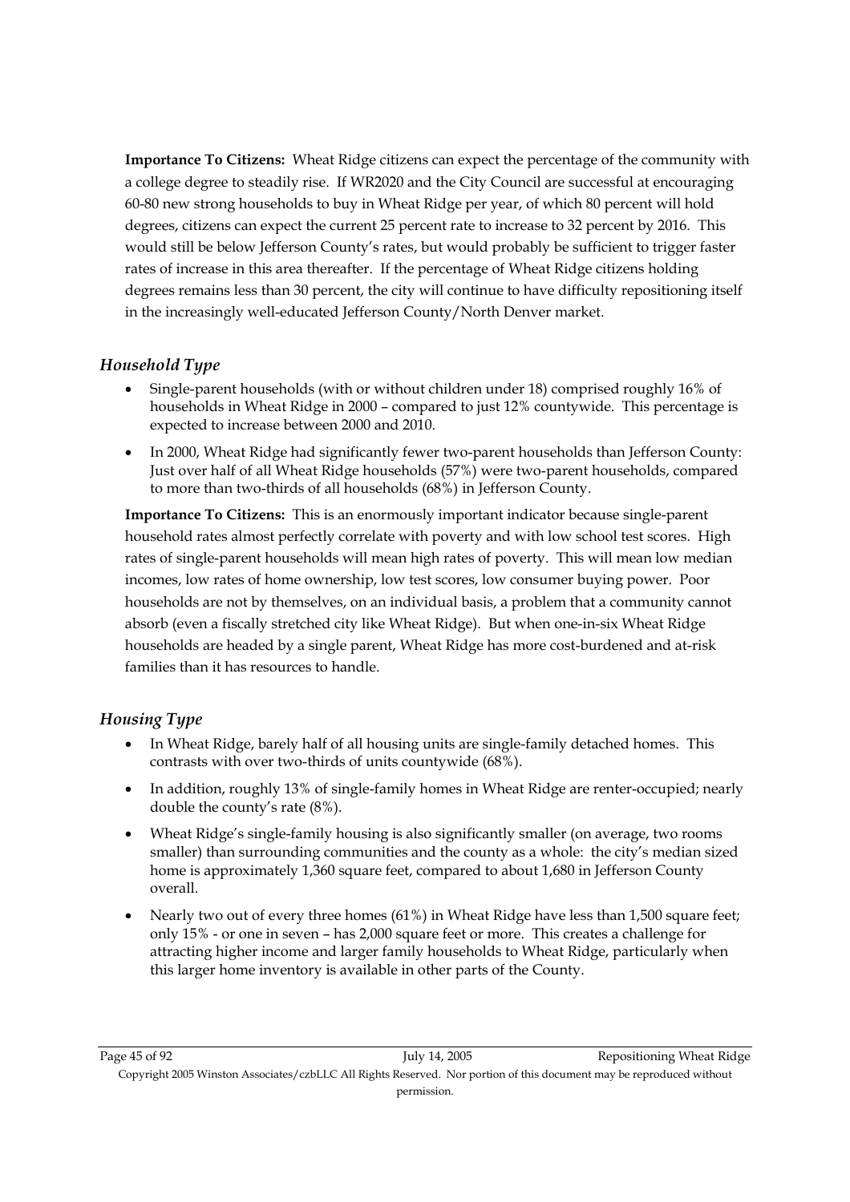**Importance To Citizens:** Wheat Ridge citizens can expect the percentage of the community with a college degree to steadily rise. If WR2020 and the City Council are successful at encouraging 60-80 new strong households to buy in Wheat Ridge per year, of which 80 percent will hold degrees, citizens can expect the current 25 percent rate to increase to 32 percent by 2016. This would still be below Jefferson County's rates, but would probably be sufficient to trigger faster rates of increase in this area thereafter. If the percentage of Wheat Ridge citizens holding degrees remains less than 30 percent, the city will continue to have difficulty repositioning itself in the increasingly well-educated Jefferson County/North Denver market.

### *Household Type*

- Single-parent households (with or without children under 18) comprised roughly 16% of households in Wheat Ridge in 2000 – compared to just 12% countywide. This percentage is expected to increase between 2000 and 2010.
- In 2000, Wheat Ridge had significantly fewer two-parent households than Jefferson County: Just over half of all Wheat Ridge households (57%) were two-parent households, compared to more than two-thirds of all households (68%) in Jefferson County.

**Importance To Citizens:** This is an enormously important indicator because single-parent household rates almost perfectly correlate with poverty and with low school test scores. High rates of single-parent households will mean high rates of poverty. This will mean low median incomes, low rates of home ownership, low test scores, low consumer buying power. Poor households are not by themselves, on an individual basis, a problem that a community cannot absorb (even a fiscally stretched city like Wheat Ridge). But when one-in-six Wheat Ridge households are headed by a single parent, Wheat Ridge has more cost-burdened and at-risk families than it has resources to handle.

### *Housing Type*

- In Wheat Ridge, barely half of all housing units are single-family detached homes. This contrasts with over two-thirds of units countywide (68%).
- In addition, roughly 13% of single-family homes in Wheat Ridge are renter-occupied; nearly double the county's rate (8%).
- Wheat Ridge's single-family housing is also significantly smaller (on average, two rooms smaller) than surrounding communities and the county as a whole: the city's median sized home is approximately 1,360 square feet, compared to about 1,680 in Jefferson County overall.
- Nearly two out of every three homes (61%) in Wheat Ridge have less than 1,500 square feet; only 15% - or one in seven – has 2,000 square feet or more. This creates a challenge for attracting higher income and larger family households to Wheat Ridge, particularly when this larger home inventory is available in other parts of the County.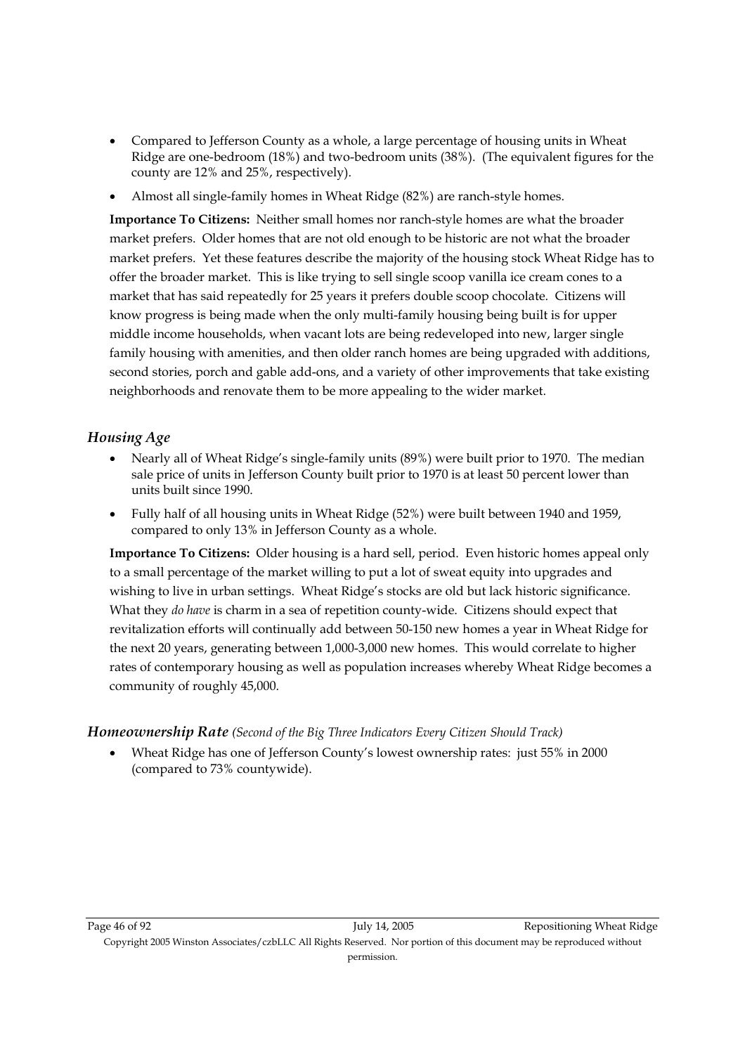- Compared to Jefferson County as a whole, a large percentage of housing units in Wheat Ridge are one-bedroom (18%) and two-bedroom units (38%). (The equivalent figures for the county are 12% and 25%, respectively).
- Almost all single-family homes in Wheat Ridge (82%) are ranch-style homes.

**Importance To Citizens:** Neither small homes nor ranch-style homes are what the broader market prefers. Older homes that are not old enough to be historic are not what the broader market prefers. Yet these features describe the majority of the housing stock Wheat Ridge has to offer the broader market. This is like trying to sell single scoop vanilla ice cream cones to a market that has said repeatedly for 25 years it prefers double scoop chocolate. Citizens will know progress is being made when the only multi-family housing being built is for upper middle income households, when vacant lots are being redeveloped into new, larger single family housing with amenities, and then older ranch homes are being upgraded with additions, second stories, porch and gable add-ons, and a variety of other improvements that take existing neighborhoods and renovate them to be more appealing to the wider market.

### *Housing Age*

- Nearly all of Wheat Ridge's single-family units (89%) were built prior to 1970. The median sale price of units in Jefferson County built prior to 1970 is at least 50 percent lower than units built since 1990.
- Fully half of all housing units in Wheat Ridge (52%) were built between 1940 and 1959, compared to only 13% in Jefferson County as a whole.

**Importance To Citizens:** Older housing is a hard sell, period. Even historic homes appeal only to a small percentage of the market willing to put a lot of sweat equity into upgrades and wishing to live in urban settings. Wheat Ridge's stocks are old but lack historic significance. What they *do have* is charm in a sea of repetition county-wide. Citizens should expect that revitalization efforts will continually add between 50-150 new homes a year in Wheat Ridge for the next 20 years, generating between 1,000-3,000 new homes. This would correlate to higher rates of contemporary housing as well as population increases whereby Wheat Ridge becomes a community of roughly 45,000.

### *Homeownership Rate* *(Second of the Big Three Indicators Every Citizen Should Track)*

- Wheat Ridge has one of Jefferson County's lowest ownership rates: just 55% in 2000 (compared to 73% countywide).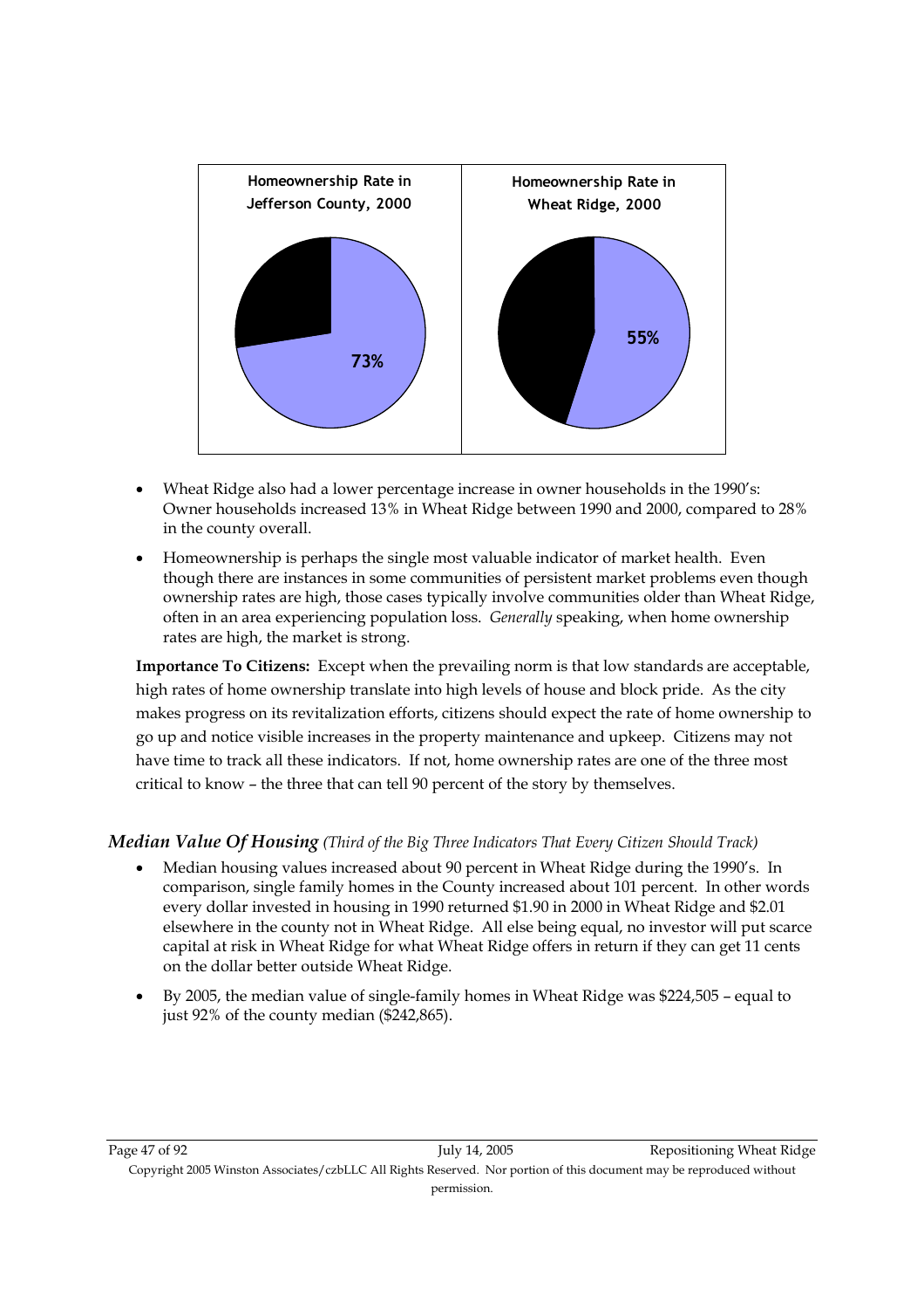**Homeownership Rate in Jefferson County, 2000**

73%

**Homeownership Rate in Wheat Ridge, 2000**

55%

- Wheat Ridge also had a lower percentage increase in owner households in the 1990's: Owner households increased 13% in Wheat Ridge between 1990 and 2000, compared to 28% in the county overall.
- Homeownership is perhaps the single most valuable indicator of market health. Even though there are instances in some communities of persistent market problems even though ownership rates are high, those cases typically involve communities older than Wheat Ridge, often in an area experiencing population loss. *Generally* speaking, when home ownership rates are high, the market is strong.

**Importance To Citizens:** Except when the prevailing norm is that low standards are acceptable, high rates of home ownership translate into high levels of house and block pride. As the city makes progress on its revitalization efforts, citizens should expect the rate of home ownership to go up and notice visible increases in the property maintenance and upkeep. Citizens may not have time to track all these indicators. If not, home ownership rates are one of the three most critical to know – the three that can tell 90 percent of the story by themselves.

### *Median Value Of Housing* *(Third of the Big Three Indicators That Every Citizen Should Track)*

- Median housing values increased about 90 percent in Wheat Ridge during the 1990's. In comparison, single family homes in the County increased about 101 percent. In other words every dollar invested in housing in 1990 returned $1.90 in 2000 in Wheat Ridge and $2.01 elsewhere in the county not in Wheat Ridge. All else being equal, no investor will put scarce capital at risk in Wheat Ridge for what Wheat Ridge offers in return if they can get 11 cents on the dollar better outside Wheat Ridge.
- By 2005, the median value of single-family homes in Wheat Ridge was $224,505 – equal to just 92% of the county median ($242,865).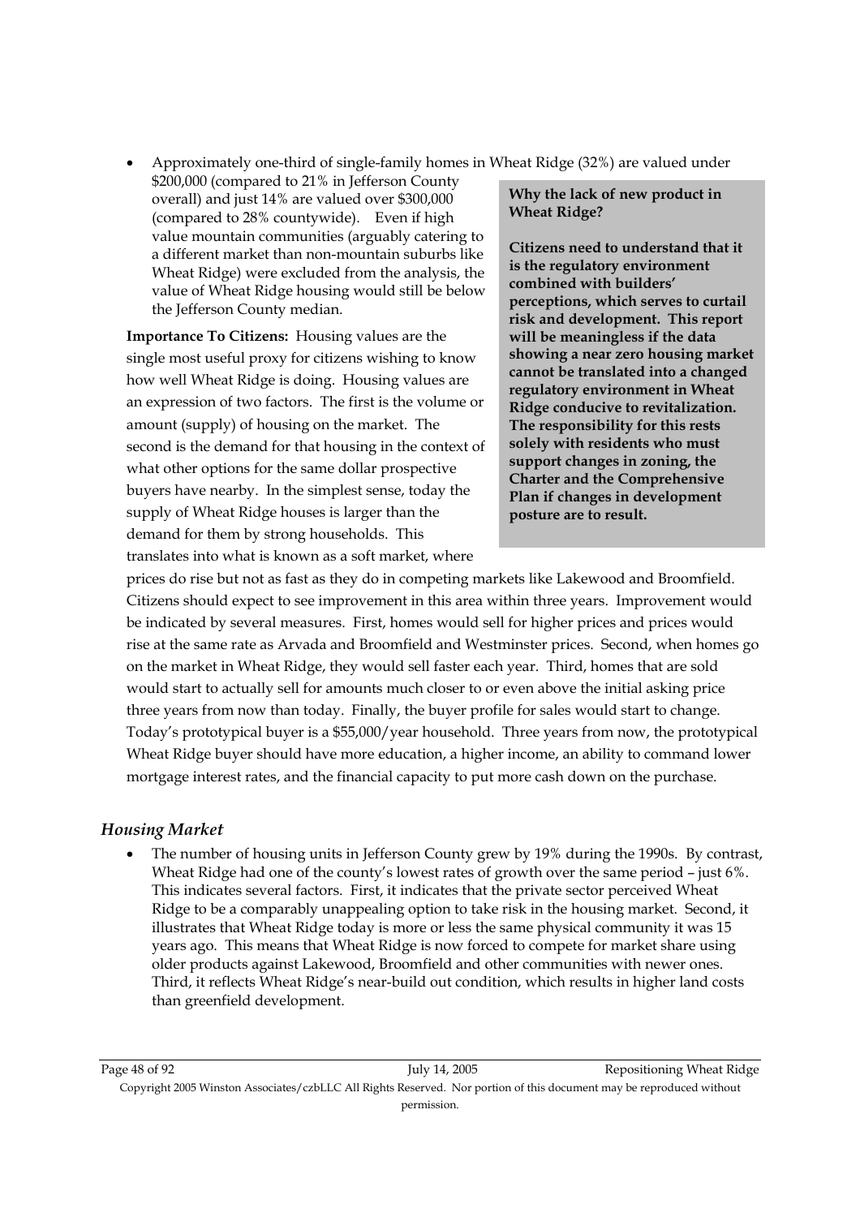- Approximately one-third of single-family homes in Wheat Ridge (32%) are valued under $200,000 (compared to 21% in Jefferson County overall) and just 14% are valued over $300,000 (compared to 28% countywide). Even if high value mountain communities (arguably catering to a different market than non-mountain suburbs like Wheat Ridge) were excluded from the analysis, the value of Wheat Ridge housing would still be below the Jefferson County median.

**Importance To Citizens:** Housing values are the single most useful proxy for citizens wishing to know how well Wheat Ridge is doing. Housing values are an expression of two factors. The first is the volume or amount (supply) of housing on the market. The second is the demand for that housing in the context of what other options for the same dollar prospective buyers have nearby. In the simplest sense, today the supply of Wheat Ridge houses is larger than the demand for them by strong households. This translates into what is known as a soft market, where prices do rise but not as fast as they do in competing markets like Lakewood and Broomfield. Citizens should expect to see improvement in this area within three years. Improvement would be indicated by several measures. First, homes would sell for higher prices and prices would rise at the same rate as Arvada and Broomfield and Westminster prices. Second, when homes go on the market in Wheat Ridge, they would sell faster each year. Third, homes that are sold would start to actually sell for amounts much closer to or even above the initial asking price three years from now than today. Finally, the buyer profile for sales would start to change. Today's prototypical buyer is a $55,000/year household. Three years from now, the prototypical Wheat Ridge buyer should have more education, a higher income, an ability to command lower mortgage interest rates, and the financial capacity to put more cash down on the purchase.

**Why the lack of new product in Wheat Ridge?**

**Citizens need to understand that it is the regulatory environment combined with builders' perceptions, which serves to curtail risk and development. This report will be meaningless if the data showing a near zero housing market cannot be translated into a changed regulatory environment in Wheat Ridge conducive to revitalization. The responsibility for this rests solely with residents who must support changes in zoning, the Charter and the Comprehensive Plan if changes in development posture are to result.**

### *Housing Market*

- The number of housing units in Jefferson County grew by 19% during the 1990s. By contrast, Wheat Ridge had one of the county's lowest rates of growth over the same period – just 6%. This indicates several factors. First, it indicates that the private sector perceived Wheat Ridge to be a comparably unappealing option to take risk in the housing market. Second, it illustrates that Wheat Ridge today is more or less the same physical community it was 15 years ago. This means that Wheat Ridge is now forced to compete for market share using older products against Lakewood, Broomfield and other communities with newer ones. Third, it reflects Wheat Ridge's near-build out condition, which results in higher land costs than greenfield development.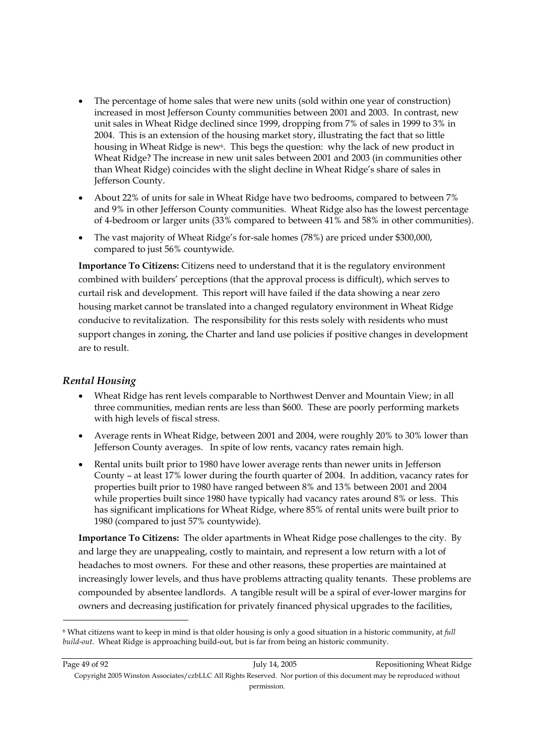- The percentage of home sales that were new units (sold within one year of construction) increased in most Jefferson County communities between 2001 and 2003. In contrast, new unit sales in Wheat Ridge declined since 1999, dropping from 7% of sales in 1999 to 3% in 2004. This is an extension of the housing market story, illustrating the fact that so little housing in Wheat Ridge is new[6]. This begs the question: why the lack of new product in Wheat Ridge? The increase in new unit sales between 2001 and 2003 (in communities other than Wheat Ridge) coincides with the slight decline in Wheat Ridge's share of sales in Jefferson County.
- About 22% of units for sale in Wheat Ridge have two bedrooms, compared to between 7% and 9% in other Jefferson County communities. Wheat Ridge also has the lowest percentage of 4-bedroom or larger units (33% compared to between 41% and 58% in other communities).
- The vast majority of Wheat Ridge's for-sale homes (78%) are priced under $300,000, compared to just 56% countywide.

**Importance To Citizens:** Citizens need to understand that it is the regulatory environment combined with builders' perceptions (that the approval process is difficult), which serves to curtail risk and development. This report will have failed if the data showing a near zero housing market cannot be translated into a changed regulatory environment in Wheat Ridge conducive to revitalization. The responsibility for this rests solely with residents who must support changes in zoning, the Charter and land use policies if positive changes in development are to result.

### *Rental Housing*

- Wheat Ridge has rent levels comparable to Northwest Denver and Mountain View; in all three communities, median rents are less than $600. These are poorly performing markets with high levels of fiscal stress.
- Average rents in Wheat Ridge, between 2001 and 2004, were roughly 20% to 30% lower than Jefferson County averages. In spite of low rents, vacancy rates remain high.
- Rental units built prior to 1980 have lower average rents than newer units in Jefferson County – at least 17% lower during the fourth quarter of 2004. In addition, vacancy rates for properties built prior to 1980 have ranged between 8% and 13% between 2001 and 2004 while properties built since 1980 have typically had vacancy rates around 8% or less. This has significant implications for Wheat Ridge, where 85% of rental units were built prior to 1980 (compared to just 57% countywide).

**Importance To Citizens:** The older apartments in Wheat Ridge pose challenges to the city. By and large they are unappealing, costly to maintain, and represent a low return with a lot of headaches to most owners. For these and other reasons, these properties are maintained at increasingly lower levels, and thus have problems attracting quality tenants. These problems are compounded by absentee landlords. A tangible result will be a spiral of ever-lower margins for owners and decreasing justification for privately financed physical upgrades to the facilities,

---

[6] What citizens want to keep in mind is that older housing is only a good situation in a historic community, at *full build-out*. Wheat Ridge is approaching build-out, but is far from being an historic community.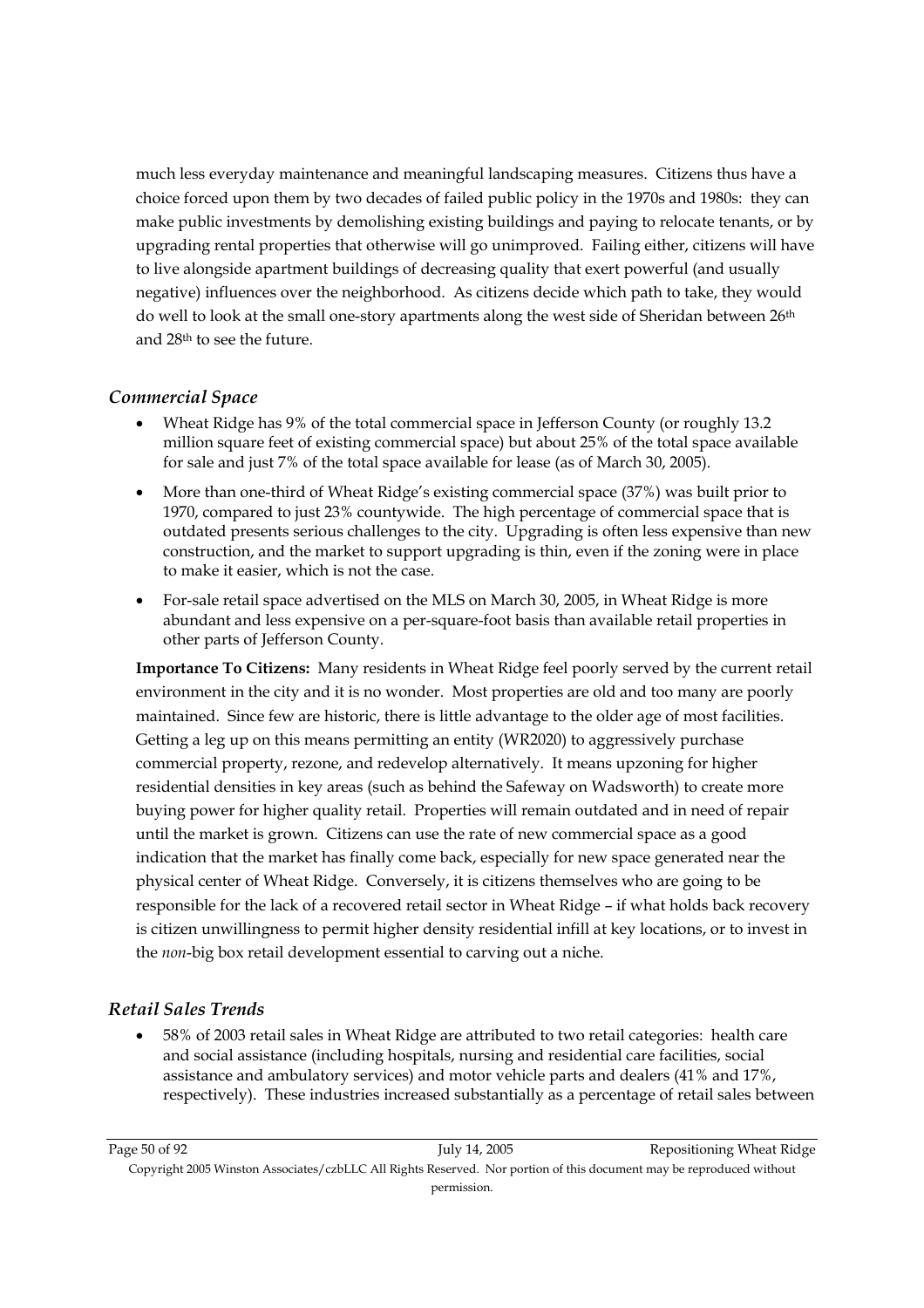much less everyday maintenance and meaningful landscaping measures. Citizens thus have a choice forced upon them by two decades of failed public policy in the 1970s and 1980s: they can make public investments by demolishing existing buildings and paying to relocate tenants, or by upgrading rental properties that otherwise will go unimproved. Failing either, citizens will have to live alongside apartment buildings of decreasing quality that exert powerful (and usually negative) influences over the neighborhood. As citizens decide which path to take, they would do well to look at the small one-story apartments along the west side of Sheridan between 26th and 28th to see the future.

### *Commercial Space*

- Wheat Ridge has 9% of the total commercial space in Jefferson County (or roughly 13.2 million square feet of existing commercial space) but about 25% of the total space available for sale and just 7% of the total space available for lease (as of March 30, 2005).
- More than one-third of Wheat Ridge's existing commercial space (37%) was built prior to 1970, compared to just 23% countywide. The high percentage of commercial space that is outdated presents serious challenges to the city. Upgrading is often less expensive than new construction, and the market to support upgrading is thin, even if the zoning were in place to make it easier, which is not the case.
- For-sale retail space advertised on the MLS on March 30, 2005, in Wheat Ridge is more abundant and less expensive on a per-square-foot basis than available retail properties in other parts of Jefferson County.

**Importance To Citizens:** Many residents in Wheat Ridge feel poorly served by the current retail environment in the city and it is no wonder. Most properties are old and too many are poorly maintained. Since few are historic, there is little advantage to the older age of most facilities. Getting a leg up on this means permitting an entity (WR2020) to aggressively purchase commercial property, rezone, and redevelop alternatively. It means upzoning for higher residential densities in key areas (such as behind the Safeway on Wadsworth) to create more buying power for higher quality retail. Properties will remain outdated and in need of repair until the market is grown. Citizens can use the rate of new commercial space as a good indication that the market has finally come back, especially for new space generated near the physical center of Wheat Ridge. Conversely, it is citizens themselves who are going to be responsible for the lack of a recovered retail sector in Wheat Ridge – if what holds back recovery is citizen unwillingness to permit higher density residential infill at key locations, or to invest in the *non*-big box retail development essential to carving out a niche.

### *Retail Sales Trends*

- 58% of 2003 retail sales in Wheat Ridge are attributed to two retail categories: health care and social assistance (including hospitals, nursing and residential care facilities, social assistance and ambulatory services) and motor vehicle parts and dealers (41% and 17%, respectively). These industries increased substantially as a percentage of retail sales between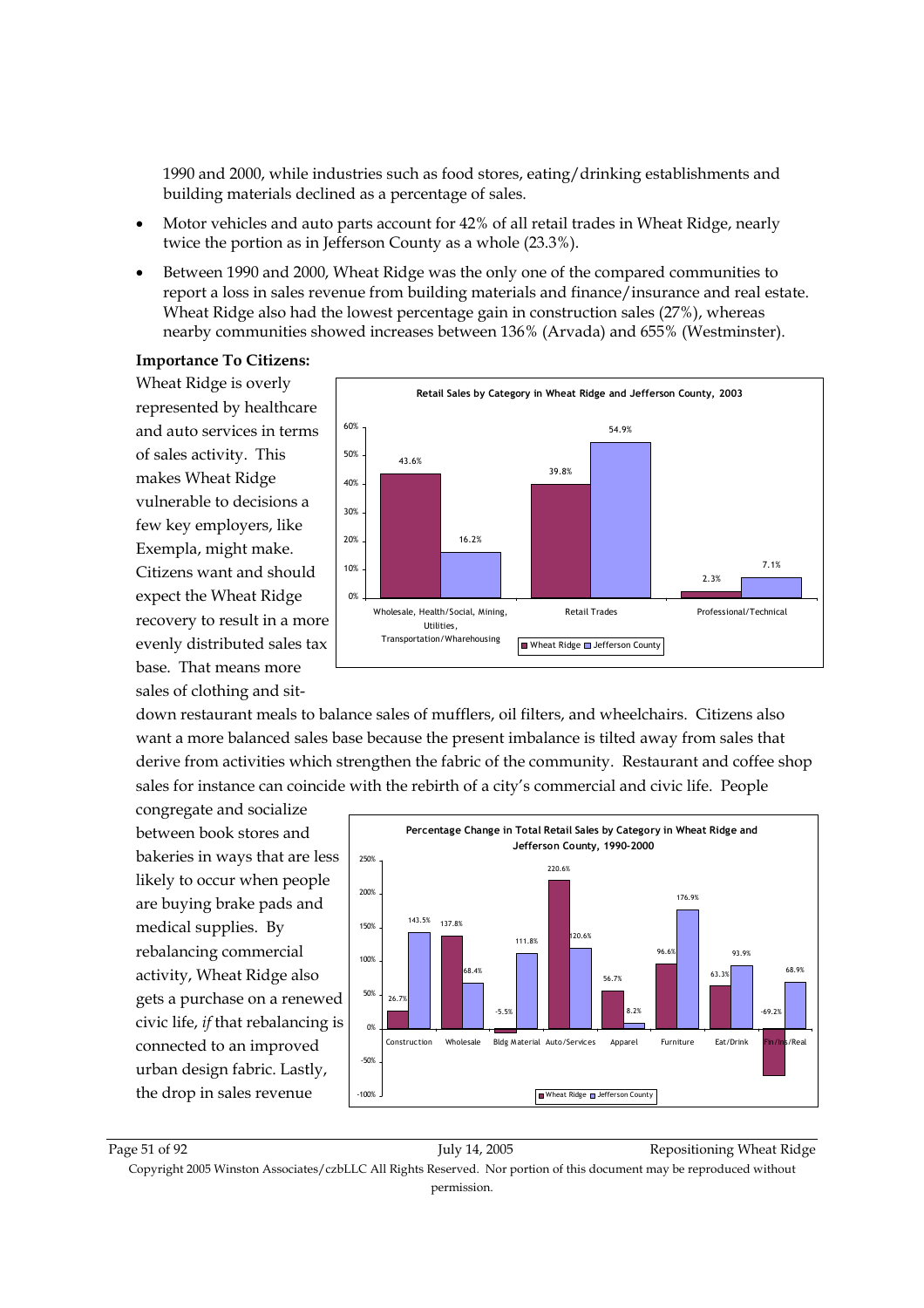1990 and 2000, while industries such as food stores, eating/drinking establishments and building materials declined as a percentage of sales.

- Motor vehicles and auto parts account for 42% of all retail trades in Wheat Ridge, nearly twice the portion as in Jefferson County as a whole (23.3%).
- Between 1990 and 2000, Wheat Ridge was the only one of the compared communities to report a loss in sales revenue from building materials and finance/insurance and real estate. Wheat Ridge also had the lowest percentage gain in construction sales (27%), whereas nearby communities showed increases between 136% (Arvada) and 655% (Westminster).

**Importance To Citizens:**

Wheat Ridge is overly represented by healthcare and auto services in terms of sales activity. This makes Wheat Ridge vulnerable to decisions a few key employers, like Exempla, might make. Citizens want and should expect the Wheat Ridge recovery to result in a more evenly distributed sales tax base. That means more sales of clothing and sit-down restaurant meals to balance sales of mufflers, oil filters, and wheelchairs. Citizens also want a more balanced sales base because the present imbalance is tilted away from sales that derive from activities which strengthen the fabric of the community. Restaurant and coffee shop sales for instance can coincide with the rebirth of a city's commercial and civic life. People congregate and socialize between book stores and bakeries in ways that are less likely to occur when people are buying brake pads and medical supplies. By rebalancing commercial activity, Wheat Ridge also gets a purchase on a renewed civic life, *if* that rebalancing is connected to an improved urban design fabric. Lastly, the drop in sales revenue

**Retail Sales by Category in Wheat Ridge and Jefferson County, 2003**

| Category | Wheat Ridge | Jefferson County |
|---|---|---|
| Wholesale, Health/Social, Mining, Utilities, Transportation/Wharehousing | 43.6% | 16.2% |
| Retail Trades | 39.8% | 54.9% |
| Professional/Technical | 2.3% | 7.1% |

**Percentage Change in Total Retail Sales by Category in Wheat Ridge and Jefferson County, 1990-2000**

| Category | Wheat Ridge | Jefferson County |
|---|---|---|
| Construction | 26.7% | 143.5% |
| Wholesale | 137.8% | 68.4% |
| Bldg Material | -5.5% | 111.8% |
| Auto/Services | 220.6% | 120.6% |
| Apparel | 56.7% | 8.2% |
| Furniture | 96.6% | 176.9% |
| Eat/Drink | 63.3% | 93.9% |
| Fin/Ins/Real | -69.2% | 68.9% |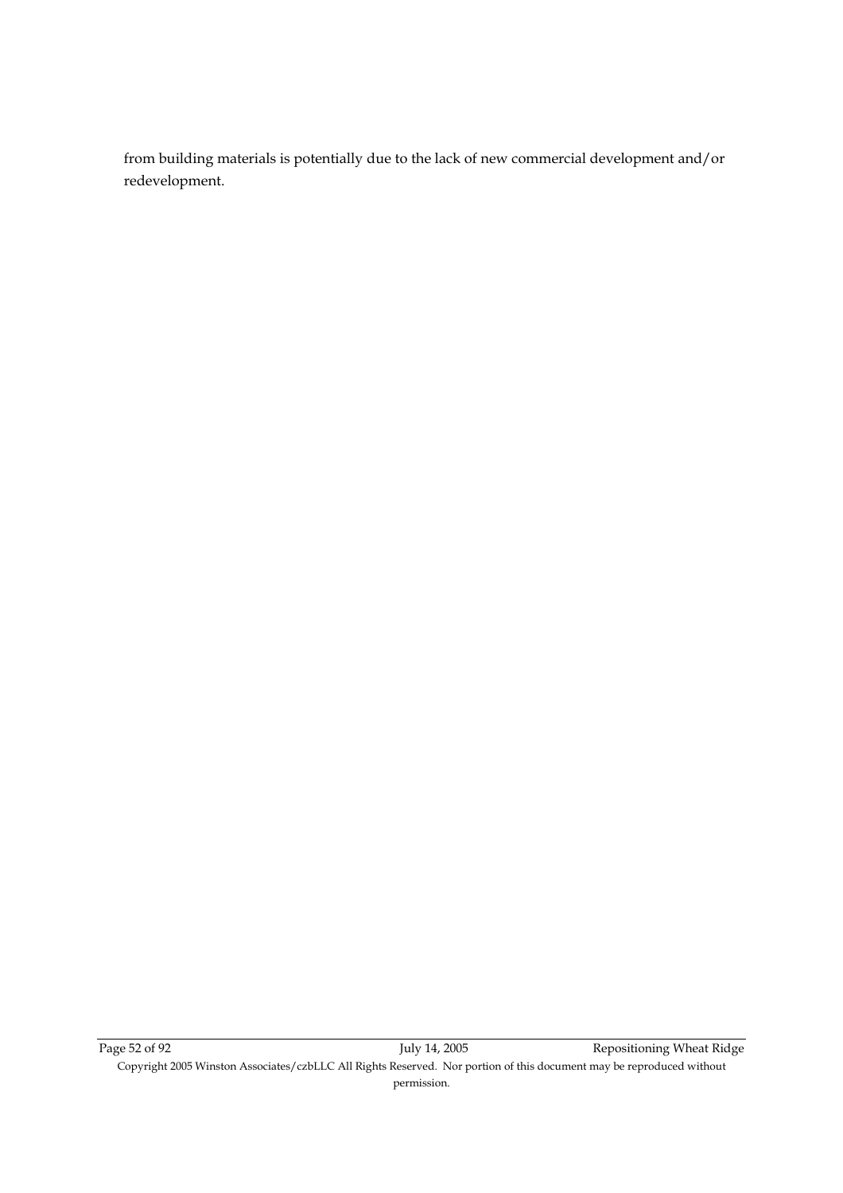from building materials is potentially due to the lack of new commercial development and/or redevelopment.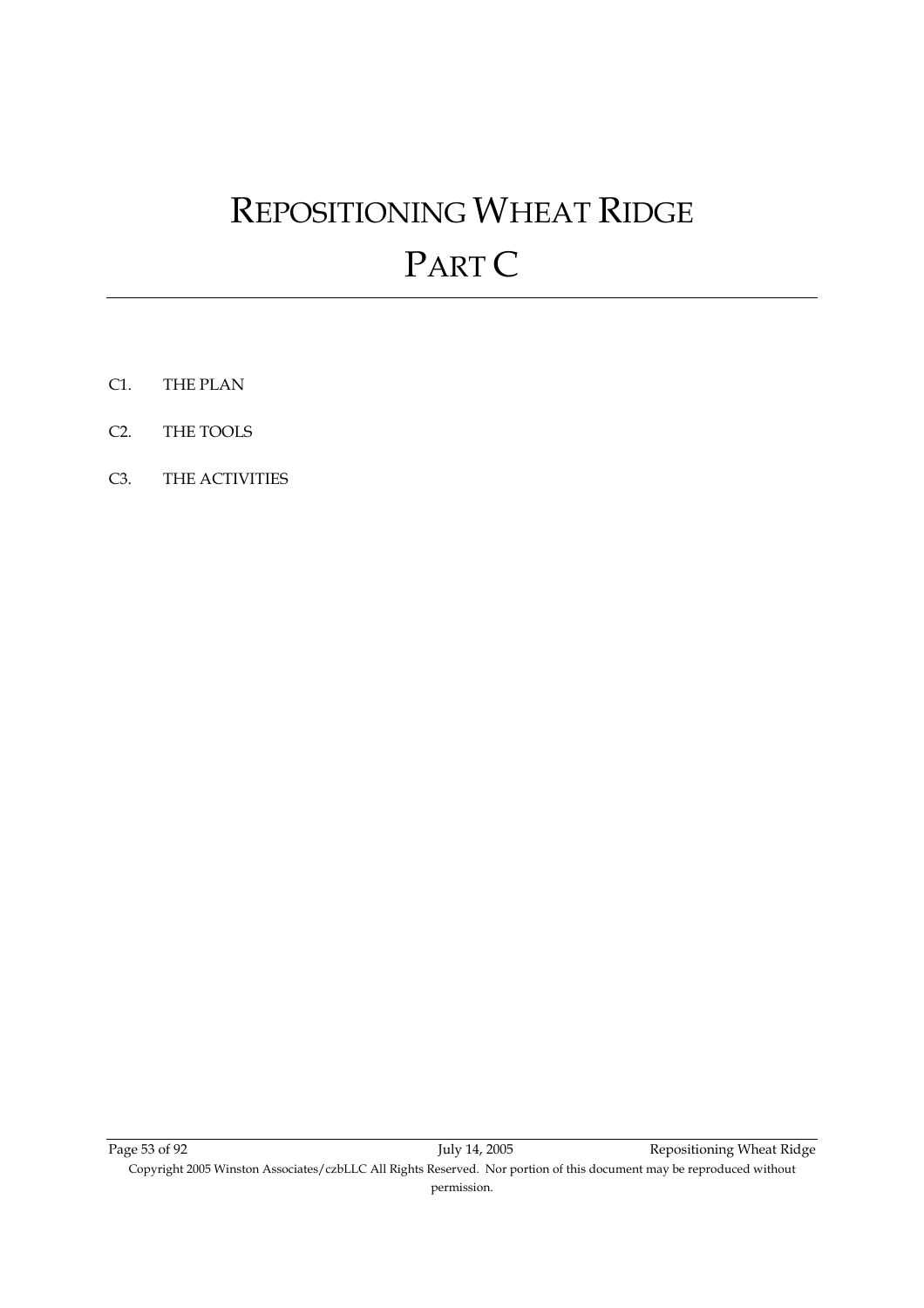# REPOSITIONING WHEAT RIDGE

# PART C

C1. THE PLAN

C2. THE TOOLS

C3. THE ACTIVITIES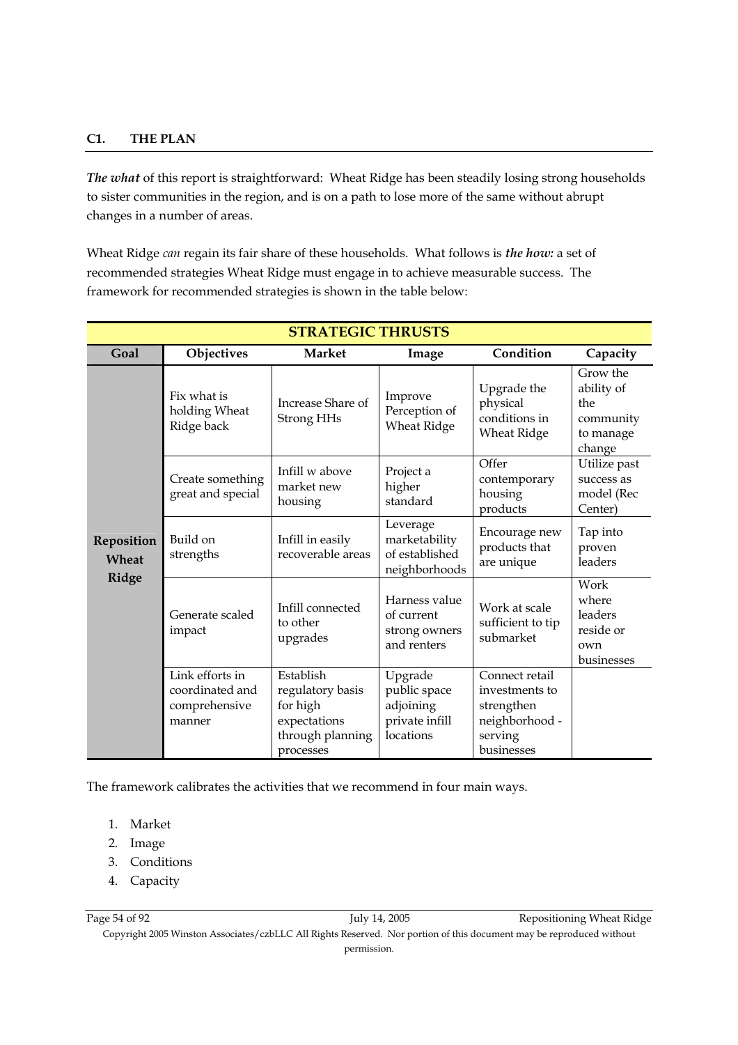## C1. THE PLAN

***The what*** of this report is straightforward: Wheat Ridge has been steadily losing strong households to sister communities in the region, and is on a path to lose more of the same without abrupt changes in a number of areas.

Wheat Ridge *can* regain its fair share of these households. What follows is ***the how:*** a set of recommended strategies Wheat Ridge must engage in to achieve measurable success. The framework for recommended strategies is shown in the table below:

| STRATEGIC THRUSTS | | | | | |
|---|---|---|---|---|---|
| **Goal** | **Objectives** | **Market** | **Image** | **Condition** | **Capacity** |
| **Reposition Wheat Ridge** | Fix what is holding Wheat Ridge back | Increase Share of Strong HHs | Improve Perception of Wheat Ridge | Upgrade the physical conditions in Wheat Ridge | Grow the ability of the community to manage change |
| | Create something great and special | Infill w above market new housing | Project a higher standard | Offer contemporary housing products | Utilize past success as model (Rec Center) |
| | Build on strengths | Infill in easily recoverable areas | Leverage marketability of established neighborhoods | Encourage new products that are unique | Tap into proven leaders |
| | Generate scaled impact | Infill connected to other upgrades | Harness value of current strong owners and renters | Work at scale sufficient to tip submarket | Work where leaders reside or own businesses |
| | Link efforts in coordinated and comprehensive manner | Establish regulatory basis for high expectations through planning processes | Upgrade public space adjoining private infill locations | Connect retail investments to strengthen neighborhood - serving businesses | |

The framework calibrates the activities that we recommend in four main ways.

1. Market
2. Image
3. Conditions
4. Capacity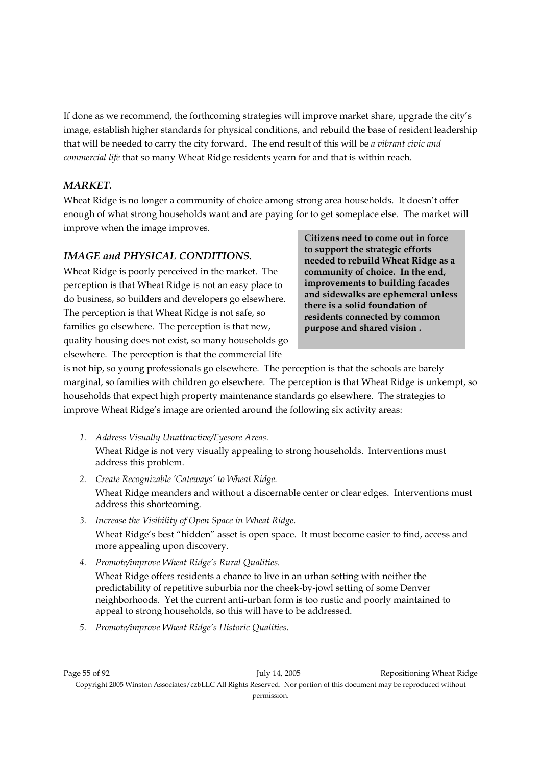If done as we recommend, the forthcoming strategies will improve market share, upgrade the city's image, establish higher standards for physical conditions, and rebuild the base of resident leadership that will be needed to carry the city forward. The end result of this will be *a vibrant civic and commercial life* that so many Wheat Ridge residents yearn for and that is within reach.

### *MARKET.*

Wheat Ridge is no longer a community of choice among strong area households. It doesn't offer enough of what strong households want and are paying for to get someplace else. The market will improve when the image improves.

**Citizens need to come out in force to support the strategic efforts needed to rebuild Wheat Ridge as a community of choice. In the end, improvements to building facades and sidewalks are ephemeral unless there is a solid foundation of residents connected by common purpose and shared vision .**

### *IMAGE and PHYSICAL CONDITIONS.*

Wheat Ridge is poorly perceived in the market. The perception is that Wheat Ridge is not an easy place to do business, so builders and developers go elsewhere. The perception is that Wheat Ridge is not safe, so families go elsewhere. The perception is that new, quality housing does not exist, so many households go elsewhere. The perception is that the commercial life is not hip, so young professionals go elsewhere. The perception is that the schools are barely marginal, so families with children go elsewhere. The perception is that Wheat Ridge is unkempt, so households that expect high property maintenance standards go elsewhere. The strategies to improve Wheat Ridge's image are oriented around the following six activity areas:

1. *Address Visually Unattractive/Eyesore Areas.*
   Wheat Ridge is not very visually appealing to strong households. Interventions must address this problem.
2. *Create Recognizable 'Gateways' to Wheat Ridge.*
   Wheat Ridge meanders and without a discernable center or clear edges. Interventions must address this shortcoming.
3. *Increase the Visibility of Open Space in Wheat Ridge.*
   Wheat Ridge's best "hidden" asset is open space. It must become easier to find, access and more appealing upon discovery.
4. *Promote/improve Wheat Ridge's Rural Qualities.*
   Wheat Ridge offers residents a chance to live in an urban setting with neither the predictability of repetitive suburbia nor the cheek-by-jowl setting of some Denver neighborhoods. Yet the current anti-urban form is too rustic and poorly maintained to appeal to strong households, so this will have to be addressed.
5. *Promote/improve Wheat Ridge's Historic Qualities.*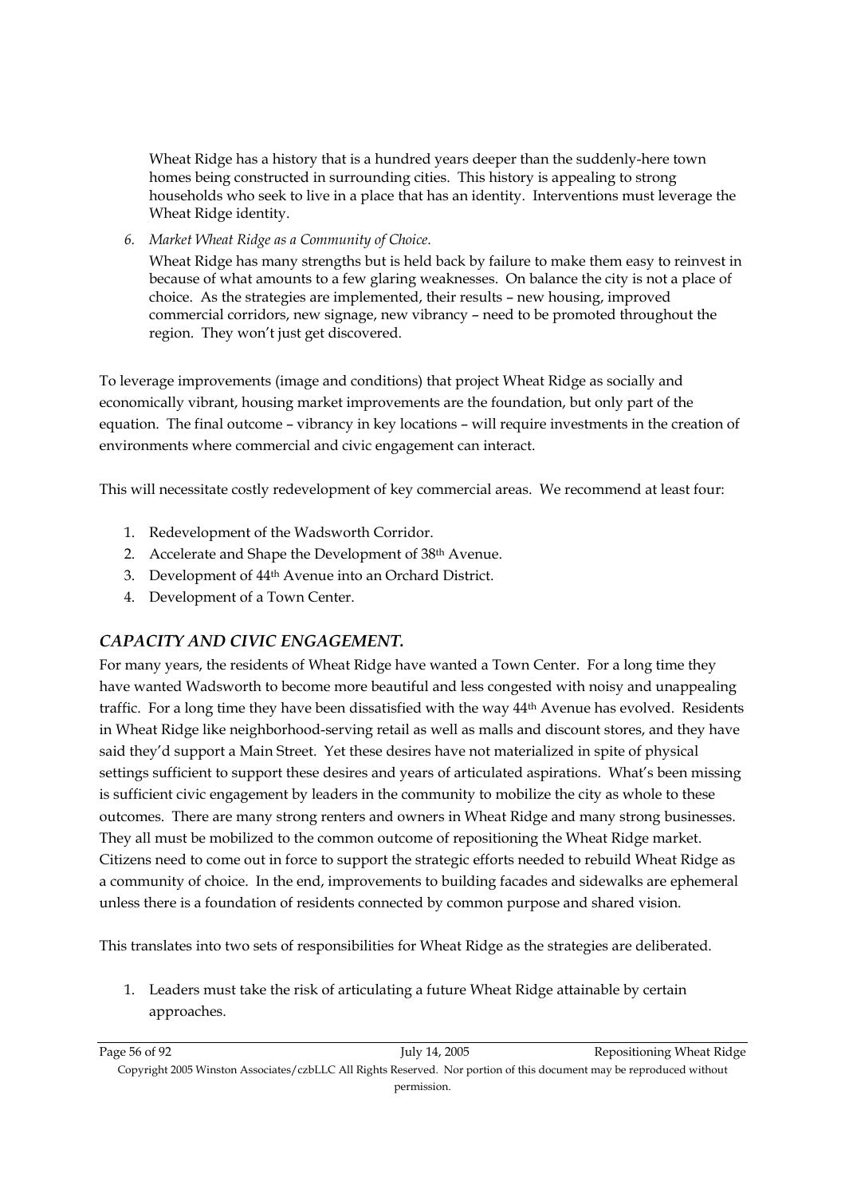Wheat Ridge has a history that is a hundred years deeper than the suddenly-here town homes being constructed in surrounding cities. This history is appealing to strong households who seek to live in a place that has an identity. Interventions must leverage the Wheat Ridge identity.

6. *Market Wheat Ridge as a Community of Choice.*

   Wheat Ridge has many strengths but is held back by failure to make them easy to reinvest in because of what amounts to a few glaring weaknesses. On balance the city is not a place of choice. As the strategies are implemented, their results – new housing, improved commercial corridors, new signage, new vibrancy – need to be promoted throughout the region. They won't just get discovered.

To leverage improvements (image and conditions) that project Wheat Ridge as socially and economically vibrant, housing market improvements are the foundation, but only part of the equation. The final outcome – vibrancy in key locations – will require investments in the creation of environments where commercial and civic engagement can interact.

This will necessitate costly redevelopment of key commercial areas. We recommend at least four:

1. Redevelopment of the Wadsworth Corridor.
2. Accelerate and Shape the Development of 38th Avenue.
3. Development of 44th Avenue into an Orchard District.
4. Development of a Town Center.

## *CAPACITY AND CIVIC ENGAGEMENT.*

For many years, the residents of Wheat Ridge have wanted a Town Center. For a long time they have wanted Wadsworth to become more beautiful and less congested with noisy and unappealing traffic. For a long time they have been dissatisfied with the way 44th Avenue has evolved. Residents in Wheat Ridge like neighborhood-serving retail as well as malls and discount stores, and they have said they'd support a Main Street. Yet these desires have not materialized in spite of physical settings sufficient to support these desires and years of articulated aspirations. What's been missing is sufficient civic engagement by leaders in the community to mobilize the city as whole to these outcomes. There are many strong renters and owners in Wheat Ridge and many strong businesses. They all must be mobilized to the common outcome of repositioning the Wheat Ridge market. Citizens need to come out in force to support the strategic efforts needed to rebuild Wheat Ridge as a community of choice. In the end, improvements to building facades and sidewalks are ephemeral unless there is a foundation of residents connected by common purpose and shared vision.

This translates into two sets of responsibilities for Wheat Ridge as the strategies are deliberated.

1. Leaders must take the risk of articulating a future Wheat Ridge attainable by certain approaches.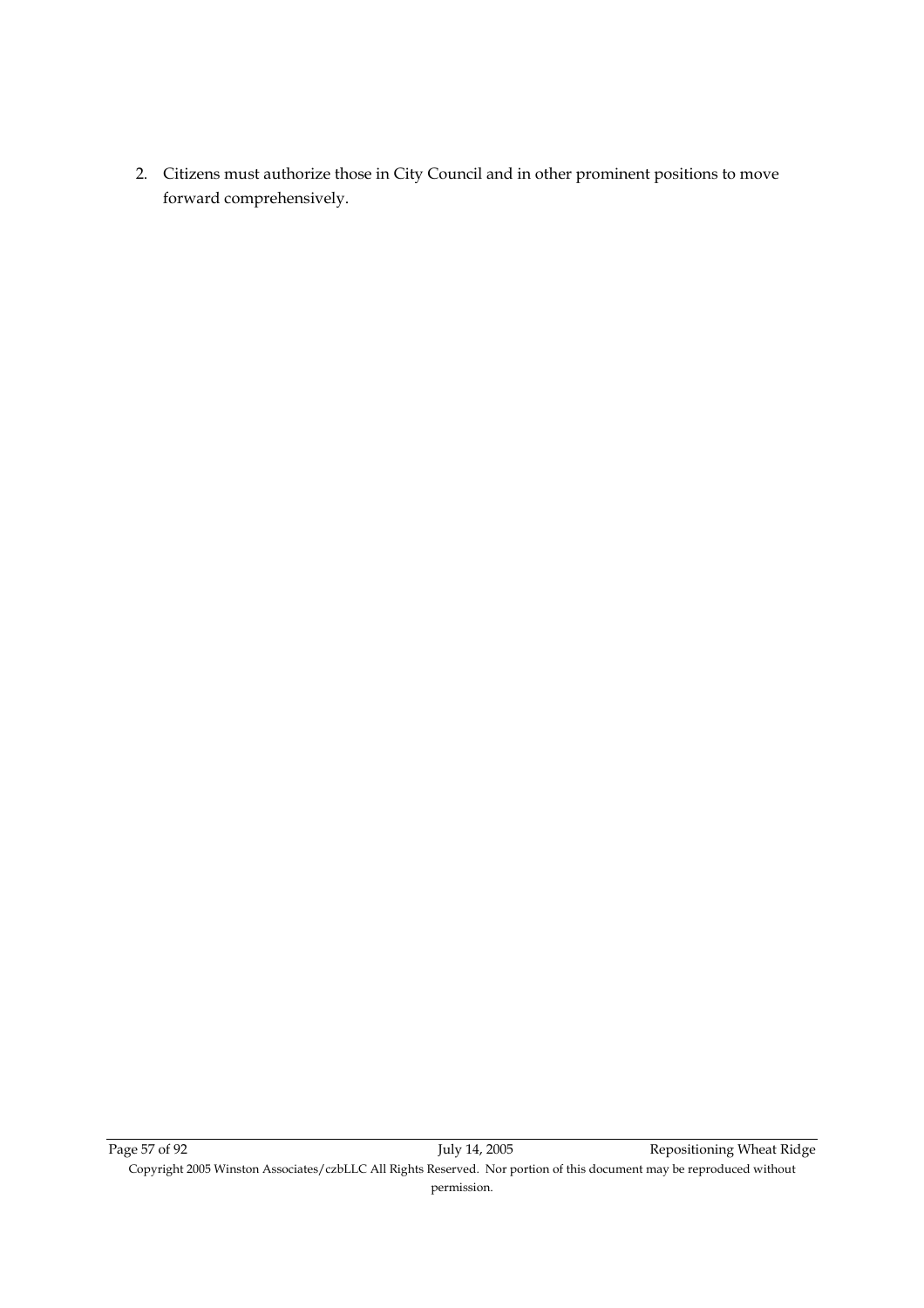2. Citizens must authorize those in City Council and in other prominent positions to move forward comprehensively.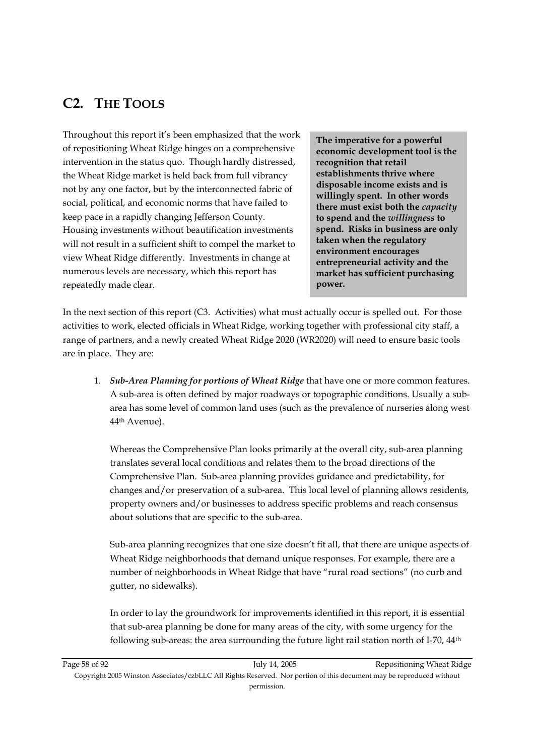## C2. The Tools

Throughout this report it's been emphasized that the work of repositioning Wheat Ridge hinges on a comprehensive intervention in the status quo. Though hardly distressed, the Wheat Ridge market is held back from full vibrancy not by any one factor, but by the interconnected fabric of social, political, and economic norms that have failed to keep pace in a rapidly changing Jefferson County. Housing investments without beautification investments will not result in a sufficient shift to compel the market to view Wheat Ridge differently. Investments in change at numerous levels are necessary, which this report has repeatedly made clear.

**The imperative for a powerful economic development tool is the recognition that retail establishments thrive where disposable income exists and is willingly spent. In other words there must exist both the *capacity* to spend and the *willingness* to spend. Risks in business are only taken when the regulatory environment encourages entrepreneurial activity and the market has sufficient purchasing power.**

In the next section of this report (C3. Activities) what must actually occur is spelled out. For those activities to work, elected officials in Wheat Ridge, working together with professional city staff, a range of partners, and a newly created Wheat Ridge 2020 (WR2020) will need to ensure basic tools are in place. They are:

1. ***Sub-Area Planning for portions of Wheat Ridge*** that have one or more common features. A sub-area is often defined by major roadways or topographic conditions. Usually a sub-area has some level of common land uses (such as the prevalence of nurseries along west 44th Avenue).

   Whereas the Comprehensive Plan looks primarily at the overall city, sub-area planning translates several local conditions and relates them to the broad directions of the Comprehensive Plan. Sub-area planning provides guidance and predictability, for changes and/or preservation of a sub-area. This local level of planning allows residents, property owners and/or businesses to address specific problems and reach consensus about solutions that are specific to the sub-area.

   Sub-area planning recognizes that one size doesn't fit all, that there are unique aspects of Wheat Ridge neighborhoods that demand unique responses. For example, there are a number of neighborhoods in Wheat Ridge that have "rural road sections" (no curb and gutter, no sidewalks).

   In order to lay the groundwork for improvements identified in this report, it is essential that sub-area planning be done for many areas of the city, with some urgency for the following sub-areas: the area surrounding the future light rail station north of I-70, 44th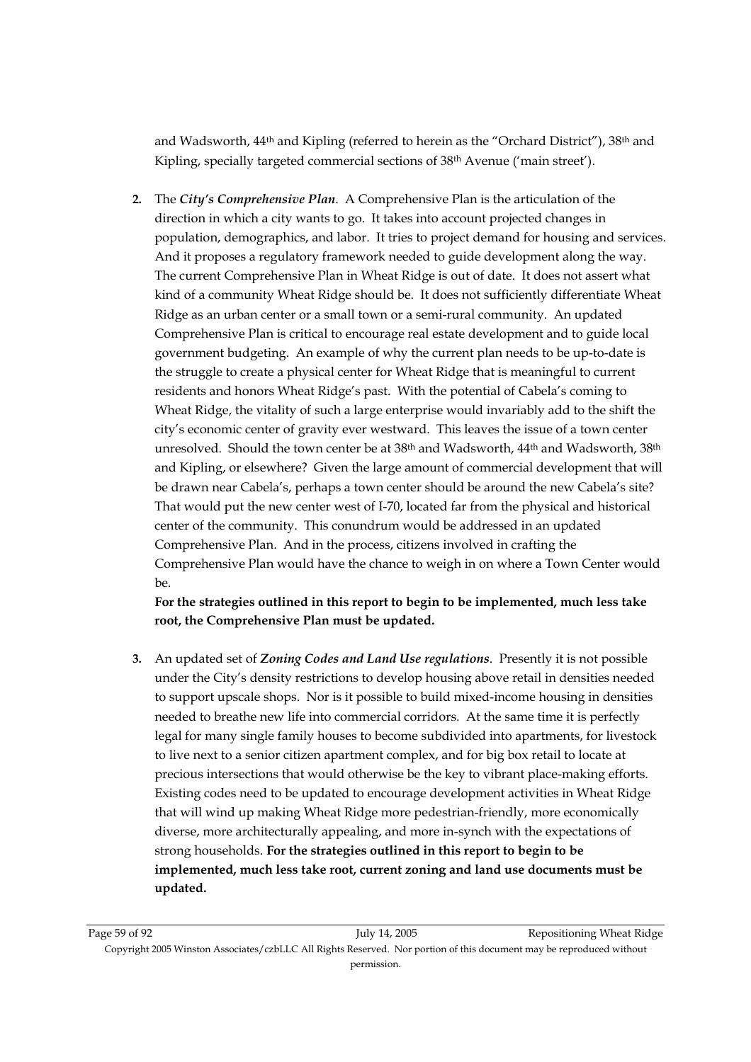and Wadsworth, 44th and Kipling (referred to herein as the "Orchard District"), 38th and Kipling, specially targeted commercial sections of 38th Avenue ('main street').

2. The ***City's Comprehensive Plan***. A Comprehensive Plan is the articulation of the direction in which a city wants to go. It takes into account projected changes in population, demographics, and labor. It tries to project demand for housing and services. And it proposes a regulatory framework needed to guide development along the way. The current Comprehensive Plan in Wheat Ridge is out of date. It does not assert what kind of a community Wheat Ridge should be. It does not sufficiently differentiate Wheat Ridge as an urban center or a small town or a semi-rural community. An updated Comprehensive Plan is critical to encourage real estate development and to guide local government budgeting. An example of why the current plan needs to be up-to-date is the struggle to create a physical center for Wheat Ridge that is meaningful to current residents and honors Wheat Ridge's past. With the potential of Cabela's coming to Wheat Ridge, the vitality of such a large enterprise would invariably add to the shift the city's economic center of gravity ever westward. This leaves the issue of a town center unresolved. Should the town center be at 38th and Wadsworth, 44th and Wadsworth, 38th and Kipling, or elsewhere? Given the large amount of commercial development that will be drawn near Cabela's, perhaps a town center should be around the new Cabela's site? That would put the new center west of I-70, located far from the physical and historical center of the community. This conundrum would be addressed in an updated Comprehensive Plan. And in the process, citizens involved in crafting the Comprehensive Plan would have the chance to weigh in on where a Town Center would be.

   **For the strategies outlined in this report to begin to be implemented, much less take root, the Comprehensive Plan must be updated.**

3. An updated set of ***Zoning Codes and Land Use regulations***. Presently it is not possible under the City's density restrictions to develop housing above retail in densities needed to support upscale shops. Nor is it possible to build mixed-income housing in densities needed to breathe new life into commercial corridors. At the same time it is perfectly legal for many single family houses to become subdivided into apartments, for livestock to live next to a senior citizen apartment complex, and for big box retail to locate at precious intersections that would otherwise be the key to vibrant place-making efforts. Existing codes need to be updated to encourage development activities in Wheat Ridge that will wind up making Wheat Ridge more pedestrian-friendly, more economically diverse, more architecturally appealing, and more in-synch with the expectations of strong households. **For the strategies outlined in this report to begin to be implemented, much less take root, current zoning and land use documents must be updated.**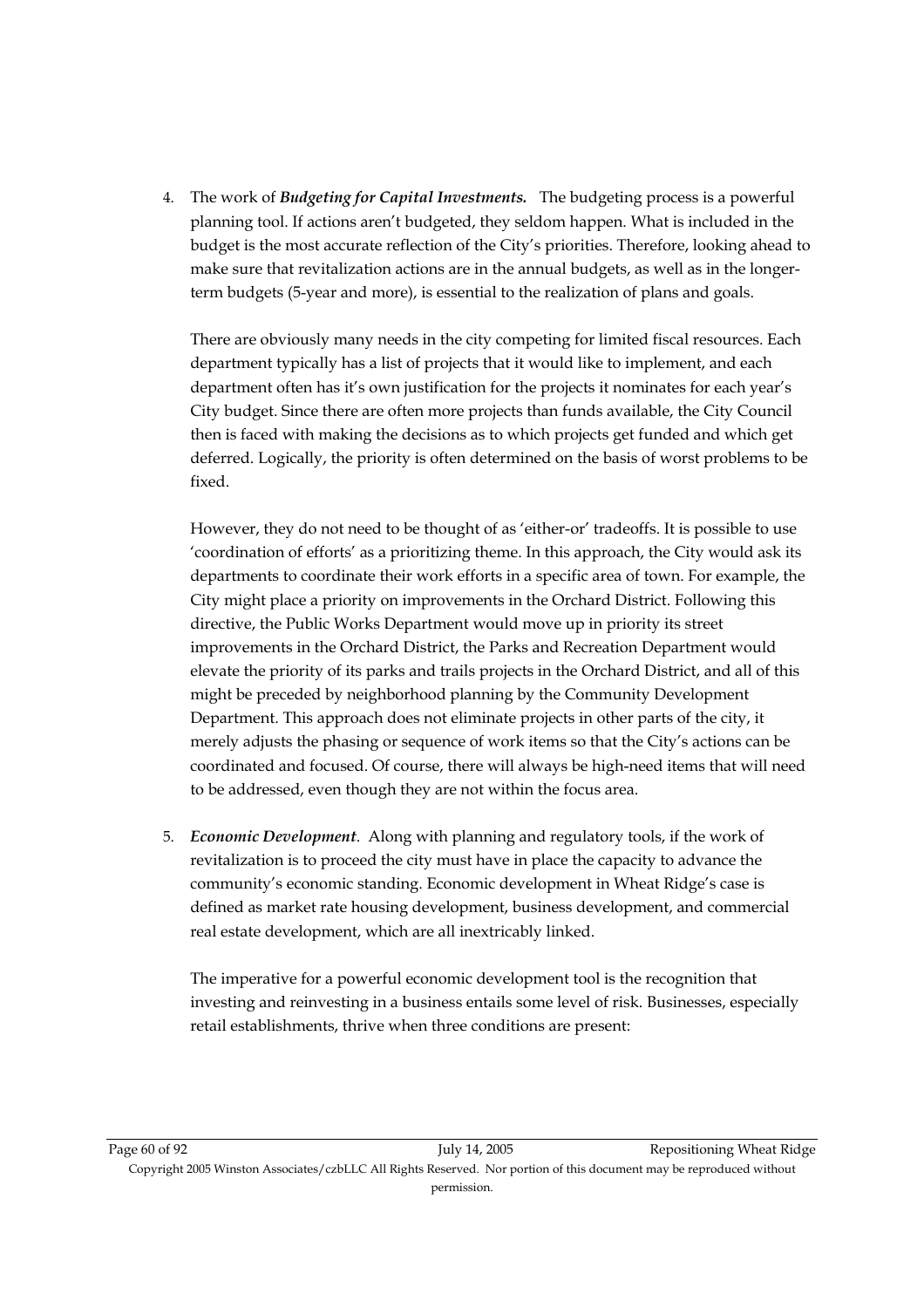4. The work of ***Budgeting for Capital Investments.*** The budgeting process is a powerful planning tool. If actions aren't budgeted, they seldom happen. What is included in the budget is the most accurate reflection of the City's priorities. Therefore, looking ahead to make sure that revitalization actions are in the annual budgets, as well as in the longer-term budgets (5-year and more), is essential to the realization of plans and goals.

   There are obviously many needs in the city competing for limited fiscal resources. Each department typically has a list of projects that it would like to implement, and each department often has it's own justification for the projects it nominates for each year's City budget. Since there are often more projects than funds available, the City Council then is faced with making the decisions as to which projects get funded and which get deferred. Logically, the priority is often determined on the basis of worst problems to be fixed.

   However, they do not need to be thought of as 'either-or' tradeoffs. It is possible to use 'coordination of efforts' as a prioritizing theme. In this approach, the City would ask its departments to coordinate their work efforts in a specific area of town. For example, the City might place a priority on improvements in the Orchard District. Following this directive, the Public Works Department would move up in priority its street improvements in the Orchard District, the Parks and Recreation Department would elevate the priority of its parks and trails projects in the Orchard District, and all of this might be preceded by neighborhood planning by the Community Development Department. This approach does not eliminate projects in other parts of the city, it merely adjusts the phasing or sequence of work items so that the City's actions can be coordinated and focused. Of course, there will always be high-need items that will need to be addressed, even though they are not within the focus area.

5. ***Economic Development***. Along with planning and regulatory tools, if the work of revitalization is to proceed the city must have in place the capacity to advance the community's economic standing. Economic development in Wheat Ridge's case is defined as market rate housing development, business development, and commercial real estate development, which are all inextricably linked.

   The imperative for a powerful economic development tool is the recognition that investing and reinvesting in a business entails some level of risk. Businesses, especially retail establishments, thrive when three conditions are present: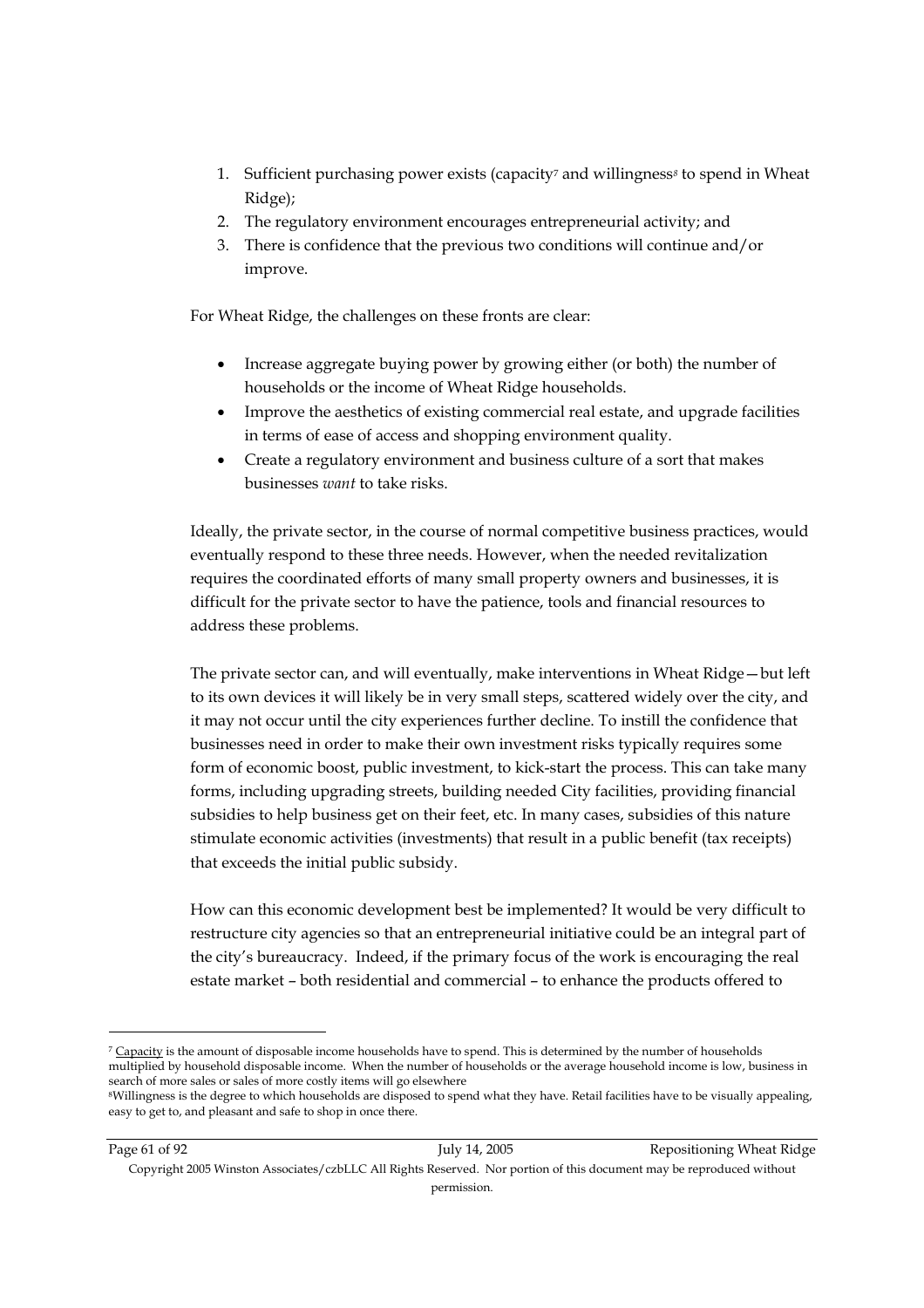1. Sufficient purchasing power exists (capacity[7] and willingness[8] to spend in Wheat Ridge);
2. The regulatory environment encourages entrepreneurial activity; and
3. There is confidence that the previous two conditions will continue and/or improve.

For Wheat Ridge, the challenges on these fronts are clear:

- Increase aggregate buying power by growing either (or both) the number of households or the income of Wheat Ridge households.
- Improve the aesthetics of existing commercial real estate, and upgrade facilities in terms of ease of access and shopping environment quality.
- Create a regulatory environment and business culture of a sort that makes businesses *want* to take risks.

Ideally, the private sector, in the course of normal competitive business practices, would eventually respond to these three needs. However, when the needed revitalization requires the coordinated efforts of many small property owners and businesses, it is difficult for the private sector to have the patience, tools and financial resources to address these problems.

The private sector can, and will eventually, make interventions in Wheat Ridge—but left to its own devices it will likely be in very small steps, scattered widely over the city, and it may not occur until the city experiences further decline. To instill the confidence that businesses need in order to make their own investment risks typically requires some form of economic boost, public investment, to kick-start the process. This can take many forms, including upgrading streets, building needed City facilities, providing financial subsidies to help business get on their feet, etc. In many cases, subsidies of this nature stimulate economic activities (investments) that result in a public benefit (tax receipts) that exceeds the initial public subsidy.

How can this economic development best be implemented? It would be very difficult to restructure city agencies so that an entrepreneurial initiative could be an integral part of the city's bureaucracy. Indeed, if the primary focus of the work is encouraging the real estate market – both residential and commercial – to enhance the products offered to

---

[7] Capacity is the amount of disposable income households have to spend. This is determined by the number of households multiplied by household disposable income. When the number of households or the average household income is low, business in search of more sales or sales of more costly items will go elsewhere

[8] Willingness is the degree to which households are disposed to spend what they have. Retail facilities have to be visually appealing, easy to get to, and pleasant and safe to shop in once there.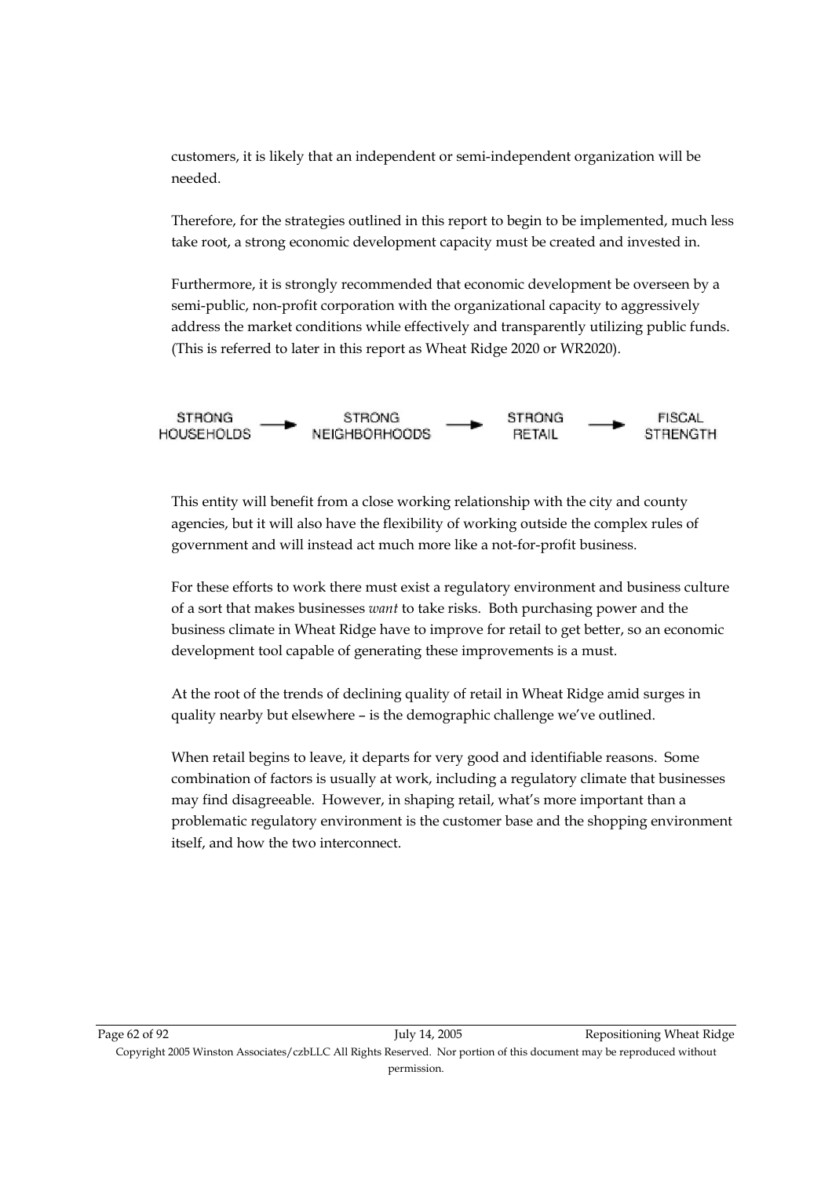customers, it is likely that an independent or semi-independent organization will be needed.

Therefore, for the strategies outlined in this report to begin to be implemented, much less take root, a strong economic development capacity must be created and invested in.

Furthermore, it is strongly recommended that economic development be overseen by a semi-public, non-profit corporation with the organizational capacity to aggressively address the market conditions while effectively and transparently utilizing public funds. (This is referred to later in this report as Wheat Ridge 2020 or WR2020).

STRONG HOUSEHOLDS → STRONG NEIGHBORHOODS → STRONG RETAIL → FISCAL STRENGTH

This entity will benefit from a close working relationship with the city and county agencies, but it will also have the flexibility of working outside the complex rules of government and will instead act much more like a not-for-profit business.

For these efforts to work there must exist a regulatory environment and business culture of a sort that makes businesses *want* to take risks. Both purchasing power and the business climate in Wheat Ridge have to improve for retail to get better, so an economic development tool capable of generating these improvements is a must.

At the root of the trends of declining quality of retail in Wheat Ridge amid surges in quality nearby but elsewhere – is the demographic challenge we've outlined.

When retail begins to leave, it departs for very good and identifiable reasons. Some combination of factors is usually at work, including a regulatory climate that businesses may find disagreeable. However, in shaping retail, what's more important than a problematic regulatory environment is the customer base and the shopping environment itself, and how the two interconnect.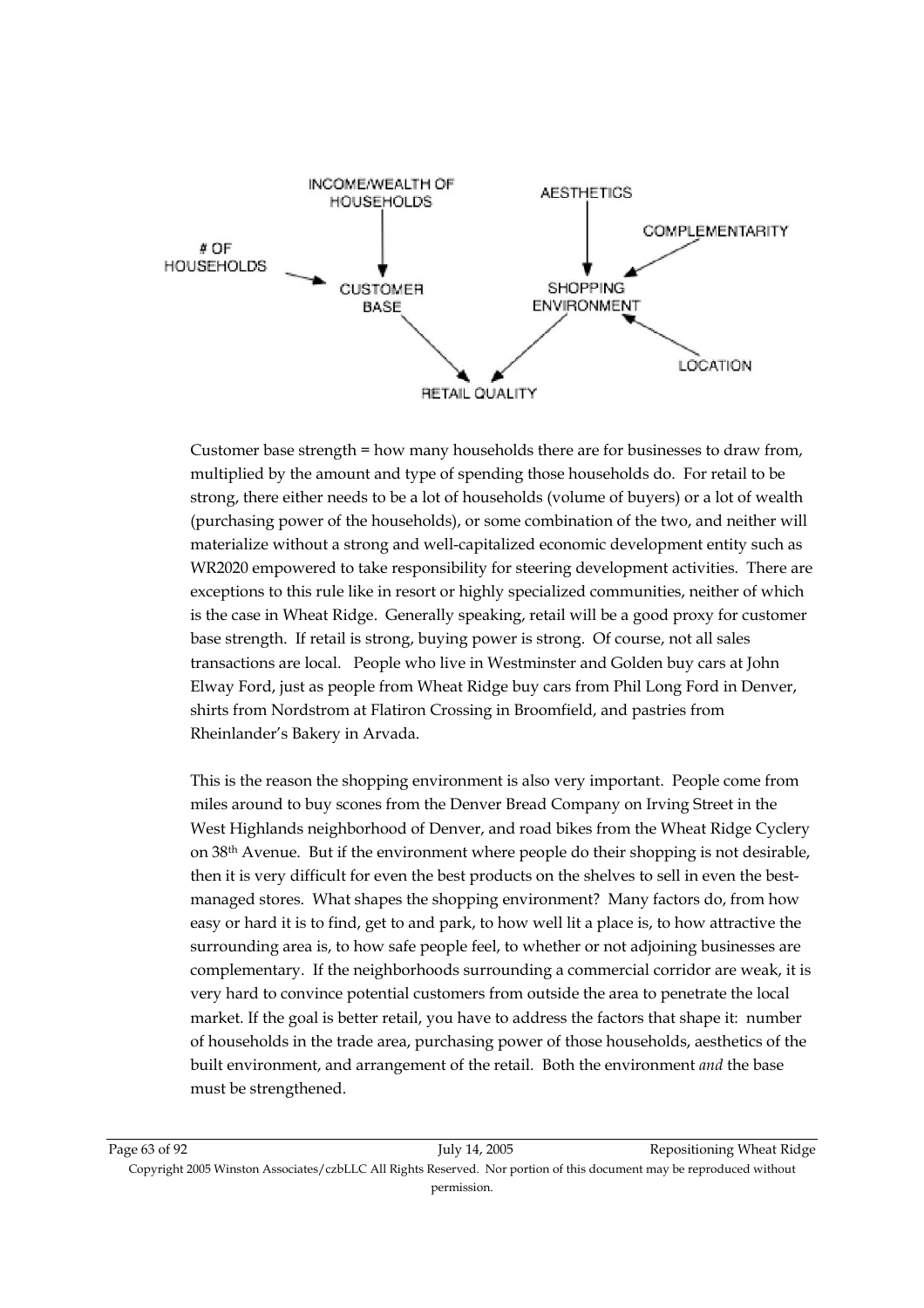Customer base strength = how many households there are for businesses to draw from, multiplied by the amount and type of spending those households do. For retail to be strong, there either needs to be a lot of households (volume of buyers) or a lot of wealth (purchasing power of the households), or some combination of the two, and neither will materialize without a strong and well-capitalized economic development entity such as WR2020 empowered to take responsibility for steering development activities. There are exceptions to this rule like in resort or highly specialized communities, neither of which is the case in Wheat Ridge. Generally speaking, retail will be a good proxy for customer base strength. If retail is strong, buying power is strong. Of course, not all sales transactions are local. People who live in Westminster and Golden buy cars at John Elway Ford, just as people from Wheat Ridge buy cars from Phil Long Ford in Denver, shirts from Nordstrom at Flatiron Crossing in Broomfield, and pastries from Rheinlander's Bakery in Arvada.

This is the reason the shopping environment is also very important. People come from miles around to buy scones from the Denver Bread Company on Irving Street in the West Highlands neighborhood of Denver, and road bikes from the Wheat Ridge Cyclery on 38th Avenue. But if the environment where people do their shopping is not desirable, then it is very difficult for even the best products on the shelves to sell in even the best-managed stores. What shapes the shopping environment? Many factors do, from how easy or hard it is to find, get to and park, to how well lit a place is, to how attractive the surrounding area is, to how safe people feel, to whether or not adjoining businesses are complementary. If the neighborhoods surrounding a commercial corridor are weak, it is very hard to convince potential customers from outside the area to penetrate the local market. If the goal is better retail, you have to address the factors that shape it: number of households in the trade area, purchasing power of those households, aesthetics of the built environment, and arrangement of the retail. Both the environment *and* the base must be strengthened.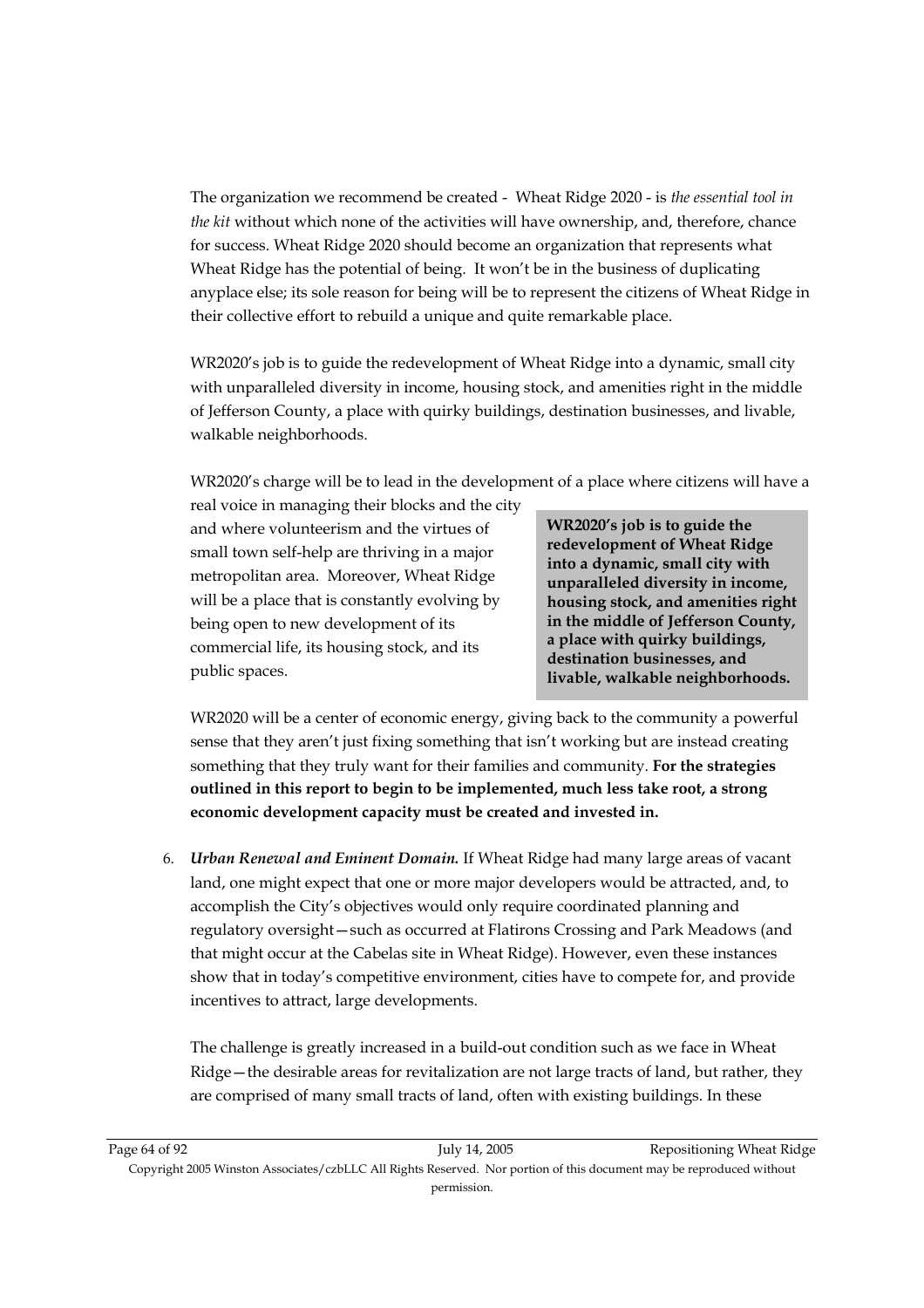The organization we recommend be created - Wheat Ridge 2020 - is *the essential tool in the kit* without which none of the activities will have ownership, and, therefore, chance for success. Wheat Ridge 2020 should become an organization that represents what Wheat Ridge has the potential of being. It won't be in the business of duplicating anyplace else; its sole reason for being will be to represent the citizens of Wheat Ridge in their collective effort to rebuild a unique and quite remarkable place.

WR2020's job is to guide the redevelopment of Wheat Ridge into a dynamic, small city with unparalleled diversity in income, housing stock, and amenities right in the middle of Jefferson County, a place with quirky buildings, destination businesses, and livable, walkable neighborhoods.

WR2020's charge will be to lead in the development of a place where citizens will have a real voice in managing their blocks and the city and where volunteerism and the virtues of small town self-help are thriving in a major metropolitan area. Moreover, Wheat Ridge will be a place that is constantly evolving by being open to new development of its commercial life, its housing stock, and its public spaces.

> **WR2020's job is to guide the redevelopment of Wheat Ridge into a dynamic, small city with unparalleled diversity in income, housing stock, and amenities right in the middle of Jefferson County, a place with quirky buildings, destination businesses, and livable, walkable neighborhoods.**

WR2020 will be a center of economic energy, giving back to the community a powerful sense that they aren't just fixing something that isn't working but are instead creating something that they truly want for their families and community. **For the strategies outlined in this report to begin to be implemented, much less take root, a strong economic development capacity must be created and invested in.**

6. ***Urban Renewal and Eminent Domain.*** If Wheat Ridge had many large areas of vacant land, one might expect that one or more major developers would be attracted, and, to accomplish the City's objectives would only require coordinated planning and regulatory oversight—such as occurred at Flatirons Crossing and Park Meadows (and that might occur at the Cabelas site in Wheat Ridge). However, even these instances show that in today's competitive environment, cities have to compete for, and provide incentives to attract, large developments.

   The challenge is greatly increased in a build-out condition such as we face in Wheat Ridge—the desirable areas for revitalization are not large tracts of land, but rather, they are comprised of many small tracts of land, often with existing buildings. In these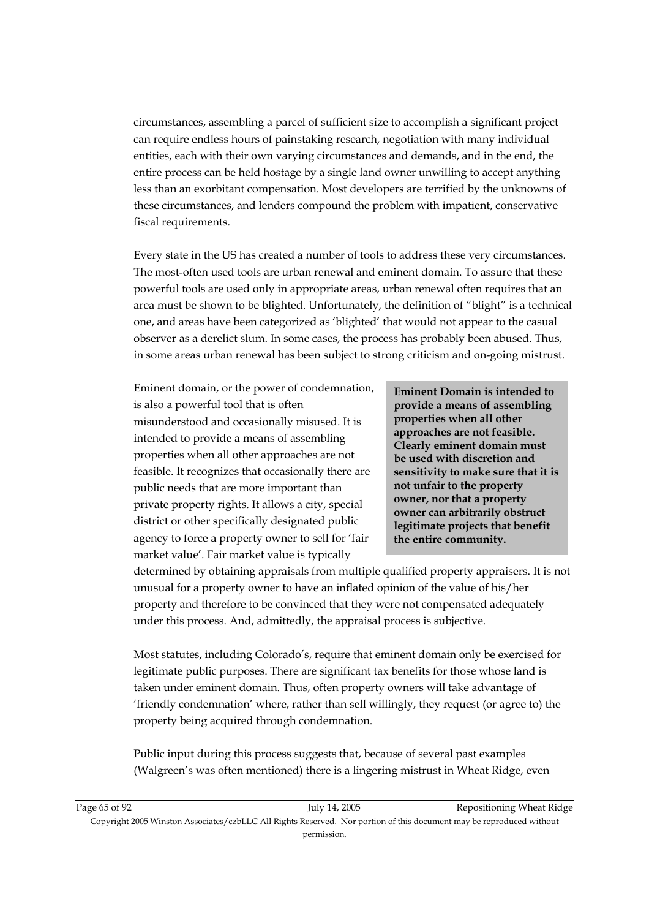circumstances, assembling a parcel of sufficient size to accomplish a significant project can require endless hours of painstaking research, negotiation with many individual entities, each with their own varying circumstances and demands, and in the end, the entire process can be held hostage by a single land owner unwilling to accept anything less than an exorbitant compensation. Most developers are terrified by the unknowns of these circumstances, and lenders compound the problem with impatient, conservative fiscal requirements.

Every state in the US has created a number of tools to address these very circumstances. The most-often used tools are urban renewal and eminent domain. To assure that these powerful tools are used only in appropriate areas, urban renewal often requires that an area must be shown to be blighted. Unfortunately, the definition of "blight" is a technical one, and areas have been categorized as 'blighted' that would not appear to the casual observer as a derelict slum. In some cases, the process has probably been abused. Thus, in some areas urban renewal has been subject to strong criticism and on-going mistrust.

**Eminent Domain is intended to provide a means of assembling properties when all other approaches are not feasible. Clearly eminent domain must be used with discretion and sensitivity to make sure that it is not unfair to the property owner, nor that a property owner can arbitrarily obstruct legitimate projects that benefit the entire community.**

Eminent domain, or the power of condemnation, is also a powerful tool that is often misunderstood and occasionally misused. It is intended to provide a means of assembling properties when all other approaches are not feasible. It recognizes that occasionally there are public needs that are more important than private property rights. It allows a city, special district or other specifically designated public agency to force a property owner to sell for 'fair market value'. Fair market value is typically determined by obtaining appraisals from multiple qualified property appraisers. It is not unusual for a property owner to have an inflated opinion of the value of his/her property and therefore to be convinced that they were not compensated adequately under this process. And, admittedly, the appraisal process is subjective.

Most statutes, including Colorado's, require that eminent domain only be exercised for legitimate public purposes. There are significant tax benefits for those whose land is taken under eminent domain. Thus, often property owners will take advantage of 'friendly condemnation' where, rather than sell willingly, they request (or agree to) the property being acquired through condemnation.

Public input during this process suggests that, because of several past examples (Walgreen's was often mentioned) there is a lingering mistrust in Wheat Ridge, even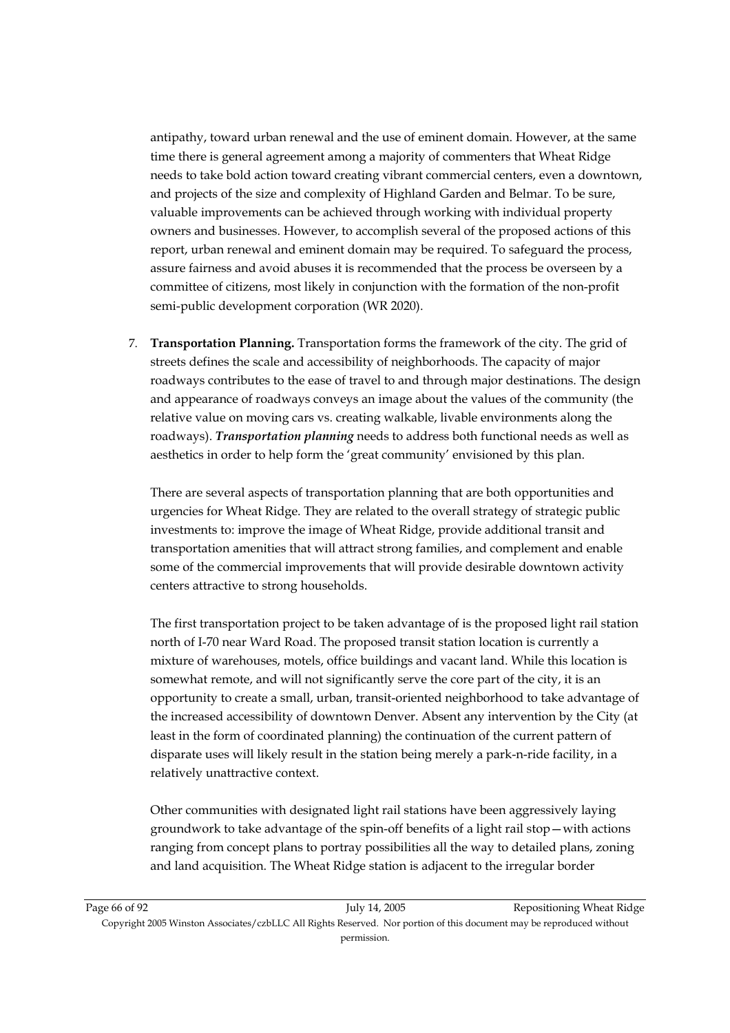antipathy, toward urban renewal and the use of eminent domain. However, at the same time there is general agreement among a majority of commenters that Wheat Ridge needs to take bold action toward creating vibrant commercial centers, even a downtown, and projects of the size and complexity of Highland Garden and Belmar. To be sure, valuable improvements can be achieved through working with individual property owners and businesses. However, to accomplish several of the proposed actions of this report, urban renewal and eminent domain may be required. To safeguard the process, assure fairness and avoid abuses it is recommended that the process be overseen by a committee of citizens, most likely in conjunction with the formation of the non-profit semi-public development corporation (WR 2020).

7. **Transportation Planning.** Transportation forms the framework of the city. The grid of streets defines the scale and accessibility of neighborhoods. The capacity of major roadways contributes to the ease of travel to and through major destinations. The design and appearance of roadways conveys an image about the values of the community (the relative value on moving cars vs. creating walkable, livable environments along the roadways). ***Transportation planning*** needs to address both functional needs as well as aesthetics in order to help form the 'great community' envisioned by this plan.

   There are several aspects of transportation planning that are both opportunities and urgencies for Wheat Ridge. They are related to the overall strategy of strategic public investments to: improve the image of Wheat Ridge, provide additional transit and transportation amenities that will attract strong families, and complement and enable some of the commercial improvements that will provide desirable downtown activity centers attractive to strong households.

   The first transportation project to be taken advantage of is the proposed light rail station north of I-70 near Ward Road. The proposed transit station location is currently a mixture of warehouses, motels, office buildings and vacant land. While this location is somewhat remote, and will not significantly serve the core part of the city, it is an opportunity to create a small, urban, transit-oriented neighborhood to take advantage of the increased accessibility of downtown Denver. Absent any intervention by the City (at least in the form of coordinated planning) the continuation of the current pattern of disparate uses will likely result in the station being merely a park-n-ride facility, in a relatively unattractive context.

   Other communities with designated light rail stations have been aggressively laying groundwork to take advantage of the spin-off benefits of a light rail stop—with actions ranging from concept plans to portray possibilities all the way to detailed plans, zoning and land acquisition. The Wheat Ridge station is adjacent to the irregular border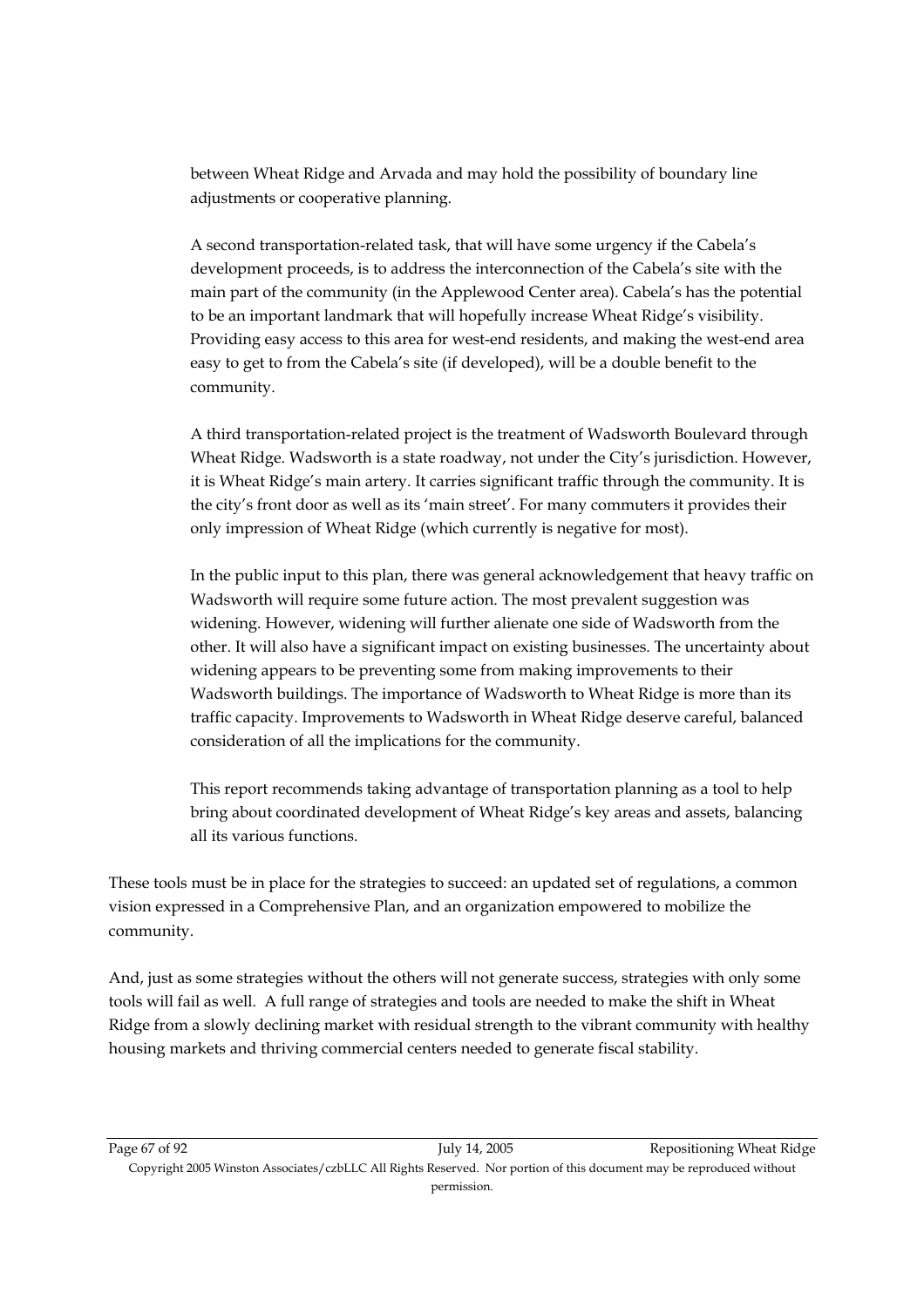between Wheat Ridge and Arvada and may hold the possibility of boundary line adjustments or cooperative planning.

A second transportation-related task, that will have some urgency if the Cabela's development proceeds, is to address the interconnection of the Cabela's site with the main part of the community (in the Applewood Center area). Cabela's has the potential to be an important landmark that will hopefully increase Wheat Ridge's visibility. Providing easy access to this area for west-end residents, and making the west-end area easy to get to from the Cabela's site (if developed), will be a double benefit to the community.

A third transportation-related project is the treatment of Wadsworth Boulevard through Wheat Ridge. Wadsworth is a state roadway, not under the City's jurisdiction. However, it is Wheat Ridge's main artery. It carries significant traffic through the community. It is the city's front door as well as its 'main street'. For many commuters it provides their only impression of Wheat Ridge (which currently is negative for most).

In the public input to this plan, there was general acknowledgement that heavy traffic on Wadsworth will require some future action. The most prevalent suggestion was widening. However, widening will further alienate one side of Wadsworth from the other. It will also have a significant impact on existing businesses. The uncertainty about widening appears to be preventing some from making improvements to their Wadsworth buildings. The importance of Wadsworth to Wheat Ridge is more than its traffic capacity. Improvements to Wadsworth in Wheat Ridge deserve careful, balanced consideration of all the implications for the community.

This report recommends taking advantage of transportation planning as a tool to help bring about coordinated development of Wheat Ridge's key areas and assets, balancing all its various functions.

These tools must be in place for the strategies to succeed: an updated set of regulations, a common vision expressed in a Comprehensive Plan, and an organization empowered to mobilize the community.

And, just as some strategies without the others will not generate success, strategies with only some tools will fail as well. A full range of strategies and tools are needed to make the shift in Wheat Ridge from a slowly declining market with residual strength to the vibrant community with healthy housing markets and thriving commercial centers needed to generate fiscal stability.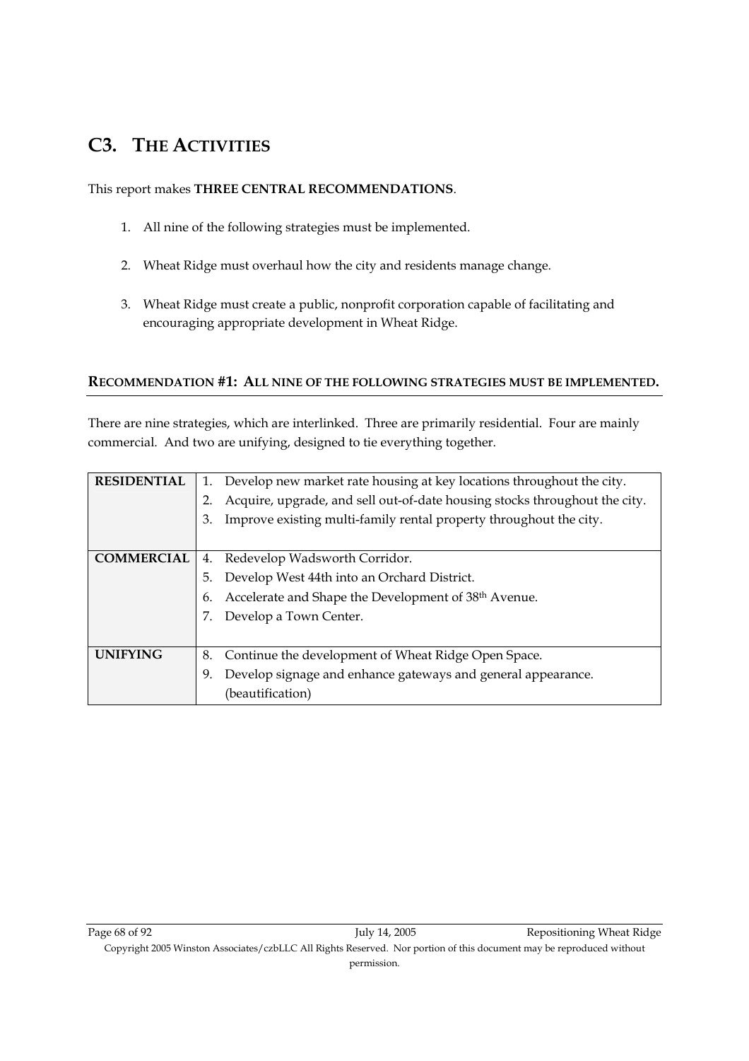## C3. THE ACTIVITIES

This report makes **THREE CENTRAL RECOMMENDATIONS**.

1. All nine of the following strategies must be implemented.

2. Wheat Ridge must overhaul how the city and residents manage change.

3. Wheat Ridge must create a public, nonprofit corporation capable of facilitating and encouraging appropriate development in Wheat Ridge.

### RECOMMENDATION #1: ALL NINE OF THE FOLLOWING STRATEGIES MUST BE IMPLEMENTED.

There are nine strategies, which are interlinked. Three are primarily residential. Four are mainly commercial. And two are unifying, designed to tie everything together.

| | |
|---|---|
| **RESIDENTIAL** | 1. Develop new market rate housing at key locations throughout the city.<br>2. Acquire, upgrade, and sell out-of-date housing stocks throughout the city.<br>3. Improve existing multi-family rental property throughout the city. |
| **COMMERCIAL** | 4. Redevelop Wadsworth Corridor.<br>5. Develop West 44th into an Orchard District.<br>6. Accelerate and Shape the Development of 38th Avenue.<br>7. Develop a Town Center. |
| **UNIFYING** | 8. Continue the development of Wheat Ridge Open Space.<br>9. Develop signage and enhance gateways and general appearance. (beautification) |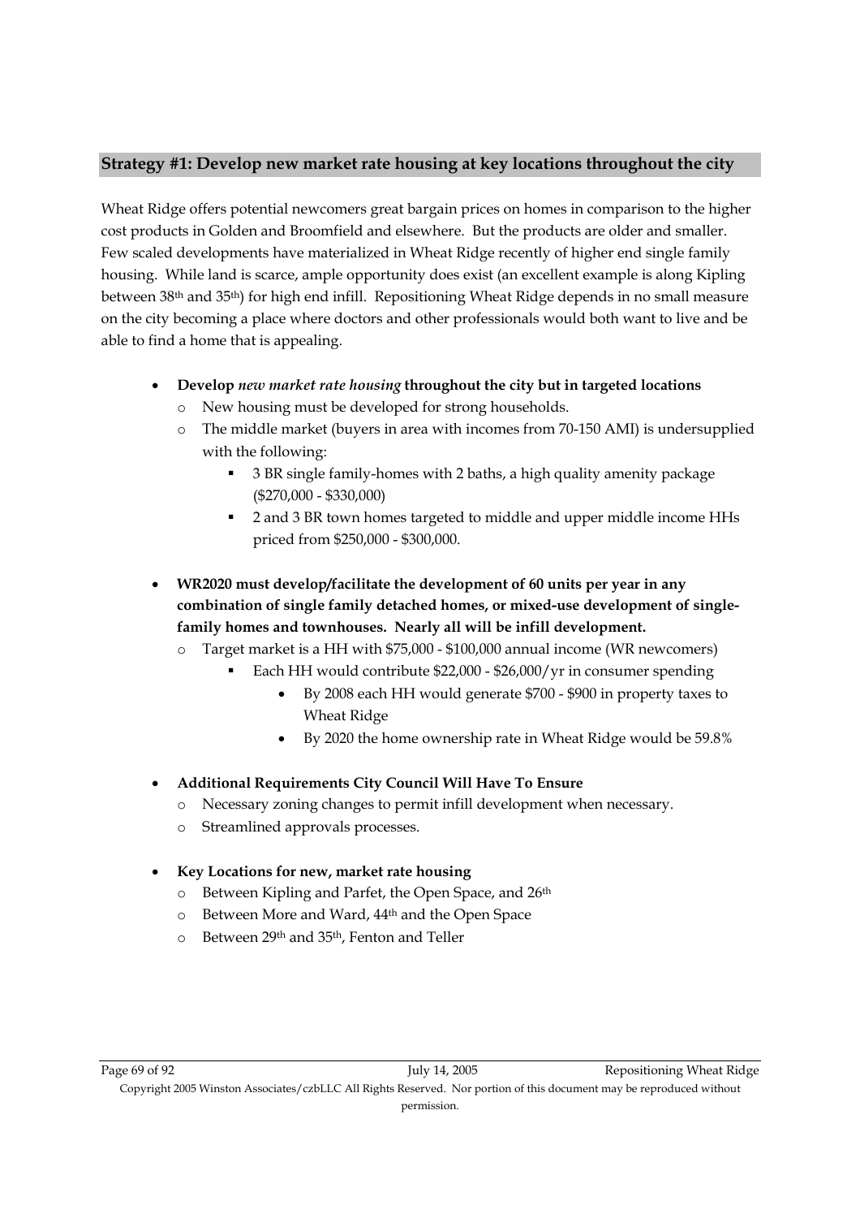## Strategy #1: Develop new market rate housing at key locations throughout the city

Wheat Ridge offers potential newcomers great bargain prices on homes in comparison to the higher cost products in Golden and Broomfield and elsewhere. But the products are older and smaller. Few scaled developments have materialized in Wheat Ridge recently of higher end single family housing. While land is scarce, ample opportunity does exist (an excellent example is along Kipling between 38th and 35th) for high end infill. Repositioning Wheat Ridge depends in no small measure on the city becoming a place where doctors and other professionals would both want to live and be able to find a home that is appealing.

- **Develop *new market rate housing* throughout the city but in targeted locations**
    - New housing must be developed for strong households.
    - The middle market (buyers in area with incomes from 70-150 AMI) is undersupplied with the following:
        - 3 BR single family-homes with 2 baths, a high quality amenity package ($270,000 - $330,000)
        - 2 and 3 BR town homes targeted to middle and upper middle income HHs priced from $250,000 - $300,000.

- **WR2020 must develop/facilitate the development of 60 units per year in any combination of single family detached homes, or mixed-use development of single-family homes and townhouses. Nearly all will be infill development.**
    - Target market is a HH with $75,000 - $100,000 annual income (WR newcomers)
        - Each HH would contribute $22,000 - $26,000/yr in consumer spending
            - By 2008 each HH would generate $700 - $900 in property taxes to Wheat Ridge
            - By 2020 the home ownership rate in Wheat Ridge would be 59.8%

- **Additional Requirements City Council Will Have To Ensure**
    - Necessary zoning changes to permit infill development when necessary.
    - Streamlined approvals processes.

- **Key Locations for new, market rate housing**
    - Between Kipling and Parfet, the Open Space, and 26th
    - Between More and Ward, 44th and the Open Space
    - Between 29th and 35th, Fenton and Teller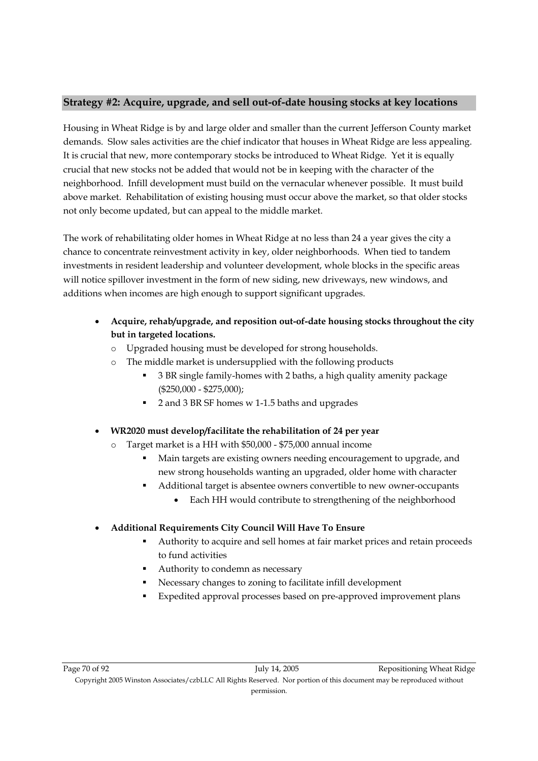## Strategy #2: Acquire, upgrade, and sell out-of-date housing stocks at key locations

Housing in Wheat Ridge is by and large older and smaller than the current Jefferson County market demands. Slow sales activities are the chief indicator that houses in Wheat Ridge are less appealing. It is crucial that new, more contemporary stocks be introduced to Wheat Ridge. Yet it is equally crucial that new stocks not be added that would not be in keeping with the character of the neighborhood. Infill development must build on the vernacular whenever possible. It must build above market. Rehabilitation of existing housing must occur above the market, so that older stocks not only become updated, but can appeal to the middle market.

The work of rehabilitating older homes in Wheat Ridge at no less than 24 a year gives the city a chance to concentrate reinvestment activity in key, older neighborhoods. When tied to tandem investments in resident leadership and volunteer development, whole blocks in the specific areas will notice spillover investment in the form of new siding, new driveways, new windows, and additions when incomes are high enough to support significant upgrades.

- **Acquire, rehab/upgrade, and reposition out-of-date housing stocks throughout the city but in targeted locations.**
  - Upgraded housing must be developed for strong households.
  - The middle market is undersupplied with the following products
    - 3 BR single family-homes with 2 baths, a high quality amenity package ($250,000 - $275,000);
    - 2 and 3 BR SF homes w 1-1.5 baths and upgrades

- **WR2020 must develop/facilitate the rehabilitation of 24 per year**
  - Target market is a HH with $50,000 - $75,000 annual income
    - Main targets are existing owners needing encouragement to upgrade, and new strong households wanting an upgraded, older home with character
    - Additional target is absentee owners convertible to new owner-occupants
      - Each HH would contribute to strengthening of the neighborhood

- **Additional Requirements City Council Will Have To Ensure**
  - Authority to acquire and sell homes at fair market prices and retain proceeds to fund activities
  - Authority to condemn as necessary
  - Necessary changes to zoning to facilitate infill development
  - Expedited approval processes based on pre-approved improvement plans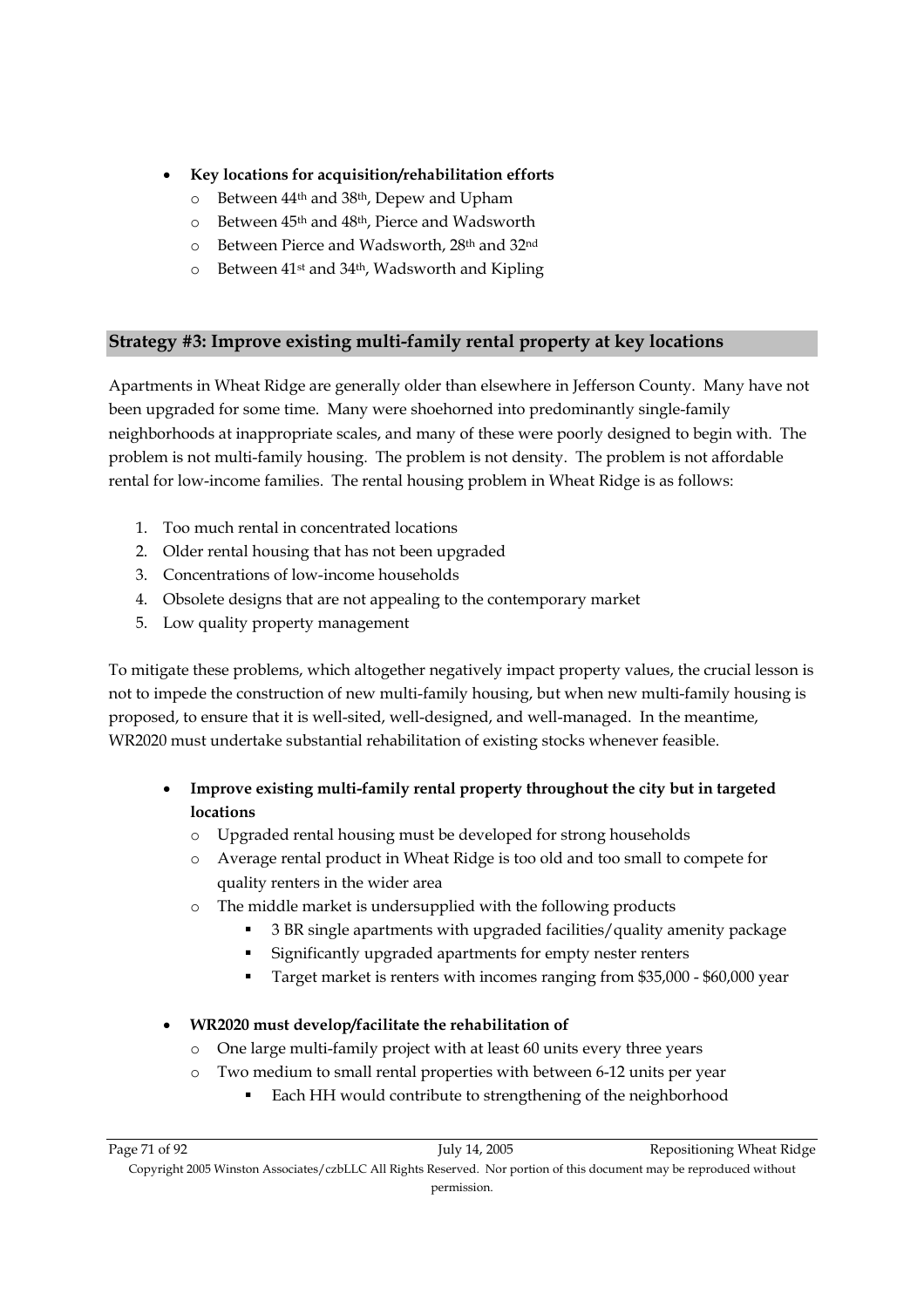- **Key locations for acquisition/rehabilitation efforts**
  - Between 44th and 38th, Depew and Upham
  - Between 45th and 48th, Pierce and Wadsworth
  - Between Pierce and Wadsworth, 28th and 32nd
  - Between 41st and 34th, Wadsworth and Kipling

## Strategy #3: Improve existing multi-family rental property at key locations

Apartments in Wheat Ridge are generally older than elsewhere in Jefferson County. Many have not been upgraded for some time. Many were shoehorned into predominantly single-family neighborhoods at inappropriate scales, and many of these were poorly designed to begin with. The problem is not multi-family housing. The problem is not density. The problem is not affordable rental for low-income families. The rental housing problem in Wheat Ridge is as follows:

1. Too much rental in concentrated locations
2. Older rental housing that has not been upgraded
3. Concentrations of low-income households
4. Obsolete designs that are not appealing to the contemporary market
5. Low quality property management

To mitigate these problems, which altogether negatively impact property values, the crucial lesson is not to impede the construction of new multi-family housing, but when new multi-family housing is proposed, to ensure that it is well-sited, well-designed, and well-managed. In the meantime, WR2020 must undertake substantial rehabilitation of existing stocks whenever feasible.

- **Improve existing multi-family rental property throughout the city but in targeted locations**
  - Upgraded rental housing must be developed for strong households
  - Average rental product in Wheat Ridge is too old and too small to compete for quality renters in the wider area
  - The middle market is undersupplied with the following products
    - 3 BR single apartments with upgraded facilities/quality amenity package
    - Significantly upgraded apartments for empty nester renters
    - Target market is renters with incomes ranging from $35,000 - $60,000 year

- **WR2020 must develop/facilitate the rehabilitation of**
  - One large multi-family project with at least 60 units every three years
  - Two medium to small rental properties with between 6-12 units per year
    - Each HH would contribute to strengthening of the neighborhood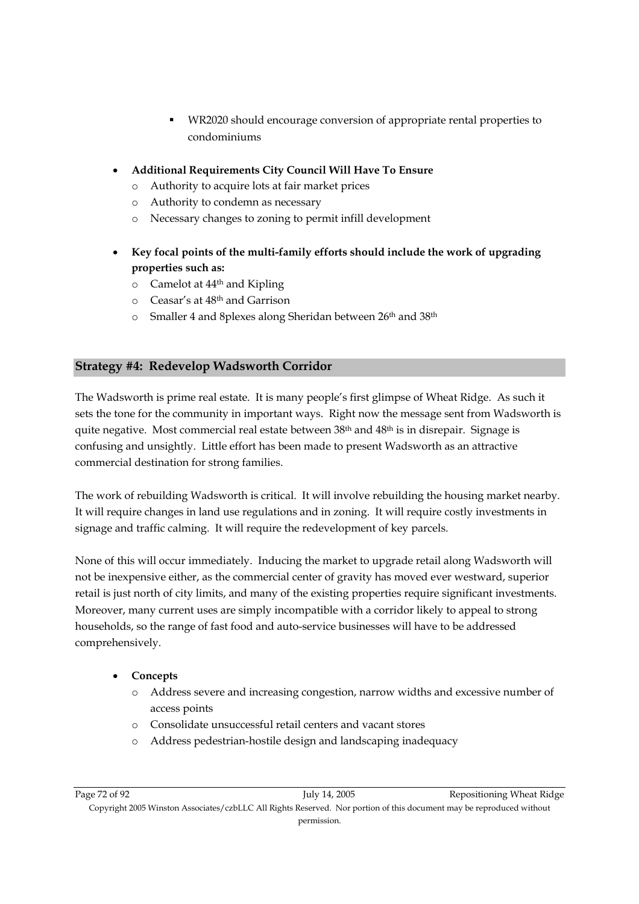- WR2020 should encourage conversion of appropriate rental properties to condominiums

- **Additional Requirements City Council Will Have To Ensure**
    - Authority to acquire lots at fair market prices
    - Authority to condemn as necessary
    - Necessary changes to zoning to permit infill development

- **Key focal points of the multi-family efforts should include the work of upgrading properties such as:**
    - Camelot at 44th and Kipling
    - Ceasar's at 48th and Garrison
    - Smaller 4 and 8plexes along Sheridan between 26th and 38th

## Strategy #4: Redevelop Wadsworth Corridor

The Wadsworth is prime real estate. It is many people's first glimpse of Wheat Ridge. As such it sets the tone for the community in important ways. Right now the message sent from Wadsworth is quite negative. Most commercial real estate between 38th and 48th is in disrepair. Signage is confusing and unsightly. Little effort has been made to present Wadsworth as an attractive commercial destination for strong families.

The work of rebuilding Wadsworth is critical. It will involve rebuilding the housing market nearby. It will require changes in land use regulations and in zoning. It will require costly investments in signage and traffic calming. It will require the redevelopment of key parcels.

None of this will occur immediately. Inducing the market to upgrade retail along Wadsworth will not be inexpensive either, as the commercial center of gravity has moved ever westward, superior retail is just north of city limits, and many of the existing properties require significant investments. Moreover, many current uses are simply incompatible with a corridor likely to appeal to strong households, so the range of fast food and auto-service businesses will have to be addressed comprehensively.

- **Concepts**
    - Address severe and increasing congestion, narrow widths and excessive number of access points
    - Consolidate unsuccessful retail centers and vacant stores
    - Address pedestrian-hostile design and landscaping inadequacy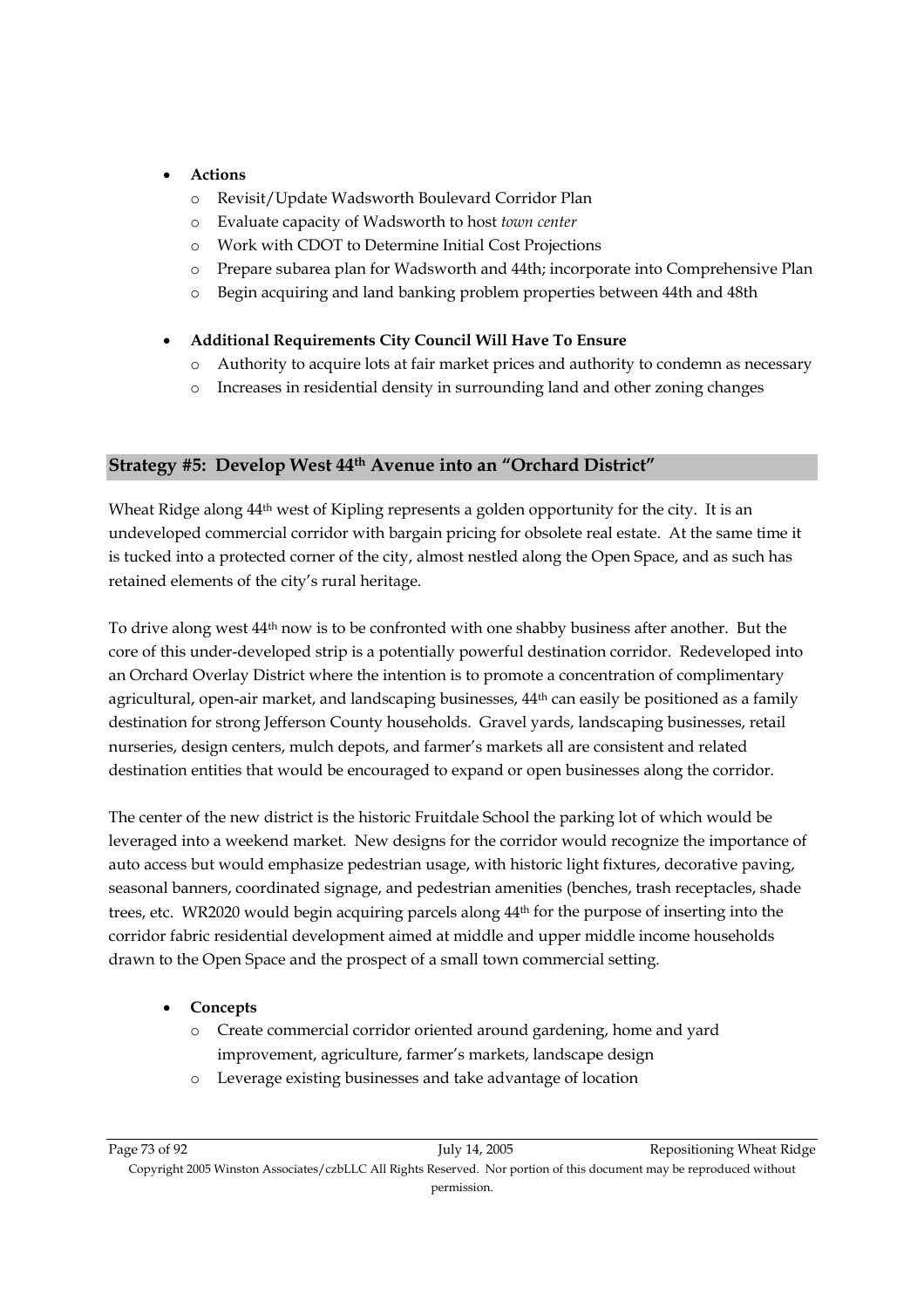- **Actions**
  - Revisit/Update Wadsworth Boulevard Corridor Plan
  - Evaluate capacity of Wadsworth to host *town center*
  - Work with CDOT to Determine Initial Cost Projections
  - Prepare subarea plan for Wadsworth and 44th; incorporate into Comprehensive Plan
  - Begin acquiring and land banking problem properties between 44th and 48th

- **Additional Requirements City Council Will Have To Ensure**
  - Authority to acquire lots at fair market prices and authority to condemn as necessary
  - Increases in residential density in surrounding land and other zoning changes

## Strategy #5: Develop West 44th Avenue into an "Orchard District"

Wheat Ridge along 44th west of Kipling represents a golden opportunity for the city. It is an undeveloped commercial corridor with bargain pricing for obsolete real estate. At the same time it is tucked into a protected corner of the city, almost nestled along the Open Space, and as such has retained elements of the city's rural heritage.

To drive along west 44th now is to be confronted with one shabby business after another. But the core of this under-developed strip is a potentially powerful destination corridor. Redeveloped into an Orchard Overlay District where the intention is to promote a concentration of complimentary agricultural, open-air market, and landscaping businesses, 44th can easily be positioned as a family destination for strong Jefferson County households. Gravel yards, landscaping businesses, retail nurseries, design centers, mulch depots, and farmer's markets all are consistent and related destination entities that would be encouraged to expand or open businesses along the corridor.

The center of the new district is the historic Fruitdale School the parking lot of which would be leveraged into a weekend market. New designs for the corridor would recognize the importance of auto access but would emphasize pedestrian usage, with historic light fixtures, decorative paving, seasonal banners, coordinated signage, and pedestrian amenities (benches, trash receptacles, shade trees, etc. WR2020 would begin acquiring parcels along 44th for the purpose of inserting into the corridor fabric residential development aimed at middle and upper middle income households drawn to the Open Space and the prospect of a small town commercial setting.

- **Concepts**
  - Create commercial corridor oriented around gardening, home and yard improvement, agriculture, farmer's markets, landscape design
  - Leverage existing businesses and take advantage of location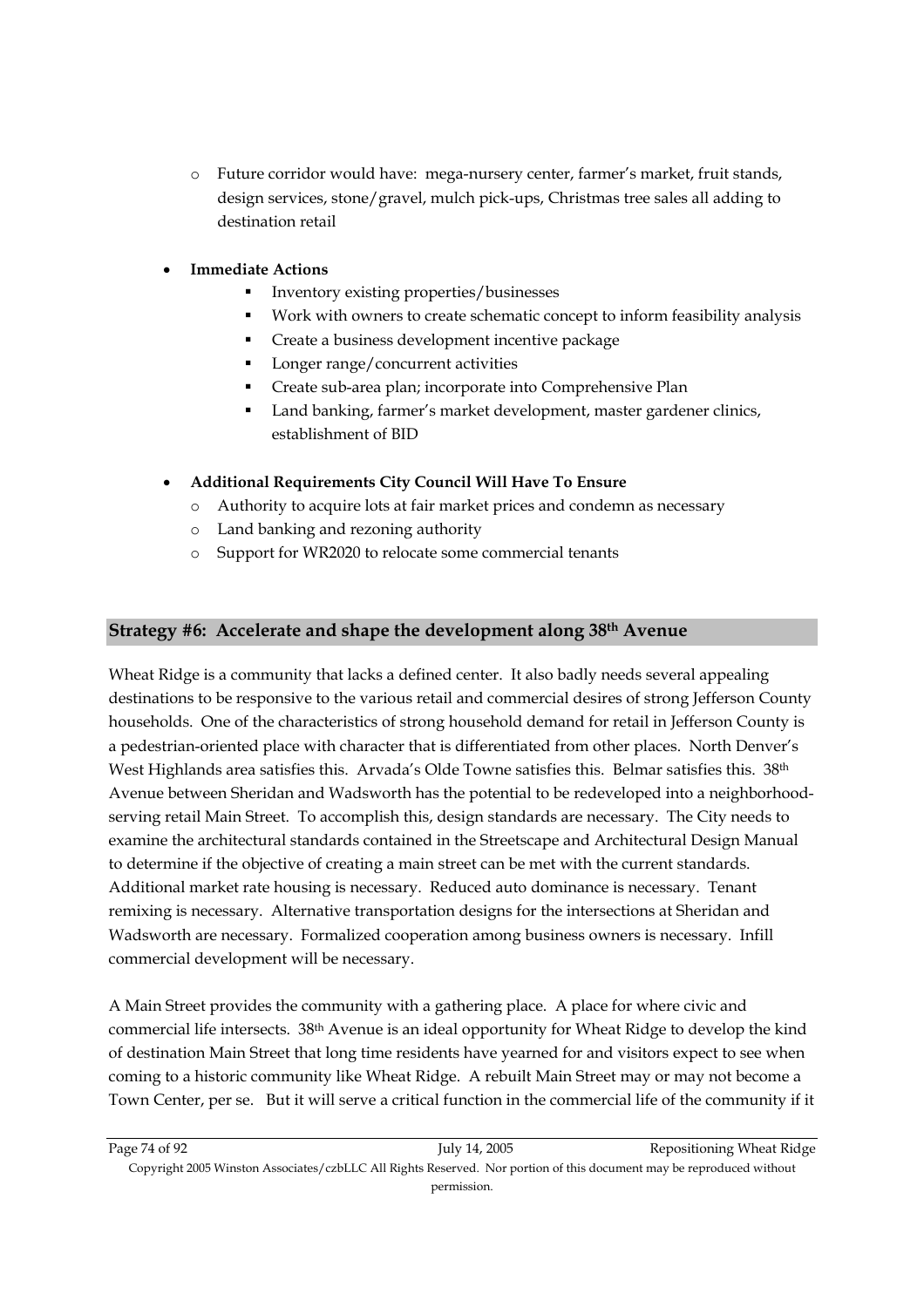- Future corridor would have: mega-nursery center, farmer's market, fruit stands, design services, stone/gravel, mulch pick-ups, Christmas tree sales all adding to destination retail

- **Immediate Actions**
    - Inventory existing properties/businesses
    - Work with owners to create schematic concept to inform feasibility analysis
    - Create a business development incentive package
    - Longer range/concurrent activities
    - Create sub-area plan; incorporate into Comprehensive Plan
    - Land banking, farmer's market development, master gardener clinics, establishment of BID

- **Additional Requirements City Council Will Have To Ensure**
    - Authority to acquire lots at fair market prices and condemn as necessary
    - Land banking and rezoning authority
    - Support for WR2020 to relocate some commercial tenants

## Strategy #6: Accelerate and shape the development along 38th Avenue

Wheat Ridge is a community that lacks a defined center. It also badly needs several appealing destinations to be responsive to the various retail and commercial desires of strong Jefferson County households. One of the characteristics of strong household demand for retail in Jefferson County is a pedestrian-oriented place with character that is differentiated from other places. North Denver's West Highlands area satisfies this. Arvada's Olde Towne satisfies this. Belmar satisfies this. 38th Avenue between Sheridan and Wadsworth has the potential to be redeveloped into a neighborhood-serving retail Main Street. To accomplish this, design standards are necessary. The City needs to examine the architectural standards contained in the Streetscape and Architectural Design Manual to determine if the objective of creating a main street can be met with the current standards. Additional market rate housing is necessary. Reduced auto dominance is necessary. Tenant remixing is necessary. Alternative transportation designs for the intersections at Sheridan and Wadsworth are necessary. Formalized cooperation among business owners is necessary. Infill commercial development will be necessary.

A Main Street provides the community with a gathering place. A place for where civic and commercial life intersects. 38th Avenue is an ideal opportunity for Wheat Ridge to develop the kind of destination Main Street that long time residents have yearned for and visitors expect to see when coming to a historic community like Wheat Ridge. A rebuilt Main Street may or may not become a Town Center, per se. But it will serve a critical function in the commercial life of the community if it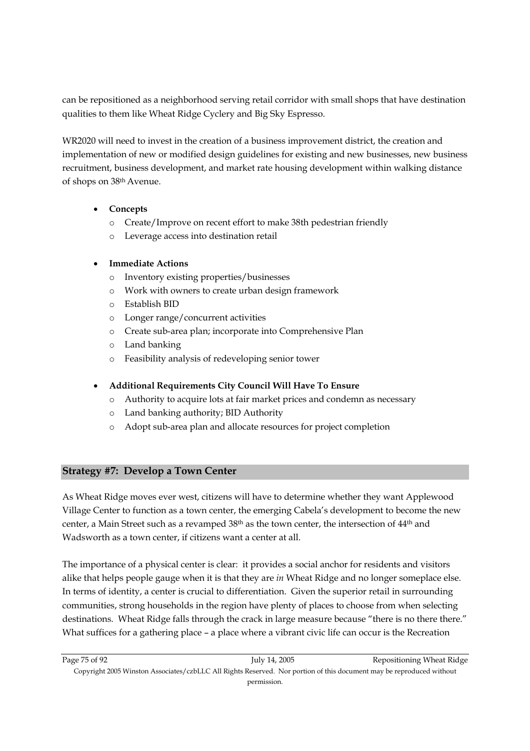can be repositioned as a neighborhood serving retail corridor with small shops that have destination qualities to them like Wheat Ridge Cyclery and Big Sky Espresso.

WR2020 will need to invest in the creation of a business improvement district, the creation and implementation of new or modified design guidelines for existing and new businesses, new business recruitment, business development, and market rate housing development within walking distance of shops on 38th Avenue.

- **Concepts**
  - Create/Improve on recent effort to make 38th pedestrian friendly
  - Leverage access into destination retail

- **Immediate Actions**
  - Inventory existing properties/businesses
  - Work with owners to create urban design framework
  - Establish BID
  - Longer range/concurrent activities
  - Create sub-area plan; incorporate into Comprehensive Plan
  - Land banking
  - Feasibility analysis of redeveloping senior tower

- **Additional Requirements City Council Will Have To Ensure**
  - Authority to acquire lots at fair market prices and condemn as necessary
  - Land banking authority; BID Authority
  - Adopt sub-area plan and allocate resources for project completion

## Strategy #7: Develop a Town Center

As Wheat Ridge moves ever west, citizens will have to determine whether they want Applewood Village Center to function as a town center, the emerging Cabela's development to become the new center, a Main Street such as a revamped 38th as the town center, the intersection of 44th and Wadsworth as a town center, if citizens want a center at all.

The importance of a physical center is clear: it provides a social anchor for residents and visitors alike that helps people gauge when it is that they are *in* Wheat Ridge and no longer someplace else. In terms of identity, a center is crucial to differentiation. Given the superior retail in surrounding communities, strong households in the region have plenty of places to choose from when selecting destinations. Wheat Ridge falls through the crack in large measure because "there is no there there." What suffices for a gathering place – a place where a vibrant civic life can occur is the Recreation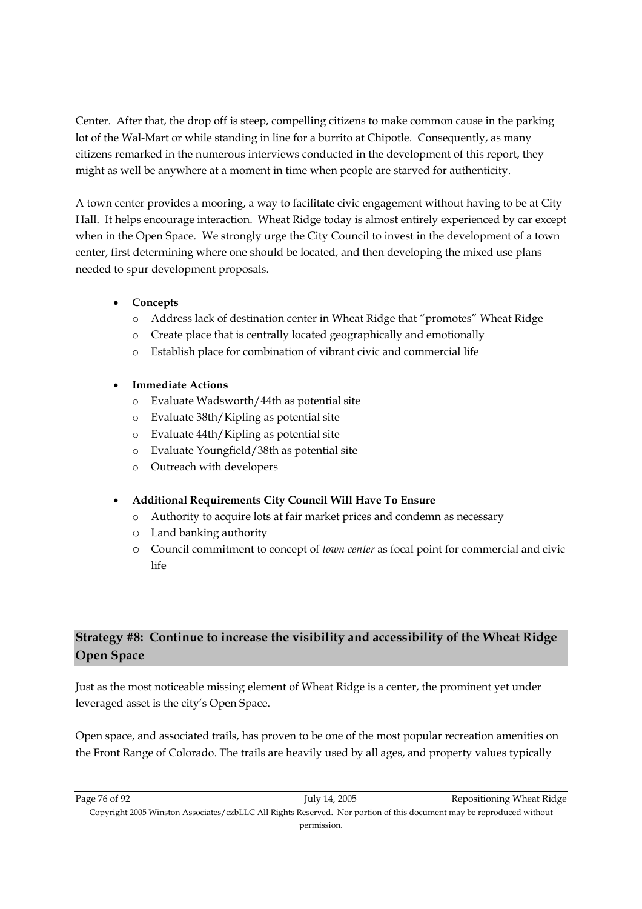Center. After that, the drop off is steep, compelling citizens to make common cause in the parking lot of the Wal-Mart or while standing in line for a burrito at Chipotle. Consequently, as many citizens remarked in the numerous interviews conducted in the development of this report, they might as well be anywhere at a moment in time when people are starved for authenticity.

A town center provides a mooring, a way to facilitate civic engagement without having to be at City Hall. It helps encourage interaction. Wheat Ridge today is almost entirely experienced by car except when in the Open Space. We strongly urge the City Council to invest in the development of a town center, first determining where one should be located, and then developing the mixed use plans needed to spur development proposals.

- **Concepts**
  - Address lack of destination center in Wheat Ridge that "promotes" Wheat Ridge
  - Create place that is centrally located geographically and emotionally
  - Establish place for combination of vibrant civic and commercial life

- **Immediate Actions**
  - Evaluate Wadsworth/44th as potential site
  - Evaluate 38th/Kipling as potential site
  - Evaluate 44th/Kipling as potential site
  - Evaluate Youngfield/38th as potential site
  - Outreach with developers

- **Additional Requirements City Council Will Have To Ensure**
  - Authority to acquire lots at fair market prices and condemn as necessary
  - Land banking authority
  - Council commitment to concept of *town center* as focal point for commercial and civic life

## Strategy #8: Continue to increase the visibility and accessibility of the Wheat Ridge Open Space

Just as the most noticeable missing element of Wheat Ridge is a center, the prominent yet under leveraged asset is the city's Open Space.

Open space, and associated trails, has proven to be one of the most popular recreation amenities on the Front Range of Colorado. The trails are heavily used by all ages, and property values typically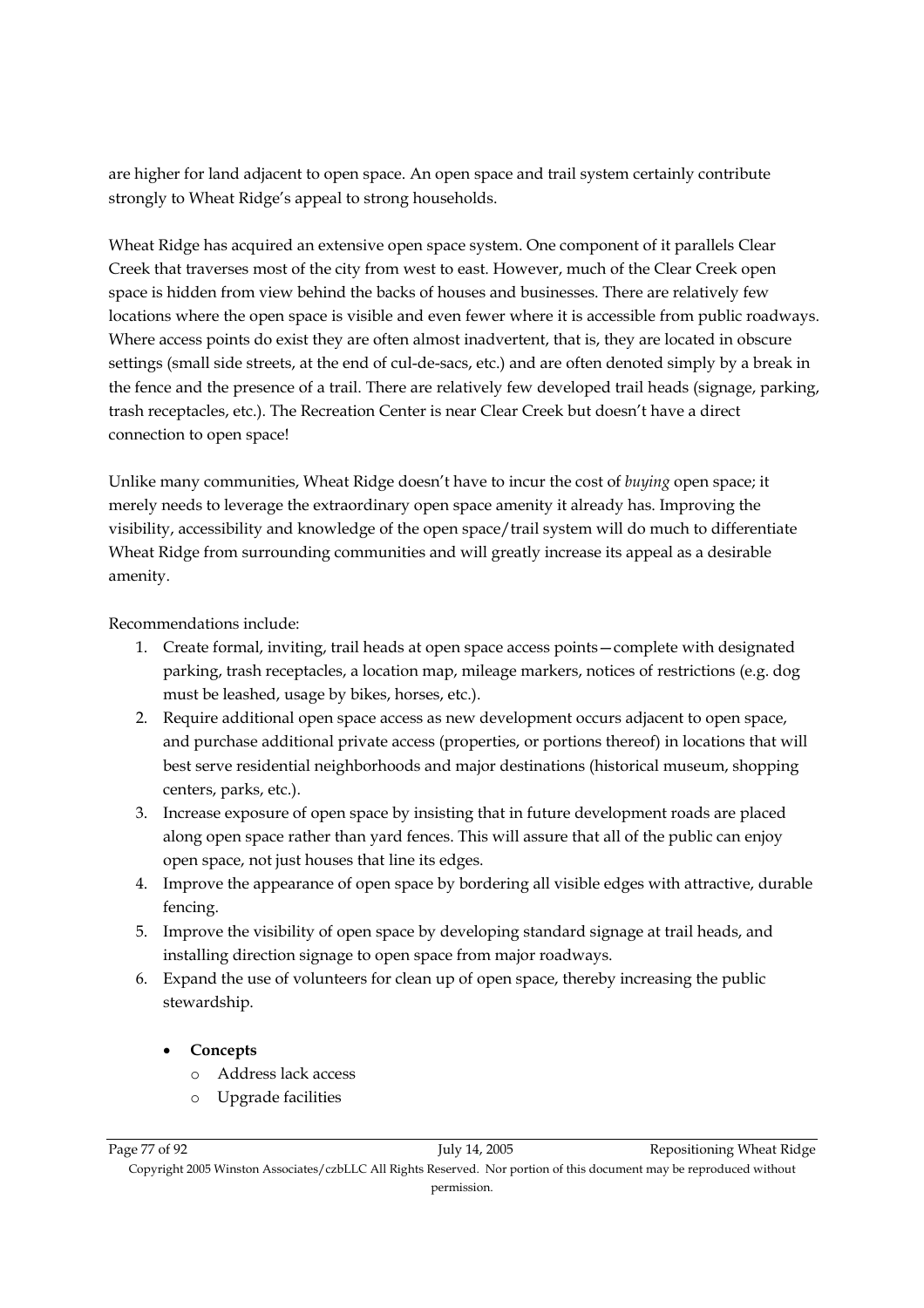are higher for land adjacent to open space. An open space and trail system certainly contribute strongly to Wheat Ridge's appeal to strong households.

Wheat Ridge has acquired an extensive open space system. One component of it parallels Clear Creek that traverses most of the city from west to east. However, much of the Clear Creek open space is hidden from view behind the backs of houses and businesses. There are relatively few locations where the open space is visible and even fewer where it is accessible from public roadways. Where access points do exist they are often almost inadvertent, that is, they are located in obscure settings (small side streets, at the end of cul-de-sacs, etc.) and are often denoted simply by a break in the fence and the presence of a trail. There are relatively few developed trail heads (signage, parking, trash receptacles, etc.). The Recreation Center is near Clear Creek but doesn't have a direct connection to open space!

Unlike many communities, Wheat Ridge doesn't have to incur the cost of *buying* open space; it merely needs to leverage the extraordinary open space amenity it already has. Improving the visibility, accessibility and knowledge of the open space/trail system will do much to differentiate Wheat Ridge from surrounding communities and will greatly increase its appeal as a desirable amenity.

Recommendations include:

1. Create formal, inviting, trail heads at open space access points—complete with designated parking, trash receptacles, a location map, mileage markers, notices of restrictions (e.g. dog must be leashed, usage by bikes, horses, etc.).
2. Require additional open space access as new development occurs adjacent to open space, and purchase additional private access (properties, or portions thereof) in locations that will best serve residential neighborhoods and major destinations (historical museum, shopping centers, parks, etc.).
3. Increase exposure of open space by insisting that in future development roads are placed along open space rather than yard fences. This will assure that all of the public can enjoy open space, not just houses that line its edges.
4. Improve the appearance of open space by bordering all visible edges with attractive, durable fencing.
5. Improve the visibility of open space by developing standard signage at trail heads, and installing direction signage to open space from major roadways.
6. Expand the use of volunteers for clean up of open space, thereby increasing the public stewardship.

- **Concepts**
  - Address lack access
  - Upgrade facilities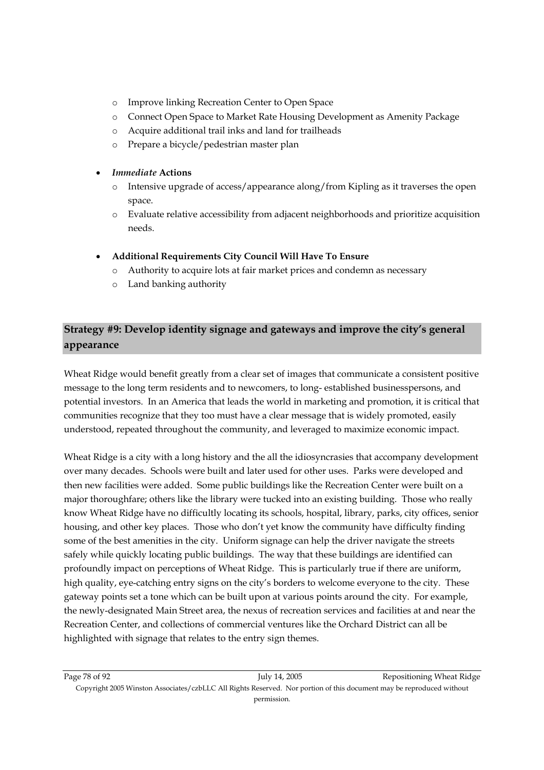- Improve linking Recreation Center to Open Space
- Connect Open Space to Market Rate Housing Development as Amenity Package
- Acquire additional trail inks and land for trailheads
- Prepare a bicycle/pedestrian master plan

- ***Immediate* Actions**
  - Intensive upgrade of access/appearance along/from Kipling as it traverses the open space.
  - Evaluate relative accessibility from adjacent neighborhoods and prioritize acquisition needs.

- **Additional Requirements City Council Will Have To Ensure**
  - Authority to acquire lots at fair market prices and condemn as necessary
  - Land banking authority

## Strategy #9: Develop identity signage and gateways and improve the city's general appearance

Wheat Ridge would benefit greatly from a clear set of images that communicate a consistent positive message to the long term residents and to newcomers, to long- established businesspersons, and potential investors. In an America that leads the world in marketing and promotion, it is critical that communities recognize that they too must have a clear message that is widely promoted, easily understood, repeated throughout the community, and leveraged to maximize economic impact.

Wheat Ridge is a city with a long history and the all the idiosyncrasies that accompany development over many decades. Schools were built and later used for other uses. Parks were developed and then new facilities were added. Some public buildings like the Recreation Center were built on a major thoroughfare; others like the library were tucked into an existing building. Those who really know Wheat Ridge have no difficultly locating its schools, hospital, library, parks, city offices, senior housing, and other key places. Those who don't yet know the community have difficulty finding some of the best amenities in the city. Uniform signage can help the driver navigate the streets safely while quickly locating public buildings. The way that these buildings are identified can profoundly impact on perceptions of Wheat Ridge. This is particularly true if there are uniform, high quality, eye-catching entry signs on the city's borders to welcome everyone to the city. These gateway points set a tone which can be built upon at various points around the city. For example, the newly-designated Main Street area, the nexus of recreation services and facilities at and near the Recreation Center, and collections of commercial ventures like the Orchard District can all be highlighted with signage that relates to the entry sign themes.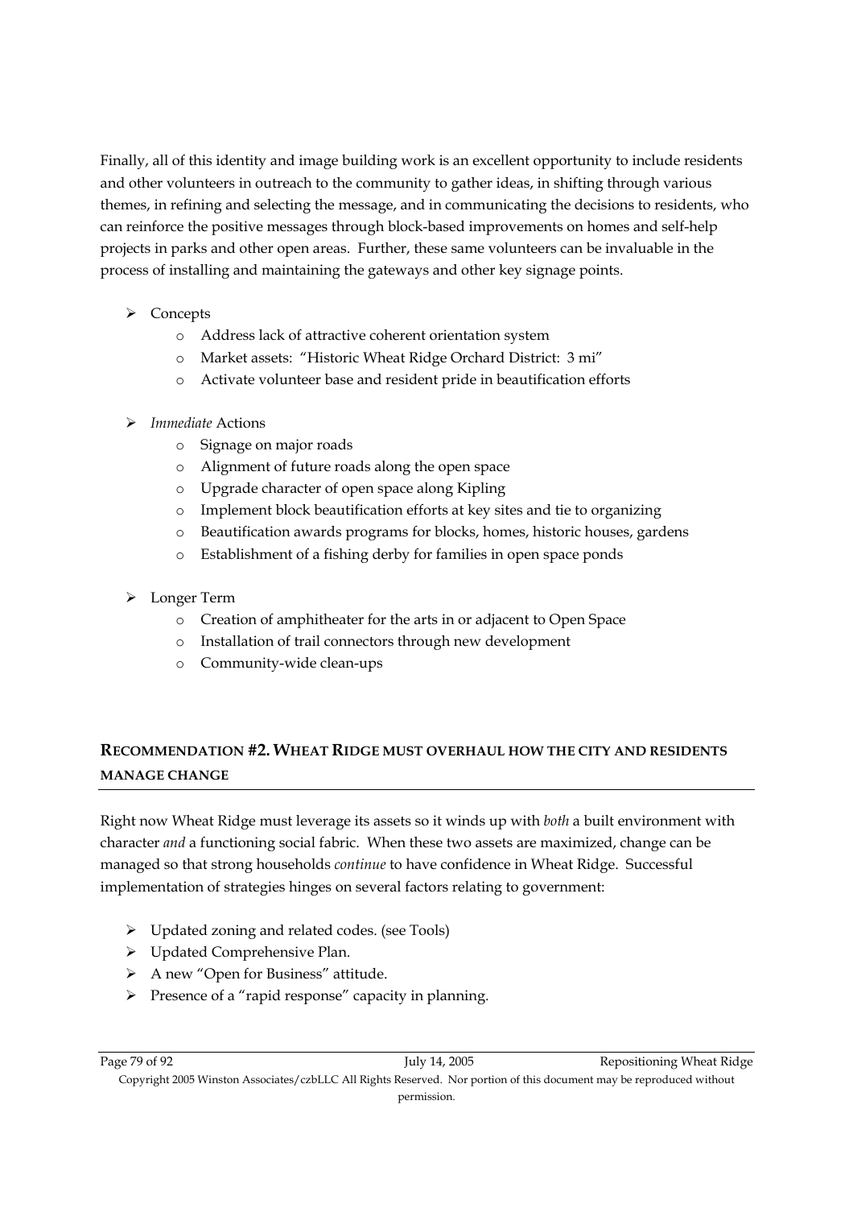Finally, all of this identity and image building work is an excellent opportunity to include residents and other volunteers in outreach to the community to gather ideas, in shifting through various themes, in refining and selecting the message, and in communicating the decisions to residents, who can reinforce the positive messages through block-based improvements on homes and self-help projects in parks and other open areas. Further, these same volunteers can be invaluable in the process of installing and maintaining the gateways and other key signage points.

- Concepts
  - Address lack of attractive coherent orientation system
  - Market assets: "Historic Wheat Ridge Orchard District: 3 mi"
  - Activate volunteer base and resident pride in beautification efforts

- *Immediate* Actions
  - Signage on major roads
  - Alignment of future roads along the open space
  - Upgrade character of open space along Kipling
  - Implement block beautification efforts at key sites and tie to organizing
  - Beautification awards programs for blocks, homes, historic houses, gardens
  - Establishment of a fishing derby for families in open space ponds

- Longer Term
  - Creation of amphitheater for the arts in or adjacent to Open Space
  - Installation of trail connectors through new development
  - Community-wide clean-ups

## RECOMMENDATION #2. WHEAT RIDGE MUST OVERHAUL HOW THE CITY AND RESIDENTS MANAGE CHANGE

Right now Wheat Ridge must leverage its assets so it winds up with *both* a built environment with character *and* a functioning social fabric. When these two assets are maximized, change can be managed so that strong households *continue* to have confidence in Wheat Ridge. Successful implementation of strategies hinges on several factors relating to government:

- Updated zoning and related codes. (see Tools)
- Updated Comprehensive Plan.
- A new "Open for Business" attitude.
- Presence of a "rapid response" capacity in planning.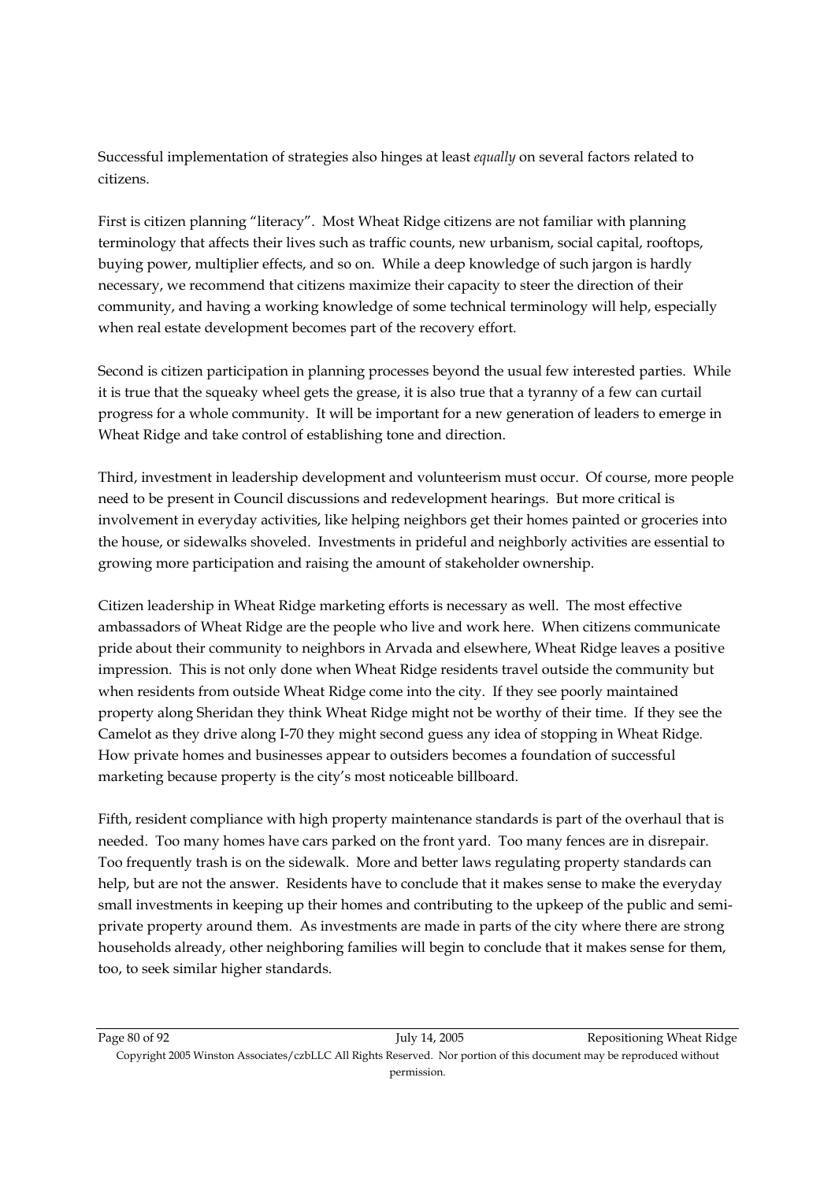Successful implementation of strategies also hinges at least *equally* on several factors related to citizens.

First is citizen planning "literacy". Most Wheat Ridge citizens are not familiar with planning terminology that affects their lives such as traffic counts, new urbanism, social capital, rooftops, buying power, multiplier effects, and so on. While a deep knowledge of such jargon is hardly necessary, we recommend that citizens maximize their capacity to steer the direction of their community, and having a working knowledge of some technical terminology will help, especially when real estate development becomes part of the recovery effort.

Second is citizen participation in planning processes beyond the usual few interested parties. While it is true that the squeaky wheel gets the grease, it is also true that a tyranny of a few can curtail progress for a whole community. It will be important for a new generation of leaders to emerge in Wheat Ridge and take control of establishing tone and direction.

Third, investment in leadership development and volunteerism must occur. Of course, more people need to be present in Council discussions and redevelopment hearings. But more critical is involvement in everyday activities, like helping neighbors get their homes painted or groceries into the house, or sidewalks shoveled. Investments in prideful and neighborly activities are essential to growing more participation and raising the amount of stakeholder ownership.

Citizen leadership in Wheat Ridge marketing efforts is necessary as well. The most effective ambassadors of Wheat Ridge are the people who live and work here. When citizens communicate pride about their community to neighbors in Arvada and elsewhere, Wheat Ridge leaves a positive impression. This is not only done when Wheat Ridge residents travel outside the community but when residents from outside Wheat Ridge come into the city. If they see poorly maintained property along Sheridan they think Wheat Ridge might not be worthy of their time. If they see the Camelot as they drive along I-70 they might second guess any idea of stopping in Wheat Ridge. How private homes and businesses appear to outsiders becomes a foundation of successful marketing because property is the city's most noticeable billboard.

Fifth, resident compliance with high property maintenance standards is part of the overhaul that is needed. Too many homes have cars parked on the front yard. Too many fences are in disrepair. Too frequently trash is on the sidewalk. More and better laws regulating property standards can help, but are not the answer. Residents have to conclude that it makes sense to make the everyday small investments in keeping up their homes and contributing to the upkeep of the public and semi-private property around them. As investments are made in parts of the city where there are strong households already, other neighboring families will begin to conclude that it makes sense for them, too, to seek similar higher standards.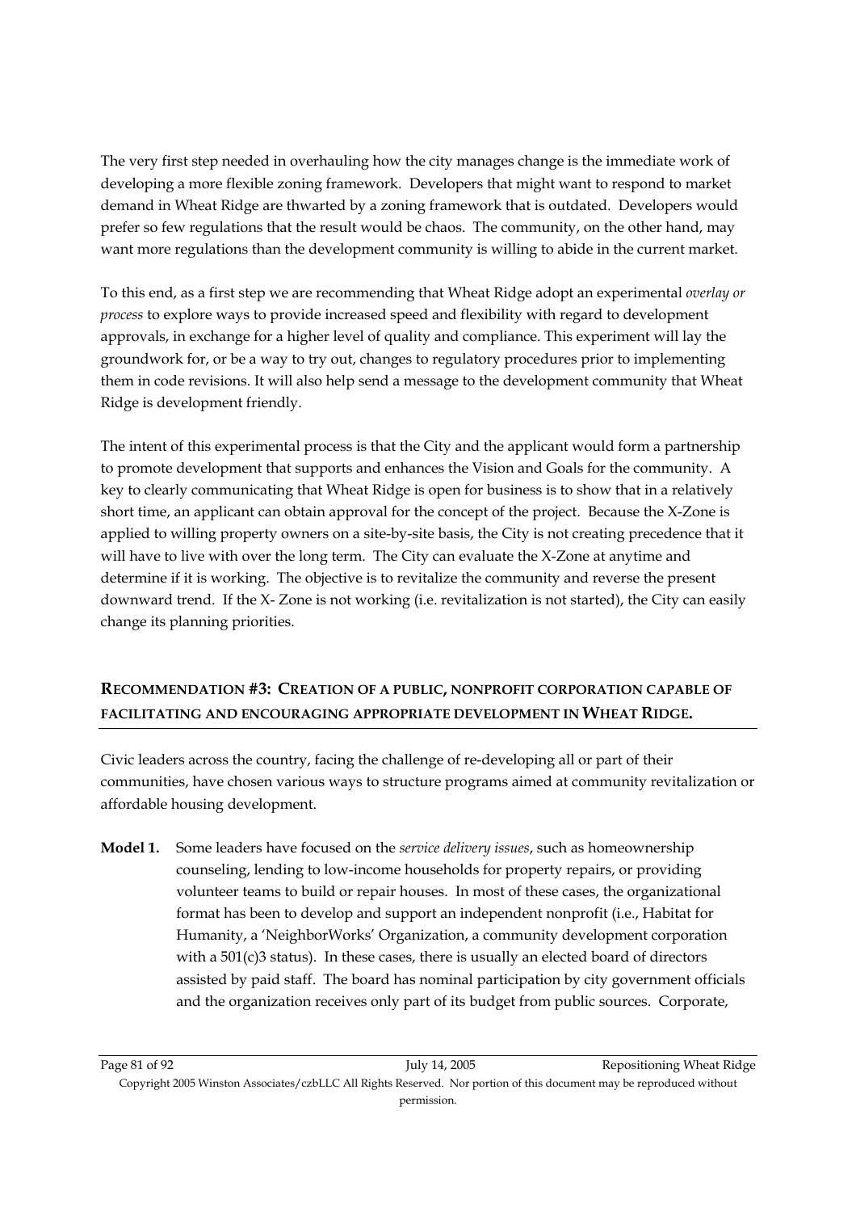The very first step needed in overhauling how the city manages change is the immediate work of developing a more flexible zoning framework. Developers that might want to respond to market demand in Wheat Ridge are thwarted by a zoning framework that is outdated. Developers would prefer so few regulations that the result would be chaos. The community, on the other hand, may want more regulations than the development community is willing to abide in the current market.

To this end, as a first step we are recommending that Wheat Ridge adopt an experimental *overlay or process* to explore ways to provide increased speed and flexibility with regard to development approvals, in exchange for a higher level of quality and compliance. This experiment will lay the groundwork for, or be a way to try out, changes to regulatory procedures prior to implementing them in code revisions. It will also help send a message to the development community that Wheat Ridge is development friendly.

The intent of this experimental process is that the City and the applicant would form a partnership to promote development that supports and enhances the Vision and Goals for the community. A key to clearly communicating that Wheat Ridge is open for business is to show that in a relatively short time, an applicant can obtain approval for the concept of the project. Because the X-Zone is applied to willing property owners on a site-by-site basis, the City is not creating precedence that it will have to live with over the long term. The City can evaluate the X-Zone at anytime and determine if it is working. The objective is to revitalize the community and reverse the present downward trend. If the X- Zone is not working (i.e. revitalization is not started), the City can easily change its planning priorities.

## RECOMMENDATION #3: CREATION OF A PUBLIC, NONPROFIT CORPORATION CAPABLE OF FACILITATING AND ENCOURAGING APPROPRIATE DEVELOPMENT IN WHEAT RIDGE.

Civic leaders across the country, facing the challenge of re-developing all or part of their communities, have chosen various ways to structure programs aimed at community revitalization or affordable housing development.

**Model 1.** Some leaders have focused on the *service delivery issues*, such as homeownership counseling, lending to low-income households for property repairs, or providing volunteer teams to build or repair houses. In most of these cases, the organizational format has been to develop and support an independent nonprofit (i.e., Habitat for Humanity, a 'NeighborWorks' Organization, a community development corporation with a 501(c)3 status). In these cases, there is usually an elected board of directors assisted by paid staff. The board has nominal participation by city government officials and the organization receives only part of its budget from public sources. Corporate,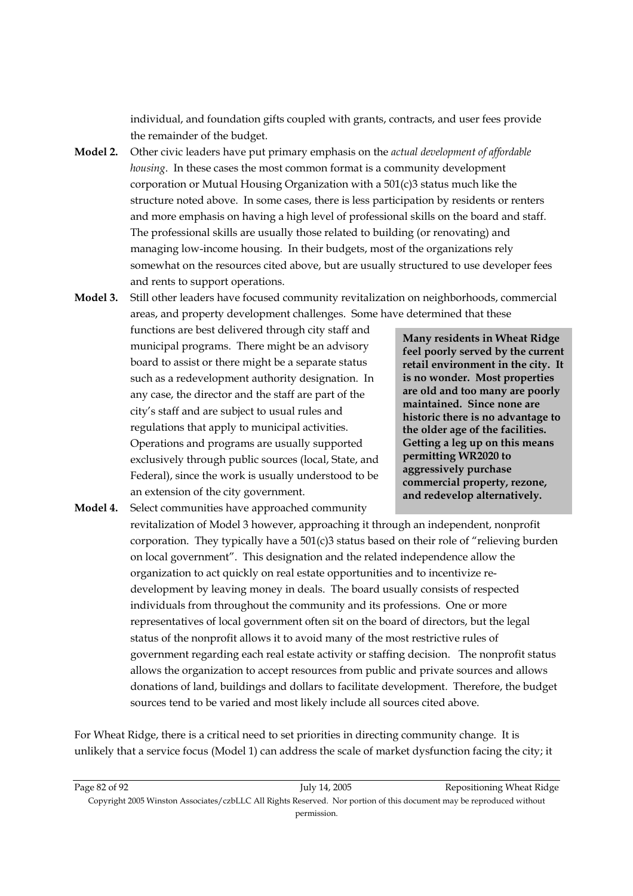individual, and foundation gifts coupled with grants, contracts, and user fees provide the remainder of the budget.

**Model 2.** Other civic leaders have put primary emphasis on the *actual development of affordable housing*. In these cases the most common format is a community development corporation or Mutual Housing Organization with a 501(c)3 status much like the structure noted above. In some cases, there is less participation by residents or renters and more emphasis on having a high level of professional skills on the board and staff. The professional skills are usually those related to building (or renovating) and managing low-income housing. In their budgets, most of the organizations rely somewhat on the resources cited above, but are usually structured to use developer fees and rents to support operations.

**Model 3.** Still other leaders have focused community revitalization on neighborhoods, commercial areas, and property development challenges. Some have determined that these functions are best delivered through city staff and municipal programs. There might be an advisory board to assist or there might be a separate status such as a redevelopment authority designation. In any case, the director and the staff are part of the city's staff and are subject to usual rules and regulations that apply to municipal activities. Operations and programs are usually supported exclusively through public sources (local, State, and Federal), since the work is usually understood to be an extension of the city government.

**Many residents in Wheat Ridge feel poorly served by the current retail environment in the city. It is no wonder. Most properties are old and too many are poorly maintained. Since none are historic there is no advantage to the older age of the facilities. Getting a leg up on this means permitting WR2020 to aggressively purchase commercial property, rezone, and redevelop alternatively.**

**Model 4.** Select communities have approached community revitalization of Model 3 however, approaching it through an independent, nonprofit corporation. They typically have a 501(c)3 status based on their role of "relieving burden on local government". This designation and the related independence allow the organization to act quickly on real estate opportunities and to incentivize re-development by leaving money in deals. The board usually consists of respected individuals from throughout the community and its professions. One or more representatives of local government often sit on the board of directors, but the legal status of the nonprofit allows it to avoid many of the most restrictive rules of government regarding each real estate activity or staffing decision. The nonprofit status allows the organization to accept resources from public and private sources and allows donations of land, buildings and dollars to facilitate development. Therefore, the budget sources tend to be varied and most likely include all sources cited above.

For Wheat Ridge, there is a critical need to set priorities in directing community change. It is unlikely that a service focus (Model 1) can address the scale of market dysfunction facing the city; it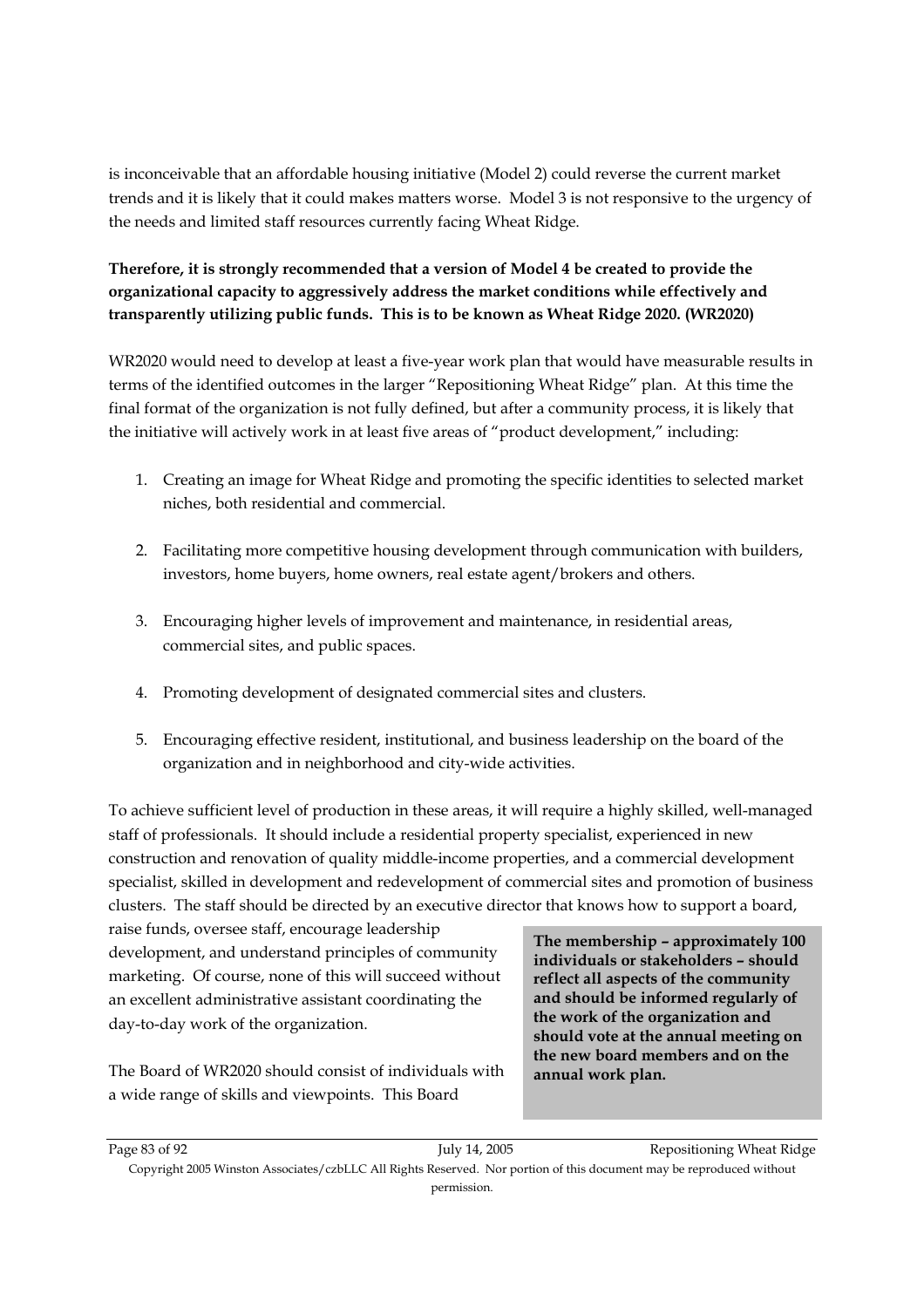is inconceivable that an affordable housing initiative (Model 2) could reverse the current market trends and it is likely that it could makes matters worse. Model 3 is not responsive to the urgency of the needs and limited staff resources currently facing Wheat Ridge.

**Therefore, it is strongly recommended that a version of Model 4 be created to provide the organizational capacity to aggressively address the market conditions while effectively and transparently utilizing public funds. This is to be known as Wheat Ridge 2020. (WR2020)**

WR2020 would need to develop at least a five-year work plan that would have measurable results in terms of the identified outcomes in the larger "Repositioning Wheat Ridge" plan. At this time the final format of the organization is not fully defined, but after a community process, it is likely that the initiative will actively work in at least five areas of "product development," including:

1. Creating an image for Wheat Ridge and promoting the specific identities to selected market niches, both residential and commercial.

2. Facilitating more competitive housing development through communication with builders, investors, home buyers, home owners, real estate agent/brokers and others.

3. Encouraging higher levels of improvement and maintenance, in residential areas, commercial sites, and public spaces.

4. Promoting development of designated commercial sites and clusters.

5. Encouraging effective resident, institutional, and business leadership on the board of the organization and in neighborhood and city-wide activities.

To achieve sufficient level of production in these areas, it will require a highly skilled, well-managed staff of professionals. It should include a residential property specialist, experienced in new construction and renovation of quality middle-income properties, and a commercial development specialist, skilled in development and redevelopment of commercial sites and promotion of business clusters. The staff should be directed by an executive director that knows how to support a board, raise funds, oversee staff, encourage leadership development, and understand principles of community marketing. Of course, none of this will succeed without an excellent administrative assistant coordinating the day-to-day work of the organization.

**The membership – approximately 100 individuals or stakeholders – should reflect all aspects of the community and should be informed regularly of the work of the organization and should vote at the annual meeting on the new board members and on the annual work plan.**

The Board of WR2020 should consist of individuals with a wide range of skills and viewpoints. This Board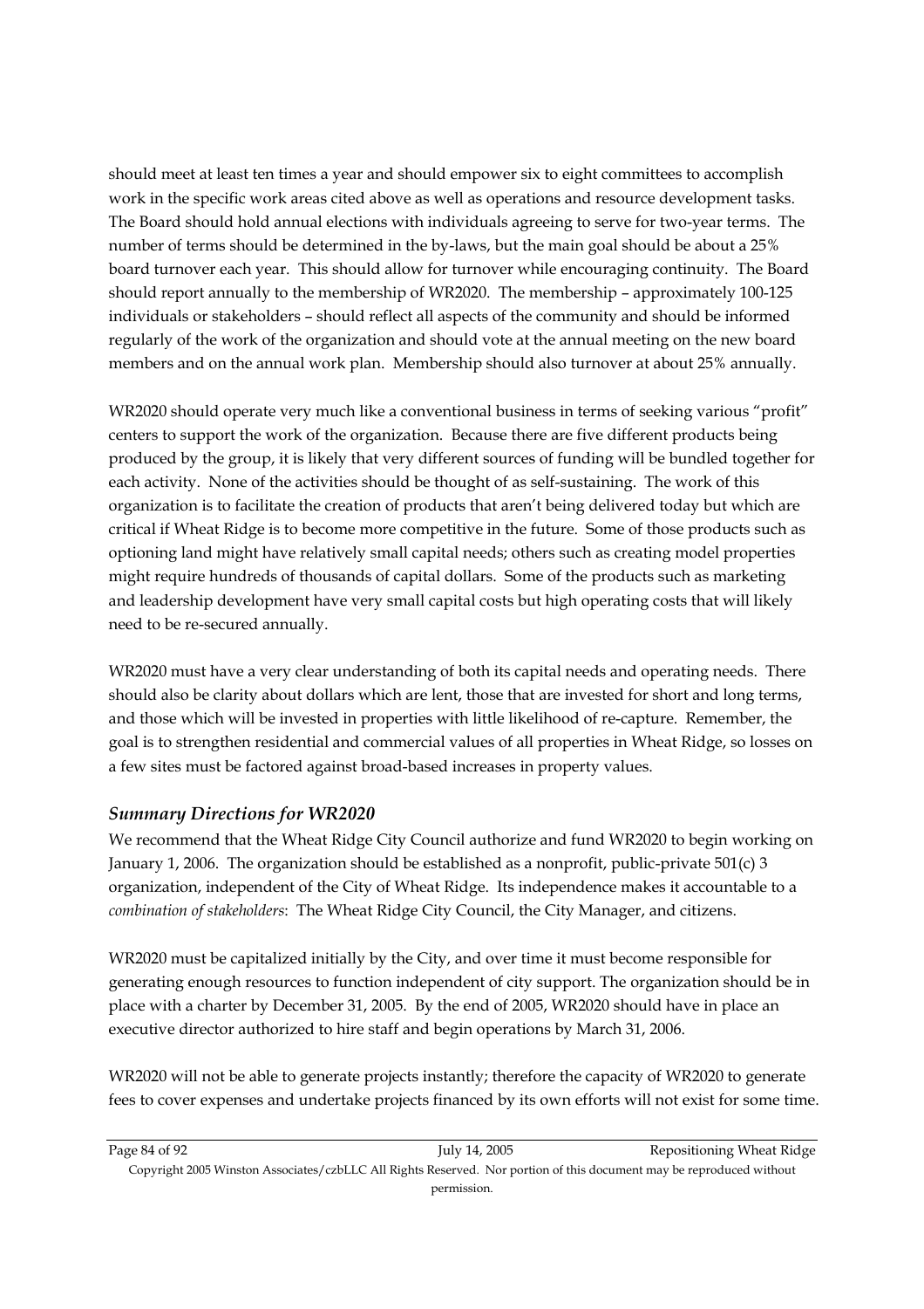should meet at least ten times a year and should empower six to eight committees to accomplish work in the specific work areas cited above as well as operations and resource development tasks. The Board should hold annual elections with individuals agreeing to serve for two-year terms. The number of terms should be determined in the by-laws, but the main goal should be about a 25% board turnover each year. This should allow for turnover while encouraging continuity. The Board should report annually to the membership of WR2020. The membership – approximately 100-125 individuals or stakeholders – should reflect all aspects of the community and should be informed regularly of the work of the organization and should vote at the annual meeting on the new board members and on the annual work plan. Membership should also turnover at about 25% annually.

WR2020 should operate very much like a conventional business in terms of seeking various "profit" centers to support the work of the organization. Because there are five different products being produced by the group, it is likely that very different sources of funding will be bundled together for each activity. None of the activities should be thought of as self-sustaining. The work of this organization is to facilitate the creation of products that aren't being delivered today but which are critical if Wheat Ridge is to become more competitive in the future. Some of those products such as optioning land might have relatively small capital needs; others such as creating model properties might require hundreds of thousands of capital dollars. Some of the products such as marketing and leadership development have very small capital costs but high operating costs that will likely need to be re-secured annually.

WR2020 must have a very clear understanding of both its capital needs and operating needs. There should also be clarity about dollars which are lent, those that are invested for short and long terms, and those which will be invested in properties with little likelihood of re-capture. Remember, the goal is to strengthen residential and commercial values of all properties in Wheat Ridge, so losses on a few sites must be factored against broad-based increases in property values.

### *Summary Directions for WR2020*

We recommend that the Wheat Ridge City Council authorize and fund WR2020 to begin working on January 1, 2006. The organization should be established as a nonprofit, public-private 501(c) 3 organization, independent of the City of Wheat Ridge. Its independence makes it accountable to a *combination of stakeholders*: The Wheat Ridge City Council, the City Manager, and citizens.

WR2020 must be capitalized initially by the City, and over time it must become responsible for generating enough resources to function independent of city support. The organization should be in place with a charter by December 31, 2005. By the end of 2005, WR2020 should have in place an executive director authorized to hire staff and begin operations by March 31, 2006.

WR2020 will not be able to generate projects instantly; therefore the capacity of WR2020 to generate fees to cover expenses and undertake projects financed by its own efforts will not exist for some time.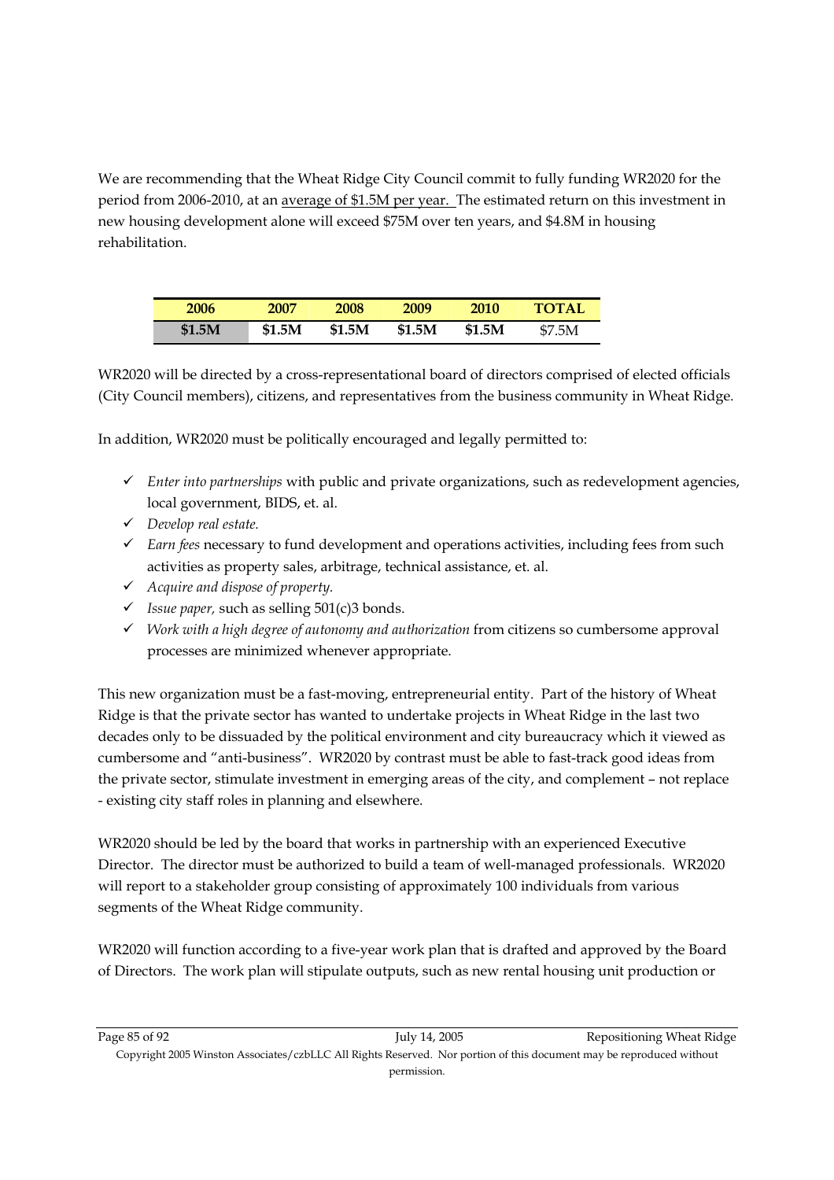We are recommending that the Wheat Ridge City Council commit to fully funding WR2020 for the period from 2006-2010, at an average of $1.5M per year. The estimated return on this investment in new housing development alone will exceed $75M over ten years, and $4.8M in housing rehabilitation.

| 2006 | 2007 | 2008 | 2009 | 2010 | TOTAL |
|---|---|---|---|---|---|
| **$1.5M** | **$1.5M** | **$1.5M** | **$1.5M** | **$1.5M** | $7.5M |

WR2020 will be directed by a cross-representational board of directors comprised of elected officials (City Council members), citizens, and representatives from the business community in Wheat Ridge.

In addition, WR2020 must be politically encouraged and legally permitted to:

- ✓ *Enter into partnerships* with public and private organizations, such as redevelopment agencies, local government, BIDS, et. al.
- ✓ *Develop real estate.*
- ✓ *Earn fees* necessary to fund development and operations activities, including fees from such activities as property sales, arbitrage, technical assistance, et. al.
- ✓ *Acquire and dispose of property.*
- ✓ *Issue paper,* such as selling 501(c)3 bonds.
- ✓ *Work with a high degree of autonomy and authorization* from citizens so cumbersome approval processes are minimized whenever appropriate.

This new organization must be a fast-moving, entrepreneurial entity. Part of the history of Wheat Ridge is that the private sector has wanted to undertake projects in Wheat Ridge in the last two decades only to be dissuaded by the political environment and city bureaucracy which it viewed as cumbersome and "anti-business". WR2020 by contrast must be able to fast-track good ideas from the private sector, stimulate investment in emerging areas of the city, and complement – not replace - existing city staff roles in planning and elsewhere.

WR2020 should be led by the board that works in partnership with an experienced Executive Director. The director must be authorized to build a team of well-managed professionals. WR2020 will report to a stakeholder group consisting of approximately 100 individuals from various segments of the Wheat Ridge community.

WR2020 will function according to a five-year work plan that is drafted and approved by the Board of Directors. The work plan will stipulate outputs, such as new rental housing unit production or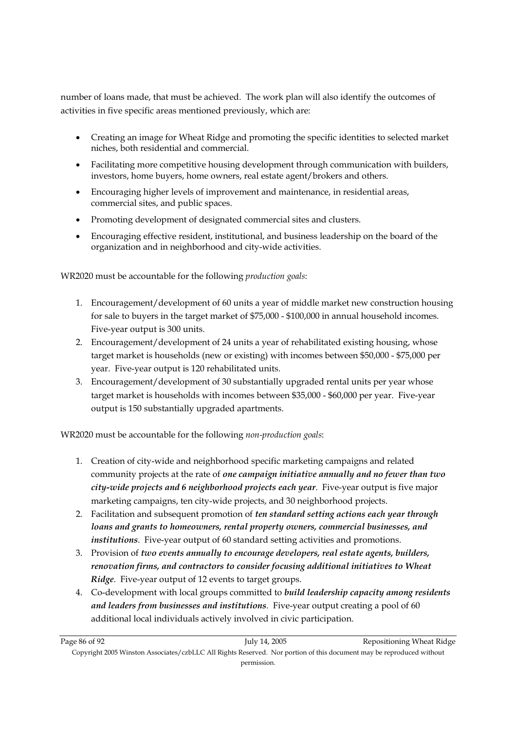number of loans made, that must be achieved. The work plan will also identify the outcomes of activities in five specific areas mentioned previously, which are:

- Creating an image for Wheat Ridge and promoting the specific identities to selected market niches, both residential and commercial.
- Facilitating more competitive housing development through communication with builders, investors, home buyers, home owners, real estate agent/brokers and others.
- Encouraging higher levels of improvement and maintenance, in residential areas, commercial sites, and public spaces.
- Promoting development of designated commercial sites and clusters.
- Encouraging effective resident, institutional, and business leadership on the board of the organization and in neighborhood and city-wide activities.

WR2020 must be accountable for the following *production goals*:

1. Encouragement/development of 60 units a year of middle market new construction housing for sale to buyers in the target market of $75,000 - $100,000 in annual household incomes. Five-year output is 300 units.
2. Encouragement/development of 24 units a year of rehabilitated existing housing, whose target market is households (new or existing) with incomes between $50,000 - $75,000 per year. Five-year output is 120 rehabilitated units.
3. Encouragement/development of 30 substantially upgraded rental units per year whose target market is households with incomes between $35,000 - $60,000 per year. Five-year output is 150 substantially upgraded apartments.

WR2020 must be accountable for the following *non-production goals*:

1. Creation of city-wide and neighborhood specific marketing campaigns and related community projects at the rate of ***one campaign initiative annually and no fewer than two city-wide projects and 6 neighborhood projects each year***. Five-year output is five major marketing campaigns, ten city-wide projects, and 30 neighborhood projects.
2. Facilitation and subsequent promotion of ***ten standard setting actions each year through loans and grants to homeowners, rental property owners, commercial businesses, and institutions***. Five-year output of 60 standard setting activities and promotions.
3. Provision of ***two events annually to encourage developers, real estate agents, builders, renovation firms, and contractors to consider focusing additional initiatives to Wheat Ridge***. Five-year output of 12 events to target groups.
4. Co-development with local groups committed to ***build leadership capacity among residents and leaders from businesses and institutions***. Five-year output creating a pool of 60 additional local individuals actively involved in civic participation.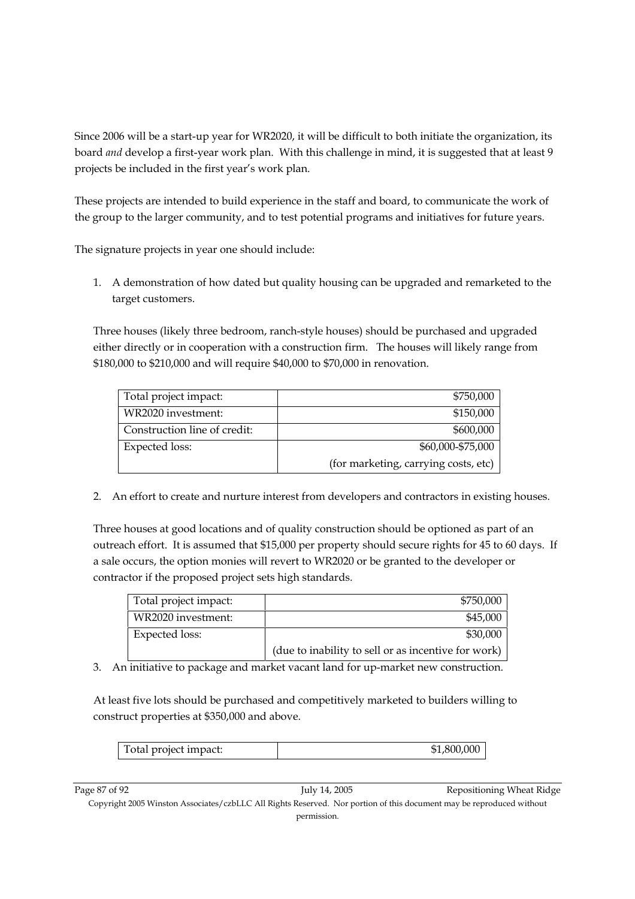Since 2006 will be a start-up year for WR2020, it will be difficult to both initiate the organization, its board *and* develop a first-year work plan. With this challenge in mind, it is suggested that at least 9 projects be included in the first year's work plan.

These projects are intended to build experience in the staff and board, to communicate the work of the group to the larger community, and to test potential programs and initiatives for future years.

The signature projects in year one should include:

1. A demonstration of how dated but quality housing can be upgraded and remarketed to the target customers.

   Three houses (likely three bedroom, ranch-style houses) should be purchased and upgraded either directly or in cooperation with a construction firm. The houses will likely range from $180,000 to $210,000 and will require $40,000 to $70,000 in renovation.

   | | |
   |---|---:|
   | Total project impact: | $750,000 |
   | WR2020 investment: | $150,000 |
   | Construction line of credit: | $600,000 |
   | Expected loss: | $60,000-$75,000 (for marketing, carrying costs, etc) |

2. An effort to create and nurture interest from developers and contractors in existing houses.

   Three houses at good locations and of quality construction should be optioned as part of an outreach effort. It is assumed that $15,000 per property should secure rights for 45 to 60 days. If a sale occurs, the option monies will revert to WR2020 or be granted to the developer or contractor if the proposed project sets high standards.

   | | |
   |---|---:|
   | Total project impact: | $750,000 |
   | WR2020 investment: | $45,000 |
   | Expected loss: | $30,000 (due to inability to sell or as incentive for work) |

3. An initiative to package and market vacant land for up-market new construction.

   At least five lots should be purchased and competitively marketed to builders willing to construct properties at $350,000 and above.

   | | |
   |---|---:|
   | Total project impact: | $1,800,000 |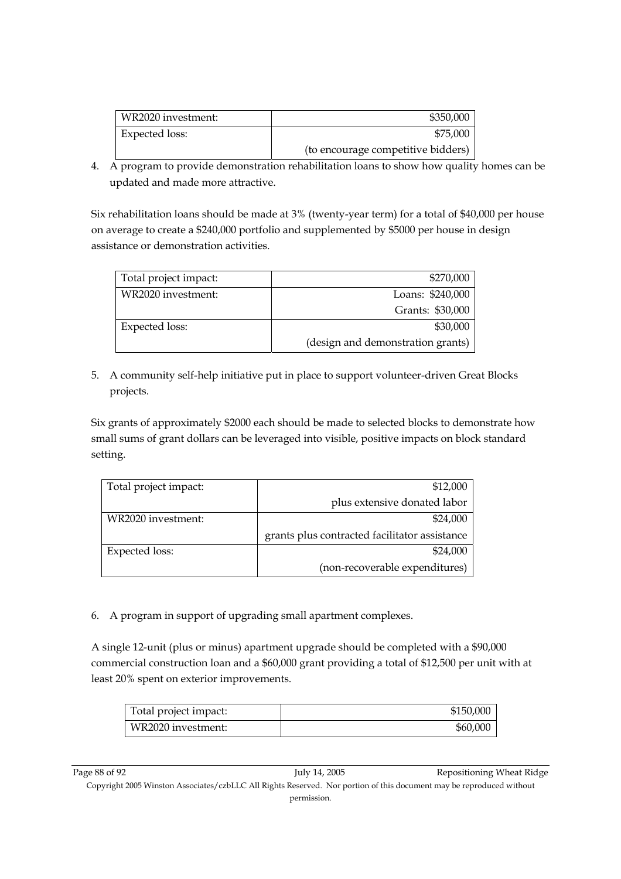| WR2020 investment: | $350,000 |
| --- | --- |
| Expected loss: | $75,000<br>(to encourage competitive bidders) |

4. A program to provide demonstration rehabilitation loans to show how quality homes can be updated and made more attractive.

Six rehabilitation loans should be made at 3% (twenty-year term) for a total of $40,000 per house on average to create a $240,000 portfolio and supplemented by $5000 per house in design assistance or demonstration activities.

| Total project impact: | $270,000 |
| --- | --- |
| WR2020 investment: | Loans: $240,000<br>Grants: $30,000 |
| Expected loss: | $30,000<br>(design and demonstration grants) |

5. A community self-help initiative put in place to support volunteer-driven Great Blocks projects.

Six grants of approximately $2000 each should be made to selected blocks to demonstrate how small sums of grant dollars can be leveraged into visible, positive impacts on block standard setting.

| Total project impact: | $12,000<br>plus extensive donated labor |
| --- | --- |
| WR2020 investment: | $24,000<br>grants plus contracted facilitator assistance |
| Expected loss: | $24,000<br>(non-recoverable expenditures) |

6. A program in support of upgrading small apartment complexes.

A single 12-unit (plus or minus) apartment upgrade should be completed with a $90,000 commercial construction loan and a $60,000 grant providing a total of $12,500 per unit with at least 20% spent on exterior improvements.

| Total project impact: | $150,000 |
| --- | --- |
| WR2020 investment: | $60,000 |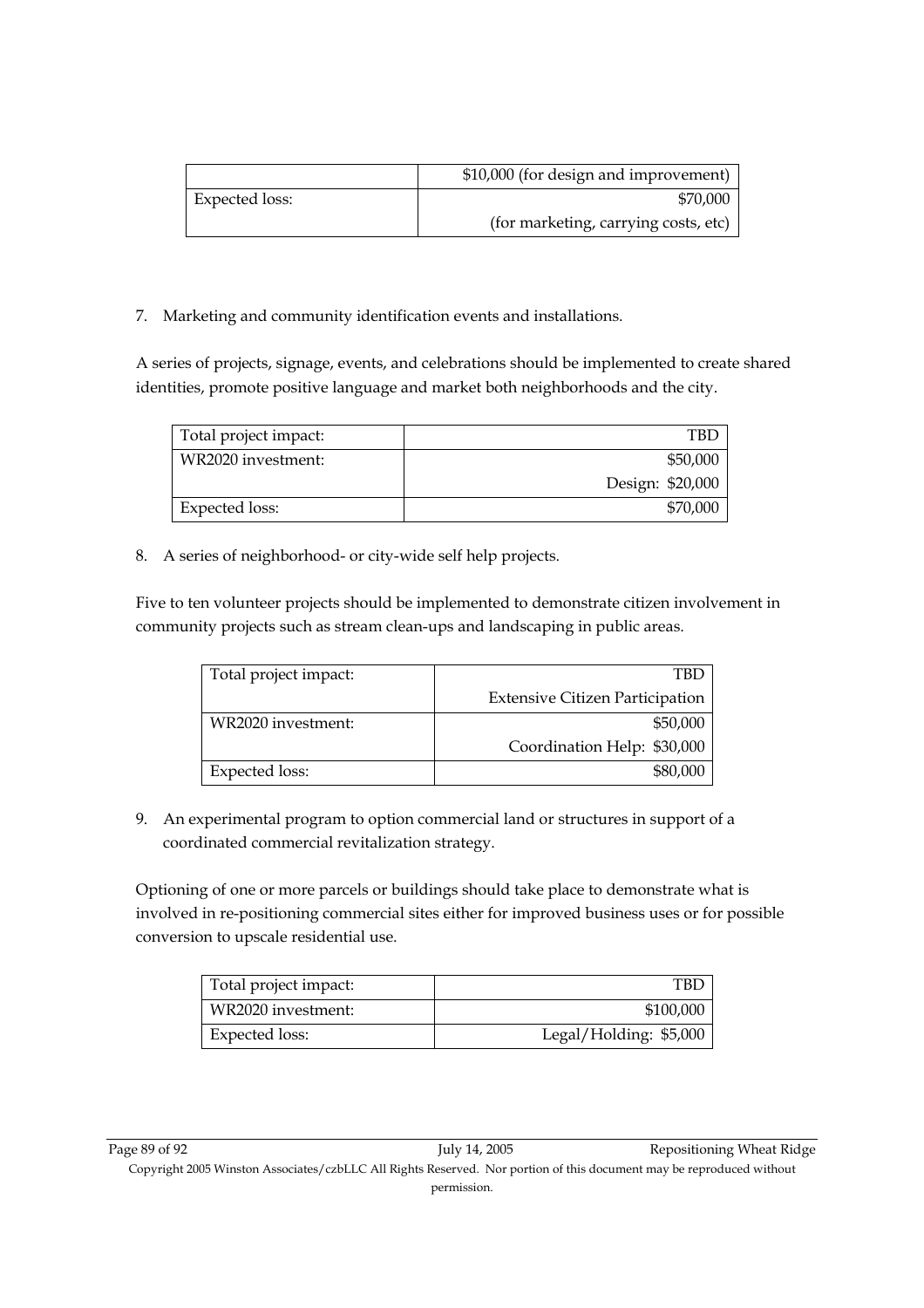| | |
|---|---|
| | $10,000 (for design and improvement) |
| Expected loss: | $70,000 |
| | (for marketing, carrying costs, etc) |

7. Marketing and community identification events and installations.

A series of projects, signage, events, and celebrations should be implemented to create shared identities, promote positive language and market both neighborhoods and the city.

| | |
|---|---|
| Total project impact: | TBD |
| WR2020 investment: | $50,000 |
| | Design: $20,000 |
| Expected loss: | $70,000 |

8. A series of neighborhood- or city-wide self help projects.

Five to ten volunteer projects should be implemented to demonstrate citizen involvement in community projects such as stream clean-ups and landscaping in public areas.

| | |
|---|---|
| Total project impact: | TBD |
| | Extensive Citizen Participation |
| WR2020 investment: | $50,000 |
| | Coordination Help: $30,000 |
| Expected loss: | $80,000 |

9. An experimental program to option commercial land or structures in support of a coordinated commercial revitalization strategy.

Optioning of one or more parcels or buildings should take place to demonstrate what is involved in re-positioning commercial sites either for improved business uses or for possible conversion to upscale residential use.

| | |
|---|---|
| Total project impact: | TBD |
| WR2020 investment: | $100,000 |
| Expected loss: | Legal/Holding: $5,000 |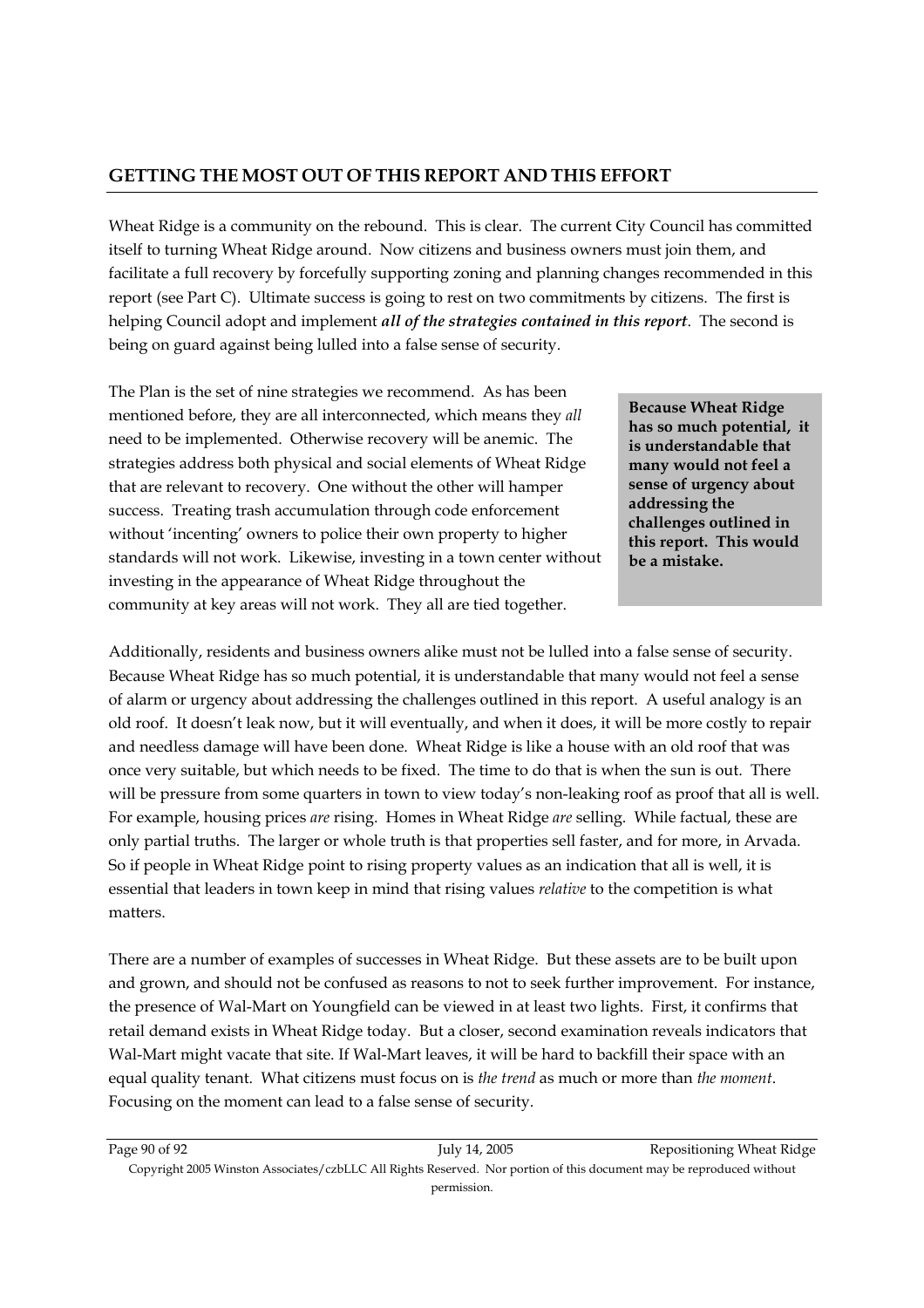## GETTING THE MOST OUT OF THIS REPORT AND THIS EFFORT

Wheat Ridge is a community on the rebound. This is clear. The current City Council has committed itself to turning Wheat Ridge around. Now citizens and business owners must join them, and facilitate a full recovery by forcefully supporting zoning and planning changes recommended in this report (see Part C). Ultimate success is going to rest on two commitments by citizens. The first is helping Council adopt and implement ***all of the strategies contained in this report***. The second is being on guard against being lulled into a false sense of security.

The Plan is the set of nine strategies we recommend. As has been mentioned before, they are all interconnected, which means they *all* need to be implemented. Otherwise recovery will be anemic. The strategies address both physical and social elements of Wheat Ridge that are relevant to recovery. One without the other will hamper success. Treating trash accumulation through code enforcement without 'incenting' owners to police their own property to higher standards will not work. Likewise, investing in a town center without investing in the appearance of Wheat Ridge throughout the community at key areas will not work. They all are tied together.

**Because Wheat Ridge has so much potential, it is understandable that many would not feel a sense of urgency about addressing the challenges outlined in this report. This would be a mistake.**

Additionally, residents and business owners alike must not be lulled into a false sense of security. Because Wheat Ridge has so much potential, it is understandable that many would not feel a sense of alarm or urgency about addressing the challenges outlined in this report. A useful analogy is an old roof. It doesn't leak now, but it will eventually, and when it does, it will be more costly to repair and needless damage will have been done. Wheat Ridge is like a house with an old roof that was once very suitable, but which needs to be fixed. The time to do that is when the sun is out. There will be pressure from some quarters in town to view today's non-leaking roof as proof that all is well. For example, housing prices *are* rising. Homes in Wheat Ridge *are* selling. While factual, these are only partial truths. The larger or whole truth is that properties sell faster, and for more, in Arvada. So if people in Wheat Ridge point to rising property values as an indication that all is well, it is essential that leaders in town keep in mind that rising values *relative* to the competition is what matters.

There are a number of examples of successes in Wheat Ridge. But these assets are to be built upon and grown, and should not be confused as reasons to not to seek further improvement. For instance, the presence of Wal-Mart on Youngfield can be viewed in at least two lights. First, it confirms that retail demand exists in Wheat Ridge today. But a closer, second examination reveals indicators that Wal-Mart might vacate that site. If Wal-Mart leaves, it will be hard to backfill their space with an equal quality tenant. What citizens must focus on is *the trend* as much or more than *the moment*. Focusing on the moment can lead to a false sense of security.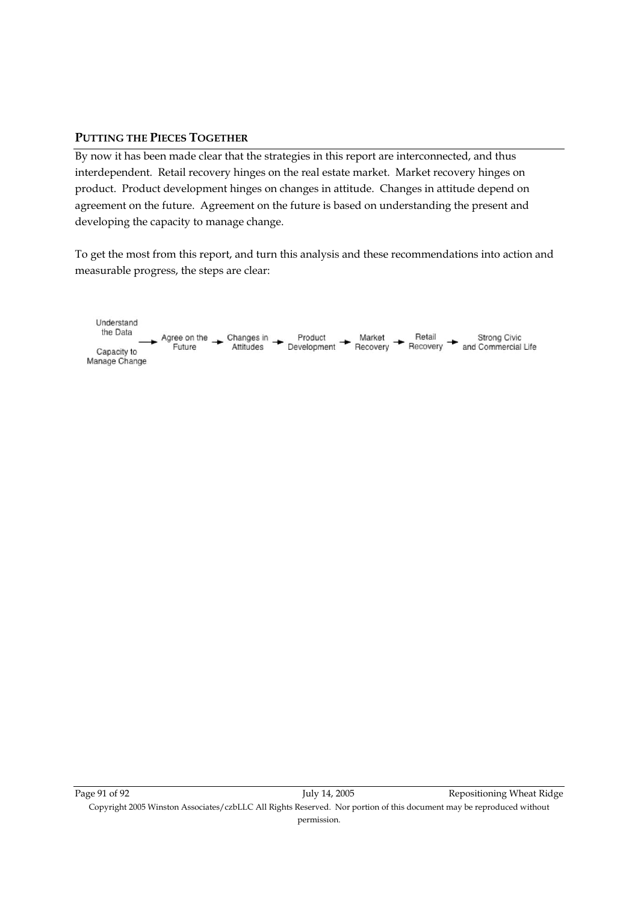## PUTTING THE PIECES TOGETHER

By now it has been made clear that the strategies in this report are interconnected, and thus interdependent. Retail recovery hinges on the real estate market. Market recovery hinges on product. Product development hinges on changes in attitude. Changes in attitude depend on agreement on the future. Agreement on the future is based on understanding the present and developing the capacity to manage change.

To get the most from this report, and turn this analysis and these recommendations into action and measurable progress, the steps are clear:

Understand the Data / Capacity to Manage Change → Agree on the Future → Changes in Attitudes → Product Development → Market Recovery → Retail Recovery → Strong Civic and Commercial Life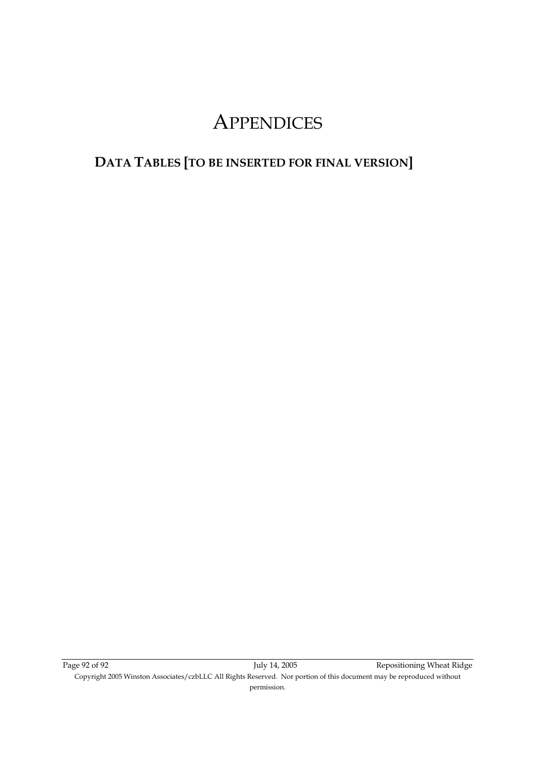# APPENDICES

## DATA TABLES [TO BE INSERTED FOR FINAL VERSION]